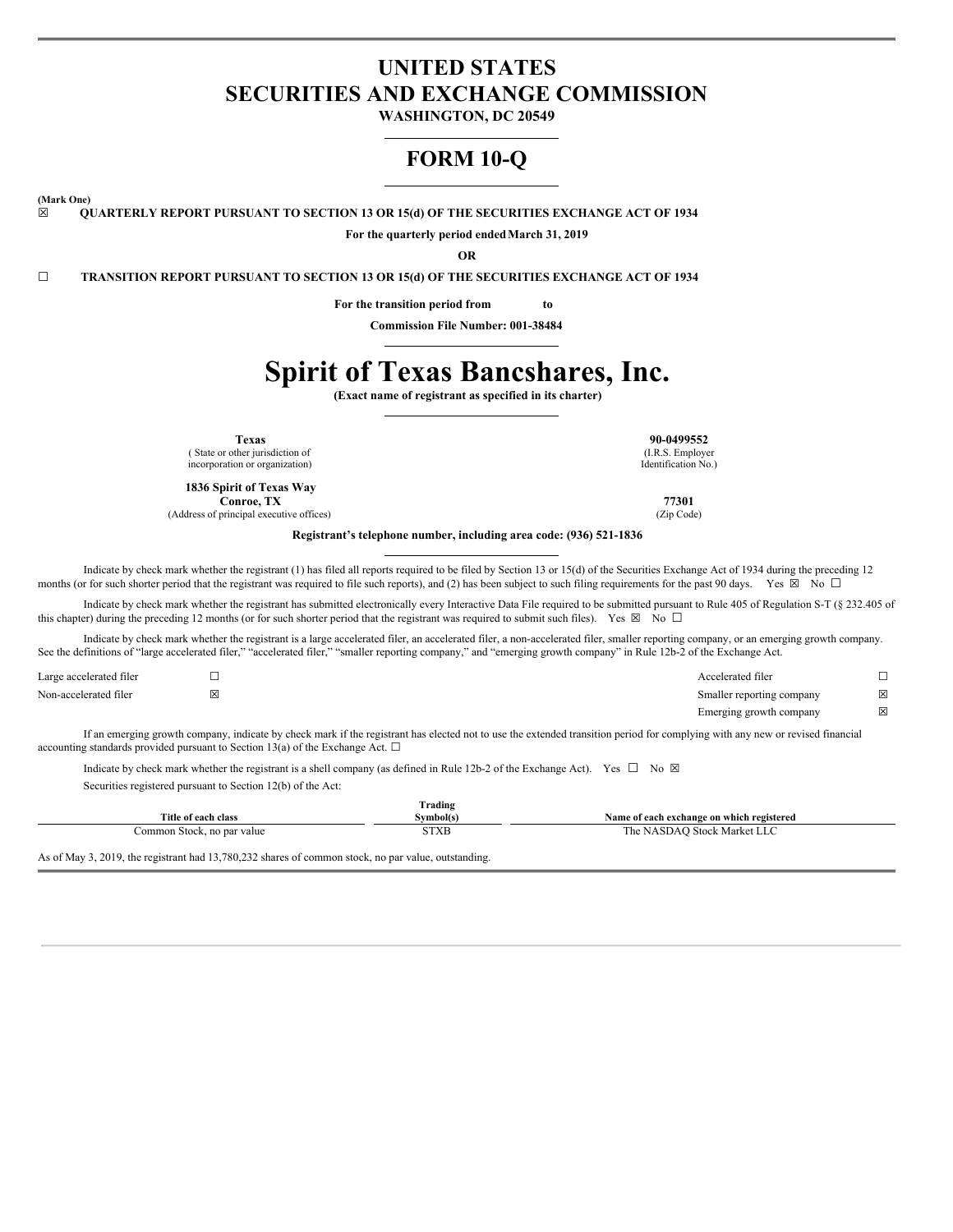# UNITED STATES
# SECURITIES AND EXCHANGE COMMISSION

**WASHINGTON, DC 20549**

# FORM 10-Q

**(Mark One)**

☒ **QUARTERLY REPORT PURSUANT TO SECTION 13 OR 15(d) OF THE SECURITIES EXCHANGE ACT OF 1934**

**For the quarterly period ended March 31, 2019**

**OR**

☐ **TRANSITION REPORT PURSUANT TO SECTION 13 OR 15(d) OF THE SECURITIES EXCHANGE ACT OF 1934**

**For the transition period from to**

**Commission File Number: 001-38484**

# Spirit of Texas Bancshares, Inc.

**(Exact name of registrant as specified in its charter)**

| | |
|---|---|
| **Texas**<br>( State or other jurisdiction of incorporation or organization) | **90-0499552**<br>(I.R.S. Employer Identification No.) |
| **1836 Spirit of Texas Way**<br>**Conroe, TX**<br>(Address of principal executive offices) | **77301**<br>(Zip Code) |

**Registrant's telephone number, including area code: (936) 521-1836**

Indicate by check mark whether the registrant (1) has filed all reports required to be filed by Section 13 or 15(d) of the Securities Exchange Act of 1934 during the preceding 12 months (or for such shorter period that the registrant was required to file such reports), and (2) has been subject to such filing requirements for the past 90 days. Yes ☒ No ☐

Indicate by check mark whether the registrant has submitted electronically every Interactive Data File required to be submitted pursuant to Rule 405 of Regulation S-T (§ 232.405 of this chapter) during the preceding 12 months (or for such shorter period that the registrant was required to submit such files). Yes ☒ No ☐

Indicate by check mark whether the registrant is a large accelerated filer, an accelerated filer, a non-accelerated filer, smaller reporting company, or an emerging growth company. See the definitions of "large accelerated filer," "accelerated filer," "smaller reporting company," and "emerging growth company" in Rule 12b-2 of the Exchange Act.

| | | | |
|---|---|---|---|
| Large accelerated filer | ☐ | Accelerated filer | ☐ |
| Non-accelerated filer | ☒ | Smaller reporting company | ☒ |
| | | Emerging growth company | ☒ |

If an emerging growth company, indicate by check mark if the registrant has elected not to use the extended transition period for complying with any new or revised financial accounting standards provided pursuant to Section 13(a) of the Exchange Act. ☐

Indicate by check mark whether the registrant is a shell company (as defined in Rule 12b-2 of the Exchange Act). Yes ☐ No ☒

Securities registered pursuant to Section 12(b) of the Act:

| Title of each class | Trading Symbol(s) | Name of each exchange on which registered |
|---|---|---|
| Common Stock, no par value | STXB | The NASDAQ Stock Market LLC |

As of May 3, 2019, the registrant had 13,780,232 shares of common stock, no par value, outstanding.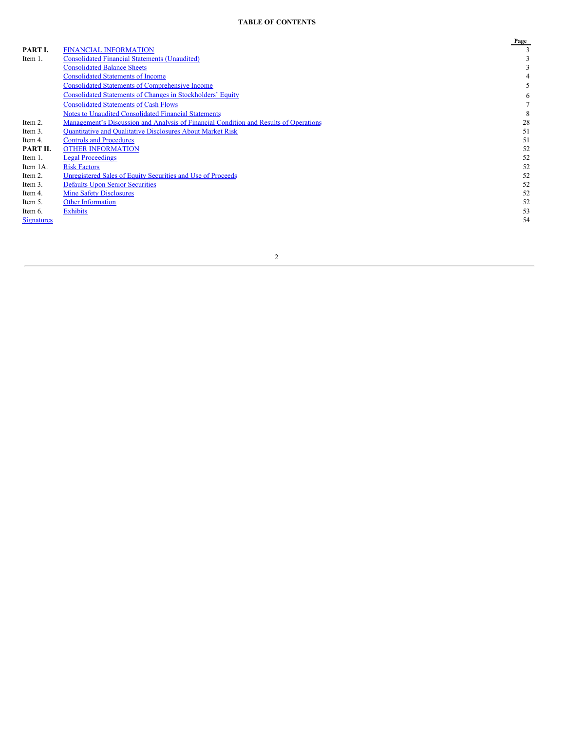# TABLE OF CONTENTS

| | | Page |
|---|---|---|
| **PART I.** | FINANCIAL INFORMATION | 3 |
| Item 1. | Consolidated Financial Statements (Unaudited) | 3 |
| | Consolidated Balance Sheets | 3 |
| | Consolidated Statements of Income | 4 |
| | Consolidated Statements of Comprehensive Income | 5 |
| | Consolidated Statements of Changes in Stockholders' Equity | 6 |
| | Consolidated Statements of Cash Flows | 7 |
| | Notes to Unaudited Consolidated Financial Statements | 8 |
| Item 2. | Management's Discussion and Analysis of Financial Condition and Results of Operations | 28 |
| Item 3. | Quantitative and Qualitative Disclosures About Market Risk | 51 |
| Item 4. | Controls and Procedures | 51 |
| **PART II.** | OTHER INFORMATION | 52 |
| Item 1. | Legal Proceedings | 52 |
| Item 1A. | Risk Factors | 52 |
| Item 2. | Unregistered Sales of Equity Securities and Use of Proceeds | 52 |
| Item 3. | Defaults Upon Senior Securities | 52 |
| Item 4. | Mine Safety Disclosures | 52 |
| Item 5. | Other Information | 52 |
| Item 6. | Exhibits | 53 |
| Signatures | | 54 |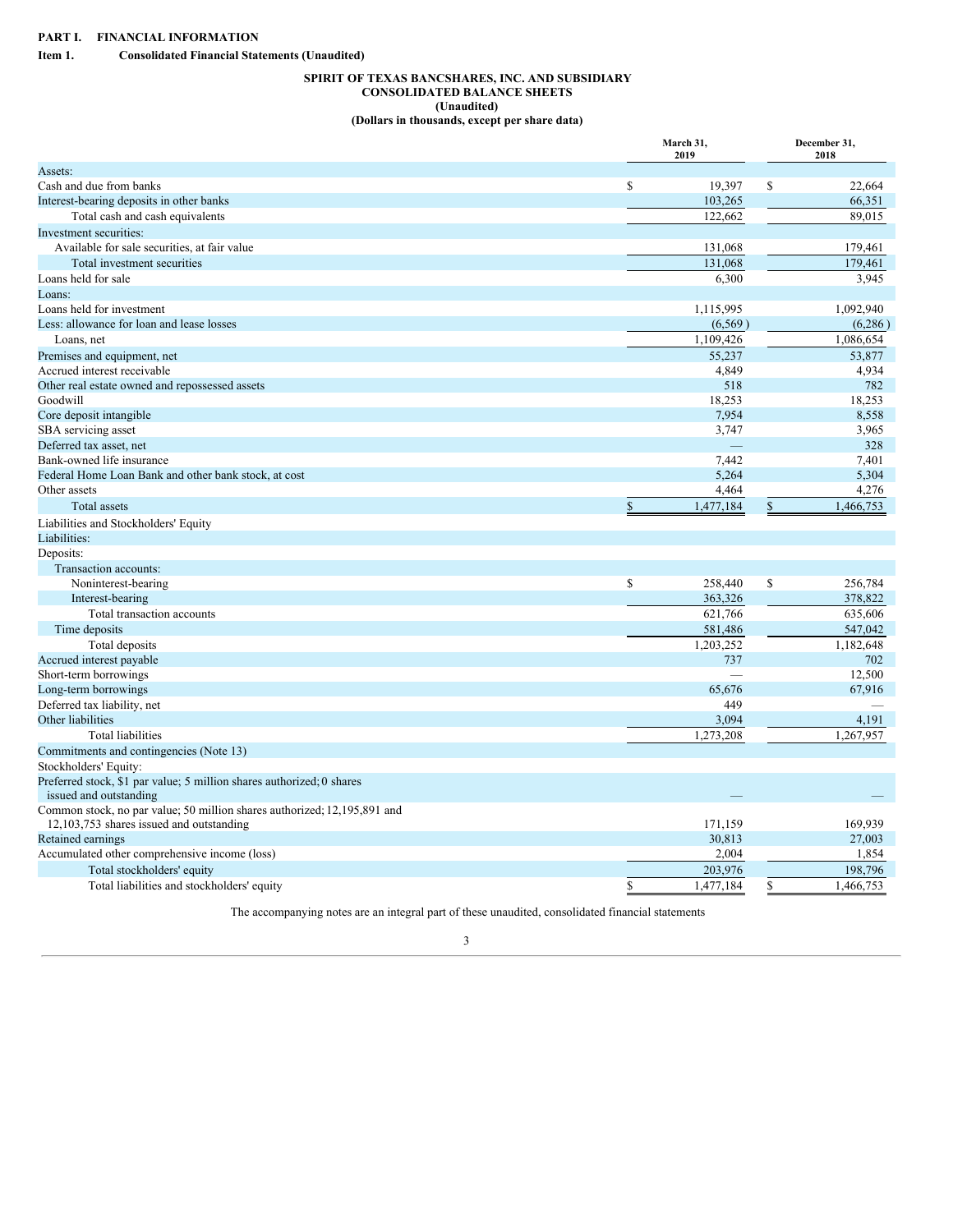# PART I. FINANCIAL INFORMATION

## Item 1. Consolidated Financial Statements (Unaudited)

### SPIRIT OF TEXAS BANCSHARES, INC. AND SUBSIDIARY
### CONSOLIDATED BALANCE SHEETS
### (Unaudited)
### (Dollars in thousands, except per share data)

| | March 31, 2019 | December 31, 2018 |
|---|---|---|
| Assets: | | |
| Cash and due from banks | $ 19,397 | $ 22,664 |
| Interest-bearing deposits in other banks | 103,265 | 66,351 |
| Total cash and cash equivalents | 122,662 | 89,015 |
| Investment securities: | | |
| Available for sale securities, at fair value | 131,068 | 179,461 |
| Total investment securities | 131,068 | 179,461 |
| Loans held for sale | 6,300 | 3,945 |
| Loans: | | |
| Loans held for investment | 1,115,995 | 1,092,940 |
| Less: allowance for loan and lease losses | (6,569) | (6,286) |
| Loans, net | 1,109,426 | 1,086,654 |
| Premises and equipment, net | 55,237 | 53,877 |
| Accrued interest receivable | 4,849 | 4,934 |
| Other real estate owned and repossessed assets | 518 | 782 |
| Goodwill | 18,253 | 18,253 |
| Core deposit intangible | 7,954 | 8,558 |
| SBA servicing asset | 3,747 | 3,965 |
| Deferred tax asset, net | — | 328 |
| Bank-owned life insurance | 7,442 | 7,401 |
| Federal Home Loan Bank and other bank stock, at cost | 5,264 | 5,304 |
| Other assets | 4,464 | 4,276 |
| Total assets | $ 1,477,184 | $ 1,466,753 |
| Liabilities and Stockholders' Equity | | |
| Liabilities: | | |
| Deposits: | | |
| Transaction accounts: | | |
| Noninterest-bearing | $ 258,440 | $ 256,784 |
| Interest-bearing | 363,326 | 378,822 |
| Total transaction accounts | 621,766 | 635,606 |
| Time deposits | 581,486 | 547,042 |
| Total deposits | 1,203,252 | 1,182,648 |
| Accrued interest payable | 737 | 702 |
| Short-term borrowings | — | 12,500 |
| Long-term borrowings | 65,676 | 67,916 |
| Deferred tax liability, net | 449 | — |
| Other liabilities | 3,094 | 4,191 |
| Total liabilities | 1,273,208 | 1,267,957 |
| Commitments and contingencies (Note 13) | | |
| Stockholders' Equity: | | |
| Preferred stock, $1 par value; 5 million shares authorized; 0 shares issued and outstanding | — | — |
| Common stock, no par value; 50 million shares authorized; 12,195,891 and 12,103,753 shares issued and outstanding | 171,159 | 169,939 |
| Retained earnings | 30,813 | 27,003 |
| Accumulated other comprehensive income (loss) | 2,004 | 1,854 |
| Total stockholders' equity | 203,976 | 198,796 |
| Total liabilities and stockholders' equity | $ 1,477,184 | $ 1,466,753 |

The accompanying notes are an integral part of these unaudited, consolidated financial statements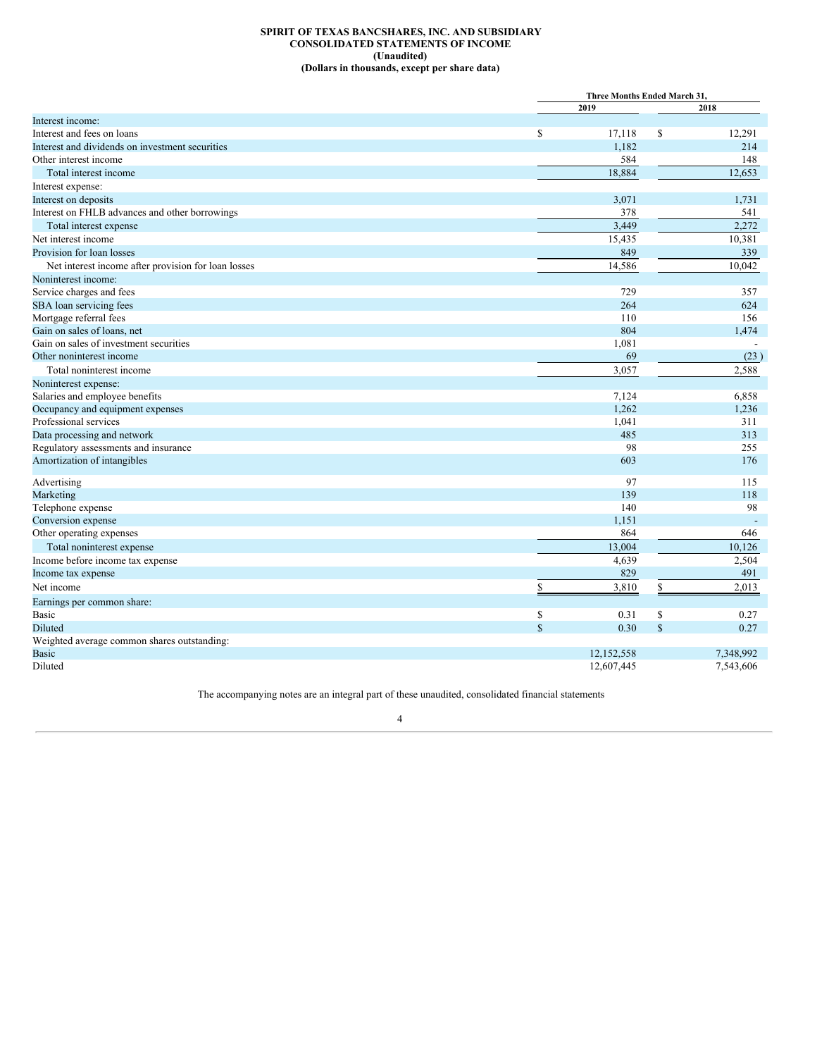**SPIRIT OF TEXAS BANCSHARES, INC. AND SUBSIDIARY**
**CONSOLIDATED STATEMENTS OF INCOME**
**(Unaudited)**
**(Dollars in thousands, except per share data)**

| | Three Months Ended March 31, | |
|---|---|---|
| | 2019 | 2018 |
| Interest income: | | |
| Interest and fees on loans | $ 17,118 | $ 12,291 |
| Interest and dividends on investment securities | 1,182 | 214 |
| Other interest income | 584 | 148 |
| Total interest income | 18,884 | 12,653 |
| Interest expense: | | |
| Interest on deposits | 3,071 | 1,731 |
| Interest on FHLB advances and other borrowings | 378 | 541 |
| Total interest expense | 3,449 | 2,272 |
| Net interest income | 15,435 | 10,381 |
| Provision for loan losses | 849 | 339 |
| Net interest income after provision for loan losses | 14,586 | 10,042 |
| Noninterest income: | | |
| Service charges and fees | 729 | 357 |
| SBA loan servicing fees | 264 | 624 |
| Mortgage referral fees | 110 | 156 |
| Gain on sales of loans, net | 804 | 1,474 |
| Gain on sales of investment securities | 1,081 | - |
| Other noninterest income | 69 | (23) |
| Total noninterest income | 3,057 | 2,588 |
| Noninterest expense: | | |
| Salaries and employee benefits | 7,124 | 6,858 |
| Occupancy and equipment expenses | 1,262 | 1,236 |
| Professional services | 1,041 | 311 |
| Data processing and network | 485 | 313 |
| Regulatory assessments and insurance | 98 | 255 |
| Amortization of intangibles | 603 | 176 |
| Advertising | 97 | 115 |
| Marketing | 139 | 118 |
| Telephone expense | 140 | 98 |
| Conversion expense | 1,151 | - |
| Other operating expenses | 864 | 646 |
| Total noninterest expense | 13,004 | 10,126 |
| Income before income tax expense | 4,639 | 2,504 |
| Income tax expense | 829 | 491 |
| Net income | $ 3,810 | $ 2,013 |
| Earnings per common share: | | |
| Basic | $ 0.31 | $ 0.27 |
| Diluted | $ 0.30 | $ 0.27 |
| Weighted average common shares outstanding: | | |
| Basic | 12,152,558 | 7,348,992 |
| Diluted | 12,607,445 | 7,543,606 |

The accompanying notes are an integral part of these unaudited, consolidated financial statements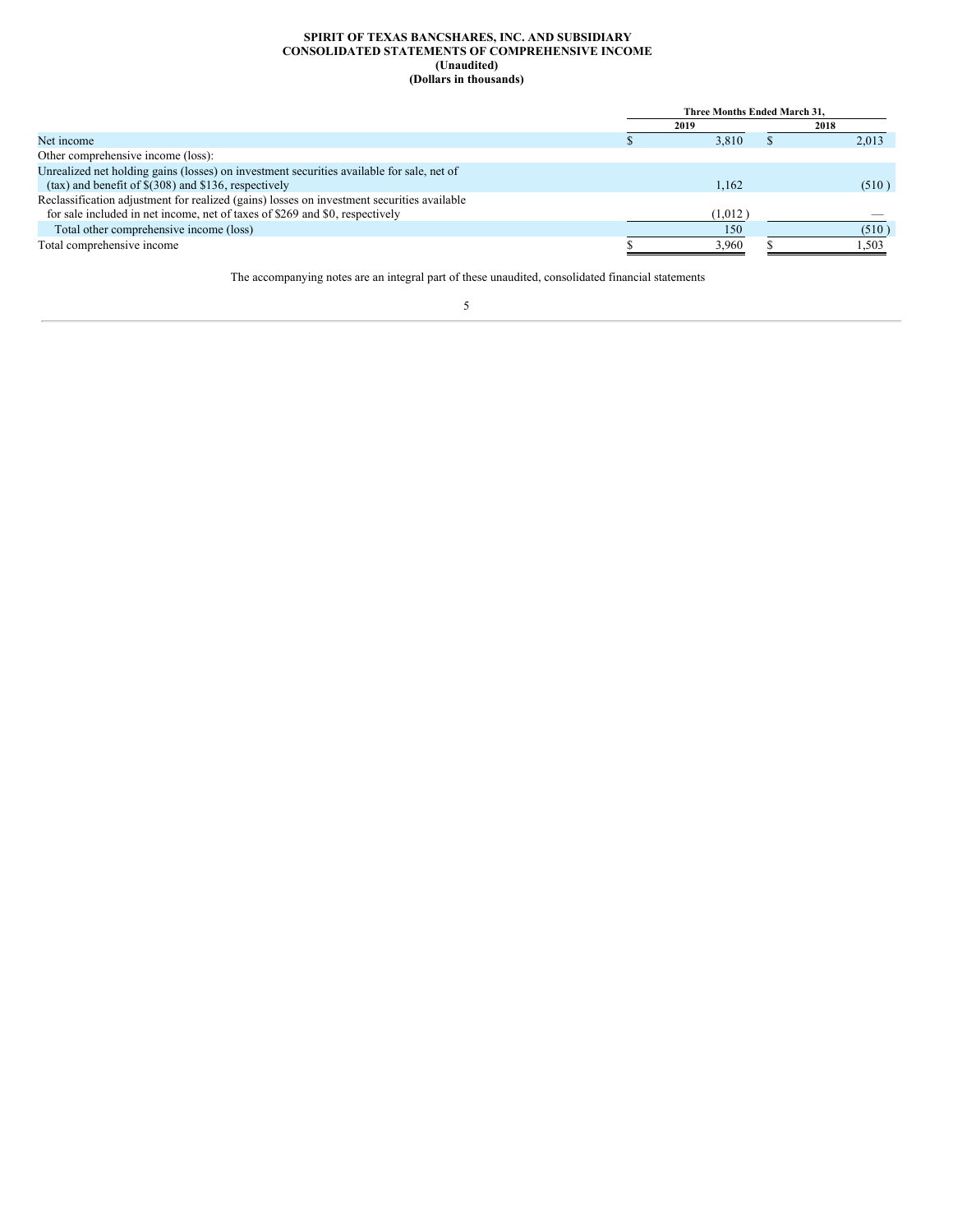**SPIRIT OF TEXAS BANCSHARES, INC. AND SUBSIDIARY**
**CONSOLIDATED STATEMENTS OF COMPREHENSIVE INCOME**
**(Unaudited)**
**(Dollars in thousands)**

| | Three Months Ended March 31, | |
|---|---|---|
| | 2019 | 2018 |
| Net income | $ 3,810 | $ 2,013 |
| Other comprehensive income (loss): | | |
| Unrealized net holding gains (losses) on investment securities available for sale, net of (tax) and benefit of $(308) and $136, respectively | 1,162 | (510) |
| Reclassification adjustment for realized (gains) losses on investment securities available for sale included in net income, net of taxes of $269 and $0, respectively | (1,012) | — |
| Total other comprehensive income (loss) | 150 | (510) |
| Total comprehensive income | $ 3,960 | $ 1,503 |

The accompanying notes are an integral part of these unaudited, consolidated financial statements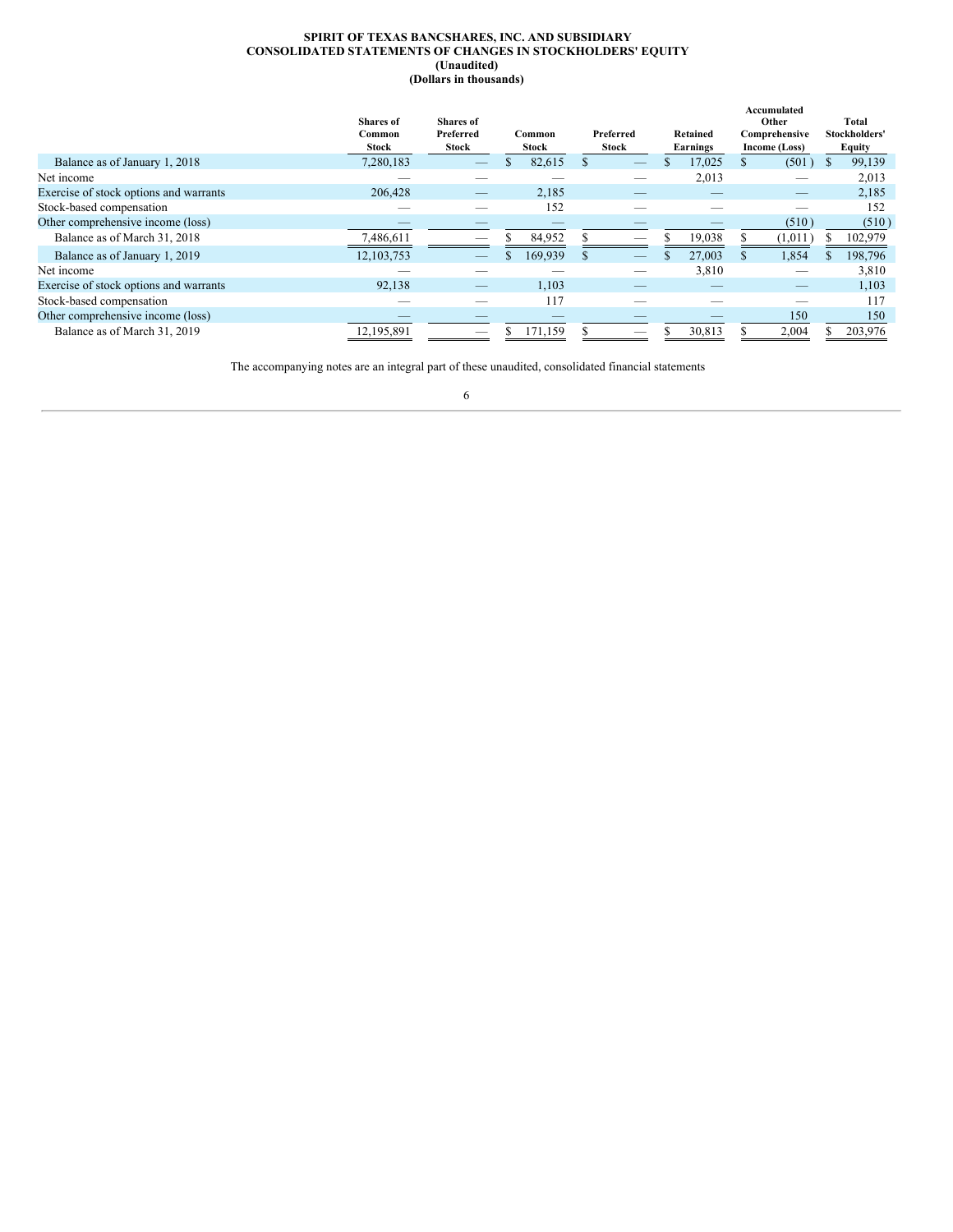**SPIRIT OF TEXAS BANCSHARES, INC. AND SUBSIDIARY**
**CONSOLIDATED STATEMENTS OF CHANGES IN STOCKHOLDERS' EQUITY**
**(Unaudited)**
**(Dollars in thousands)**

| | Shares of Common Stock | Shares of Preferred Stock | Common Stock | Preferred Stock | Retained Earnings | Accumulated Other Comprehensive Income (Loss) | Total Stockholders' Equity |
|---|---|---|---|---|---|---|---|
| Balance as of January 1, 2018 | 7,280,183 | — | $ 82,615 | $ — | $ 17,025 | $ (501) | $ 99,139 |
| Net income | — | — | — | — | 2,013 | — | 2,013 |
| Exercise of stock options and warrants | 206,428 | — | 2,185 | — | — | — | 2,185 |
| Stock-based compensation | — | — | 152 | — | — | — | 152 |
| Other comprehensive income (loss) | — | — | — | — | — | (510) | (510) |
| Balance as of March 31, 2018 | 7,486,611 | — | $ 84,952 | $ — | $ 19,038 | $ (1,011) | $ 102,979 |
| Balance as of January 1, 2019 | 12,103,753 | — | $ 169,939 | $ — | $ 27,003 | $ 1,854 | $ 198,796 |
| Net income | — | — | — | — | 3,810 | — | 3,810 |
| Exercise of stock options and warrants | 92,138 | — | 1,103 | — | — | — | 1,103 |
| Stock-based compensation | — | — | 117 | — | — | — | 117 |
| Other comprehensive income (loss) | — | — | — | — | — | 150 | 150 |
| Balance as of March 31, 2019 | 12,195,891 | — | $ 171,159 | $ — | $ 30,813 | $ 2,004 | $ 203,976 |

The accompanying notes are an integral part of these unaudited, consolidated financial statements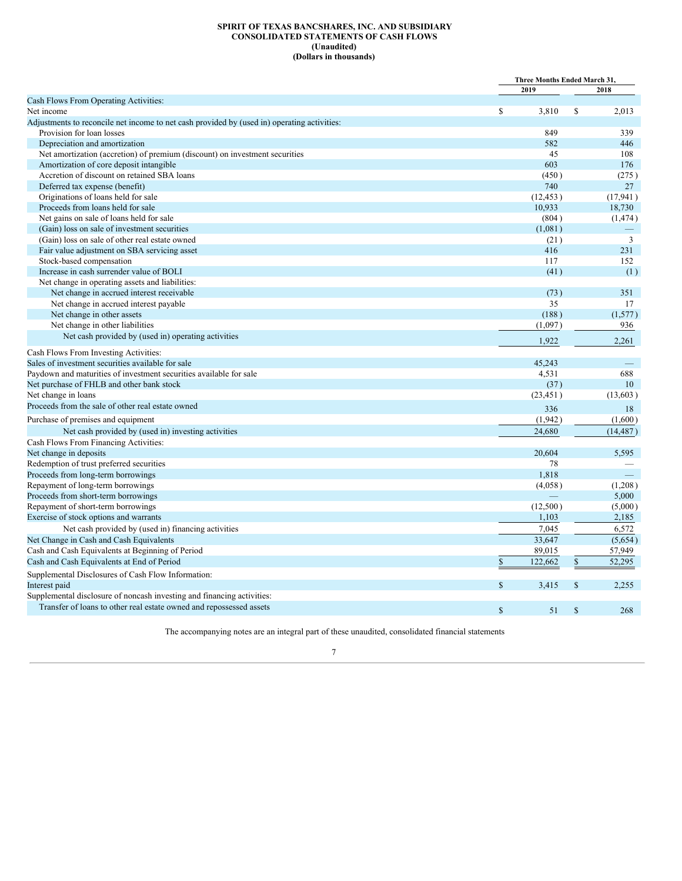**SPIRIT OF TEXAS BANCSHARES, INC. AND SUBSIDIARY**
**CONSOLIDATED STATEMENTS OF CASH FLOWS**
**(Unaudited)**
**(Dollars in thousands)**

| | Three Months Ended March 31, | |
|---|---|---|
| | 2019 | 2018 |
| Cash Flows From Operating Activities: | | |
| Net income | $ 3,810 | $ 2,013 |
| Adjustments to reconcile net income to net cash provided by (used in) operating activities: | | |
| Provision for loan losses | 849 | 339 |
| Depreciation and amortization | 582 | 446 |
| Net amortization (accretion) of premium (discount) on investment securities | 45 | 108 |
| Amortization of core deposit intangible | 603 | 176 |
| Accretion of discount on retained SBA loans | (450) | (275) |
| Deferred tax expense (benefit) | 740 | 27 |
| Originations of loans held for sale | (12,453) | (17,941) |
| Proceeds from loans held for sale | 10,933 | 18,730 |
| Net gains on sale of loans held for sale | (804) | (1,474) |
| (Gain) loss on sale of investment securities | (1,081) | — |
| (Gain) loss on sale of other real estate owned | (21) | 3 |
| Fair value adjustment on SBA servicing asset | 416 | 231 |
| Stock-based compensation | 117 | 152 |
| Increase in cash surrender value of BOLI | (41) | (1) |
| Net change in operating assets and liabilities: | | |
| Net change in accrued interest receivable | (73) | 351 |
| Net change in accrued interest payable | 35 | 17 |
| Net change in other assets | (188) | (1,577) |
| Net change in other liabilities | (1,097) | 936 |
| Net cash provided by (used in) operating activities | 1,922 | 2,261 |
| Cash Flows From Investing Activities: | | |
| Sales of investment securities available for sale | 45,243 | — |
| Paydown and maturities of investment securities available for sale | 4,531 | 688 |
| Net purchase of FHLB and other bank stock | (37) | 10 |
| Net change in loans | (23,451) | (13,603) |
| Proceeds from the sale of other real estate owned | 336 | 18 |
| Purchase of premises and equipment | (1,942) | (1,600) |
| Net cash provided by (used in) investing activities | 24,680 | (14,487) |
| Cash Flows From Financing Activities: | | |
| Net change in deposits | 20,604 | 5,595 |
| Redemption of trust preferred securities | 78 | — |
| Proceeds from long-term borrowings | 1,818 | — |
| Repayment of long-term borrowings | (4,058) | (1,208) |
| Proceeds from short-term borrowings | — | 5,000 |
| Repayment of short-term borrowings | (12,500) | (5,000) |
| Exercise of stock options and warrants | 1,103 | 2,185 |
| Net cash provided by (used in) financing activities | 7,045 | 6,572 |
| Net Change in Cash and Cash Equivalents | 33,647 | (5,654) |
| Cash and Cash Equivalents at Beginning of Period | 89,015 | 57,949 |
| Cash and Cash Equivalents at End of Period | $ 122,662 | $ 52,295 |
| Supplemental Disclosures of Cash Flow Information: | | |
| Interest paid | $ 3,415 | $ 2,255 |
| Supplemental disclosure of noncash investing and financing activities: | | |
| Transfer of loans to other real estate owned and repossessed assets | $ 51 | $ 268 |

The accompanying notes are an integral part of these unaudited, consolidated financial statements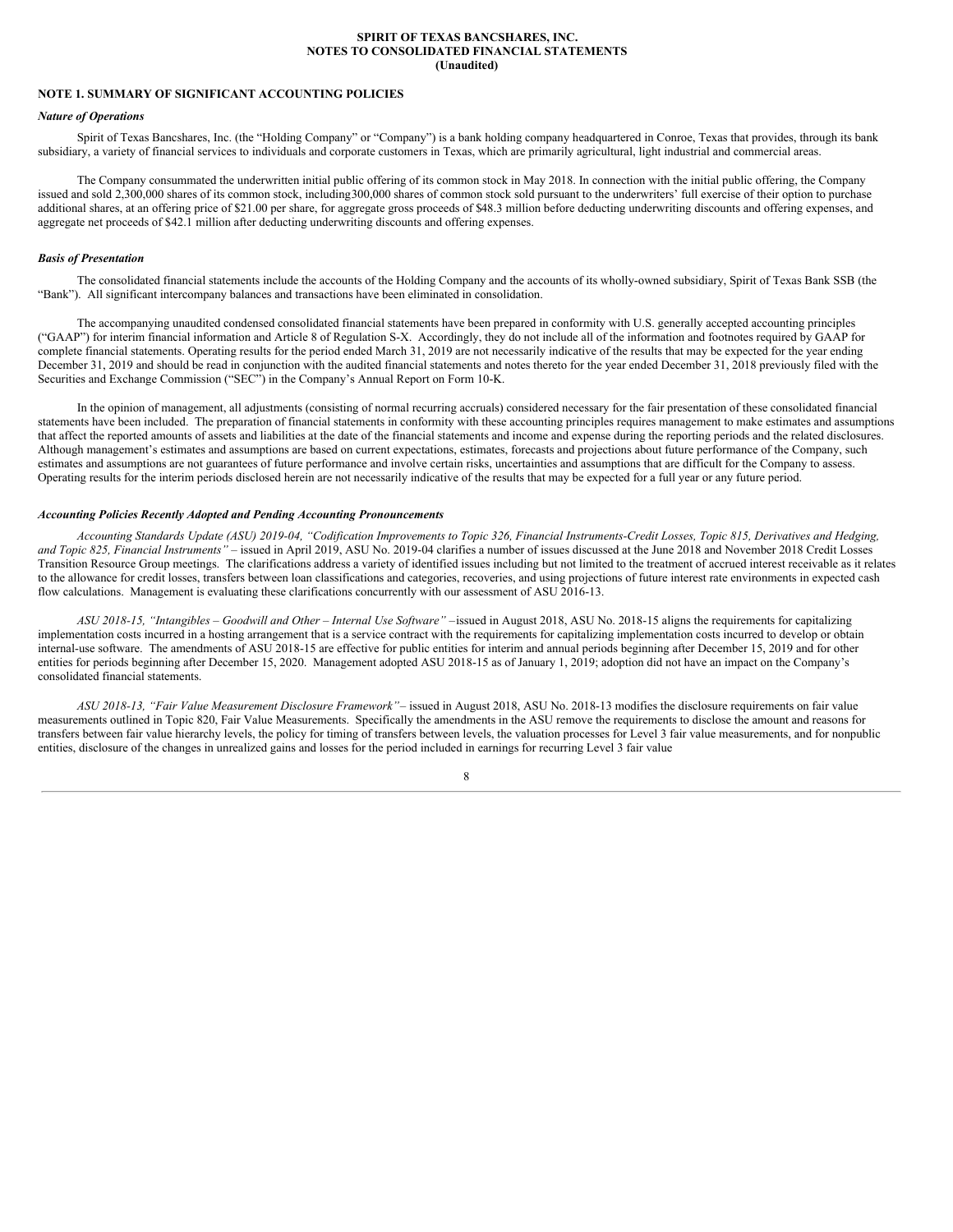**SPIRIT OF TEXAS BANCSHARES, INC.**
**NOTES TO CONSOLIDATED FINANCIAL STATEMENTS**
**(Unaudited)**

## NOTE 1. SUMMARY OF SIGNIFICANT ACCOUNTING POLICIES

### *Nature of Operations*

Spirit of Texas Bancshares, Inc. (the "Holding Company" or "Company") is a bank holding company headquartered in Conroe, Texas that provides, through its bank subsidiary, a variety of financial services to individuals and corporate customers in Texas, which are primarily agricultural, light industrial and commercial areas.

The Company consummated the underwritten initial public offering of its common stock in May 2018. In connection with the initial public offering, the Company issued and sold 2,300,000 shares of its common stock, including300,000 shares of common stock sold pursuant to the underwriters' full exercise of their option to purchase additional shares, at an offering price of $21.00 per share, for aggregate gross proceeds of $48.3 million before deducting underwriting discounts and offering expenses, and aggregate net proceeds of $42.1 million after deducting underwriting discounts and offering expenses.

### *Basis of Presentation*

The consolidated financial statements include the accounts of the Holding Company and the accounts of its wholly-owned subsidiary, Spirit of Texas Bank SSB (the "Bank"). All significant intercompany balances and transactions have been eliminated in consolidation.

The accompanying unaudited condensed consolidated financial statements have been prepared in conformity with U.S. generally accepted accounting principles ("GAAP") for interim financial information and Article 8 of Regulation S-X. Accordingly, they do not include all of the information and footnotes required by GAAP for complete financial statements. Operating results for the period ended March 31, 2019 are not necessarily indicative of the results that may be expected for the year ending December 31, 2019 and should be read in conjunction with the audited financial statements and notes thereto for the year ended December 31, 2018 previously filed with the Securities and Exchange Commission ("SEC") in the Company's Annual Report on Form 10-K.

In the opinion of management, all adjustments (consisting of normal recurring accruals) considered necessary for the fair presentation of these consolidated financial statements have been included. The preparation of financial statements in conformity with these accounting principles requires management to make estimates and assumptions that affect the reported amounts of assets and liabilities at the date of the financial statements and income and expense during the reporting periods and the related disclosures. Although management's estimates and assumptions are based on current expectations, estimates, forecasts and projections about future performance of the Company, such estimates and assumptions are not guarantees of future performance and involve certain risks, uncertainties and assumptions that are difficult for the Company to assess. Operating results for the interim periods disclosed herein are not necessarily indicative of the results that may be expected for a full year or any future period.

### *Accounting Policies Recently Adopted and Pending Accounting Pronouncements*

*Accounting Standards Update (ASU) 2019-04, "Codification Improvements to Topic 326, Financial Instruments-Credit Losses, Topic 815, Derivatives and Hedging, and Topic 825, Financial Instruments"* – issued in April 2019, ASU No. 2019-04 clarifies a number of issues discussed at the June 2018 and November 2018 Credit Losses Transition Resource Group meetings. The clarifications address a variety of identified issues including but not limited to the treatment of accrued interest receivable as it relates to the allowance for credit losses, transfers between loan classifications and categories, recoveries, and using projections of future interest rate environments in expected cash flow calculations. Management is evaluating these clarifications concurrently with our assessment of ASU 2016-13.

*ASU 2018-15, "Intangibles – Goodwill and Other – Internal Use Software"* –issued in August 2018, ASU No. 2018-15 aligns the requirements for capitalizing implementation costs incurred in a hosting arrangement that is a service contract with the requirements for capitalizing implementation costs incurred to develop or obtain internal-use software. The amendments of ASU 2018-15 are effective for public entities for interim and annual periods beginning after December 15, 2019 and for other entities for periods beginning after December 15, 2020. Management adopted ASU 2018-15 as of January 1, 2019; adoption did not have an impact on the Company's consolidated financial statements.

*ASU 2018-13, "Fair Value Measurement Disclosure Framework"*– issued in August 2018, ASU No. 2018-13 modifies the disclosure requirements on fair value measurements outlined in Topic 820, Fair Value Measurements. Specifically the amendments in the ASU remove the requirements to disclose the amount and reasons for transfers between fair value hierarchy levels, the policy for timing of transfers between levels, the valuation processes for Level 3 fair value measurements, and for nonpublic entities, disclosure of the changes in unrealized gains and losses for the period included in earnings for recurring Level 3 fair value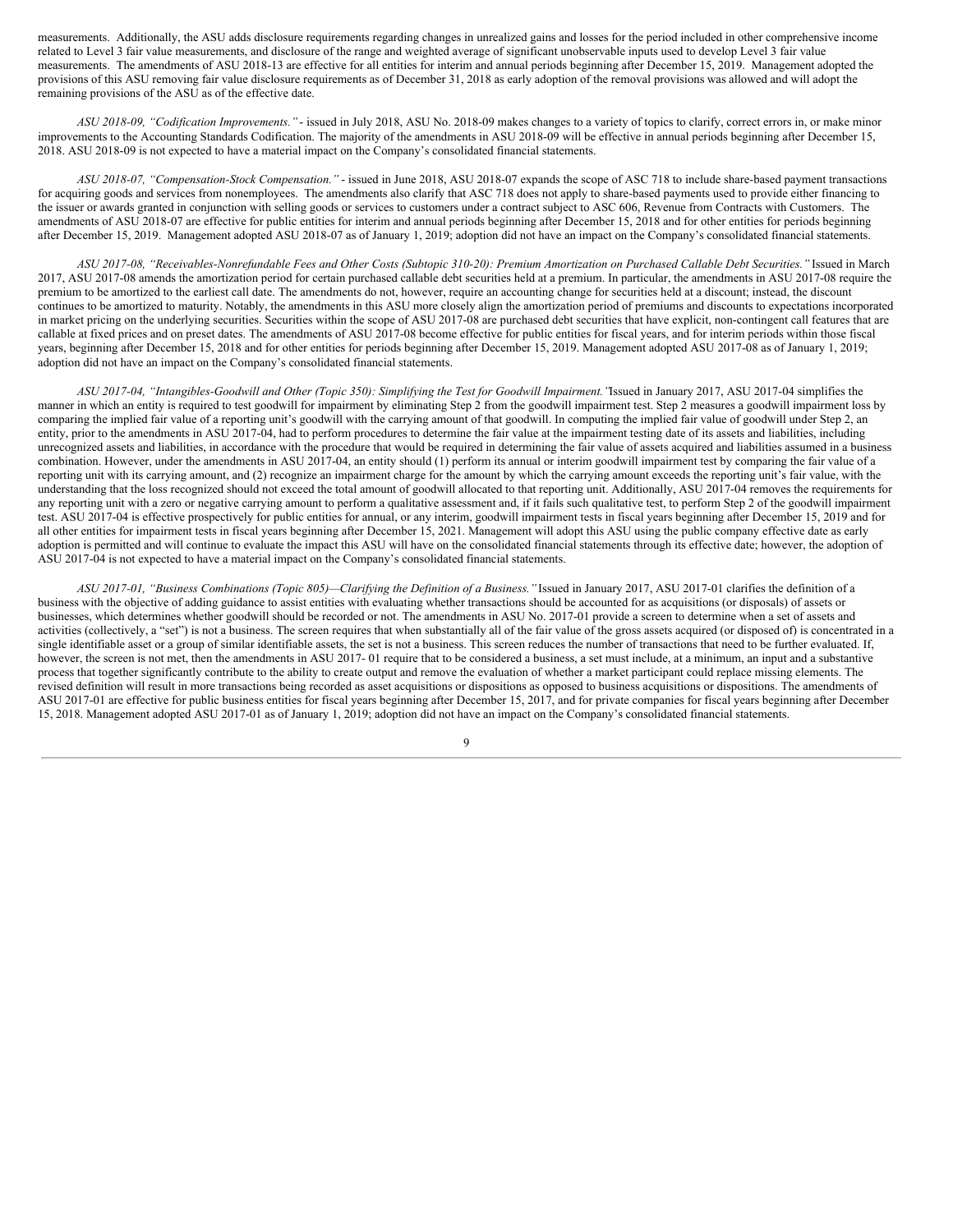measurements. Additionally, the ASU adds disclosure requirements regarding changes in unrealized gains and losses for the period included in other comprehensive income related to Level 3 fair value measurements, and disclosure of the range and weighted average of significant unobservable inputs used to develop Level 3 fair value measurements. The amendments of ASU 2018-13 are effective for all entities for interim and annual periods beginning after December 15, 2019. Management adopted the provisions of this ASU removing fair value disclosure requirements as of December 31, 2018 as early adoption of the removal provisions was allowed and will adopt the remaining provisions of the ASU as of the effective date.

*ASU 2018-09, "Codification Improvements."* - issued in July 2018, ASU No. 2018-09 makes changes to a variety of topics to clarify, correct errors in, or make minor improvements to the Accounting Standards Codification. The majority of the amendments in ASU 2018-09 will be effective in annual periods beginning after December 15, 2018. ASU 2018-09 is not expected to have a material impact on the Company's consolidated financial statements.

*ASU 2018-07, "Compensation-Stock Compensation."* - issued in June 2018, ASU 2018-07 expands the scope of ASC 718 to include share-based payment transactions for acquiring goods and services from nonemployees. The amendments also clarify that ASC 718 does not apply to share-based payments used to provide either financing to the issuer or awards granted in conjunction with selling goods or services to customers under a contract subject to ASC 606, Revenue from Contracts with Customers. The amendments of ASU 2018-07 are effective for public entities for interim and annual periods beginning after December 15, 2018 and for other entities for periods beginning after December 15, 2019. Management adopted ASU 2018-07 as of January 1, 2019; adoption did not have an impact on the Company's consolidated financial statements.

*ASU 2017-08, "Receivables-Nonrefundable Fees and Other Costs (Subtopic 310-20): Premium Amortization on Purchased Callable Debt Securities."* Issued in March 2017, ASU 2017-08 amends the amortization period for certain purchased callable debt securities held at a premium. In particular, the amendments in ASU 2017-08 require the premium to be amortized to the earliest call date. The amendments do not, however, require an accounting change for securities held at a discount; instead, the discount continues to be amortized to maturity. Notably, the amendments in this ASU more closely align the amortization period of premiums and discounts to expectations incorporated in market pricing on the underlying securities. Securities within the scope of ASU 2017-08 are purchased debt securities that have explicit, non-contingent call features that are callable at fixed prices and on preset dates. The amendments of ASU 2017-08 become effective for public entities for fiscal years, and for interim periods within those fiscal years, beginning after December 15, 2018 and for other entities for periods beginning after December 15, 2019. Management adopted ASU 2017-08 as of January 1, 2019; adoption did not have an impact on the Company's consolidated financial statements.

*ASU 2017-04, "Intangibles-Goodwill and Other (Topic 350): Simplifying the Test for Goodwill Impairment."* Issued in January 2017, ASU 2017-04 simplifies the manner in which an entity is required to test goodwill for impairment by eliminating Step 2 from the goodwill impairment test. Step 2 measures a goodwill impairment loss by comparing the implied fair value of a reporting unit's goodwill with the carrying amount of that goodwill. In computing the implied fair value of goodwill under Step 2, an entity, prior to the amendments in ASU 2017-04, had to perform procedures to determine the fair value at the impairment testing date of its assets and liabilities, including unrecognized assets and liabilities, in accordance with the procedure that would be required in determining the fair value of assets acquired and liabilities assumed in a business combination. However, under the amendments in ASU 2017-04, an entity should (1) perform its annual or interim goodwill impairment test by comparing the fair value of a reporting unit with its carrying amount, and (2) recognize an impairment charge for the amount by which the carrying amount exceeds the reporting unit's fair value, with the understanding that the loss recognized should not exceed the total amount of goodwill allocated to that reporting unit. Additionally, ASU 2017-04 removes the requirements for any reporting unit with a zero or negative carrying amount to perform a qualitative assessment and, if it fails such qualitative test, to perform Step 2 of the goodwill impairment test. ASU 2017-04 is effective prospectively for public entities for annual, or any interim, goodwill impairment tests in fiscal years beginning after December 15, 2019 and for all other entities for impairment tests in fiscal years beginning after December 15, 2021. Management will adopt this ASU using the public company effective date as early adoption is permitted and will continue to evaluate the impact this ASU will have on the consolidated financial statements through its effective date; however, the adoption of ASU 2017-04 is not expected to have a material impact on the Company's consolidated financial statements.

*ASU 2017-01, "Business Combinations (Topic 805)—Clarifying the Definition of a Business."* Issued in January 2017, ASU 2017-01 clarifies the definition of a business with the objective of adding guidance to assist entities with evaluating whether transactions should be accounted for as acquisitions (or disposals) of assets or businesses, which determines whether goodwill should be recorded or not. The amendments in ASU No. 2017-01 provide a screen to determine when a set of assets and activities (collectively, a "set") is not a business. The screen requires that when substantially all of the fair value of the gross assets acquired (or disposed of) is concentrated in a single identifiable asset or a group of similar identifiable assets, the set is not a business. This screen reduces the number of transactions that need to be further evaluated. If, however, the screen is not met, then the amendments in ASU 2017- 01 require that to be considered a business, a set must include, at a minimum, an input and a substantive process that together significantly contribute to the ability to create output and remove the evaluation of whether a market participant could replace missing elements. The revised definition will result in more transactions being recorded as asset acquisitions or dispositions as opposed to business acquisitions or dispositions. The amendments of ASU 2017-01 are effective for public business entities for fiscal years beginning after December 15, 2017, and for private companies for fiscal years beginning after December 15, 2018. Management adopted ASU 2017-01 as of January 1, 2019; adoption did not have an impact on the Company's consolidated financial statements.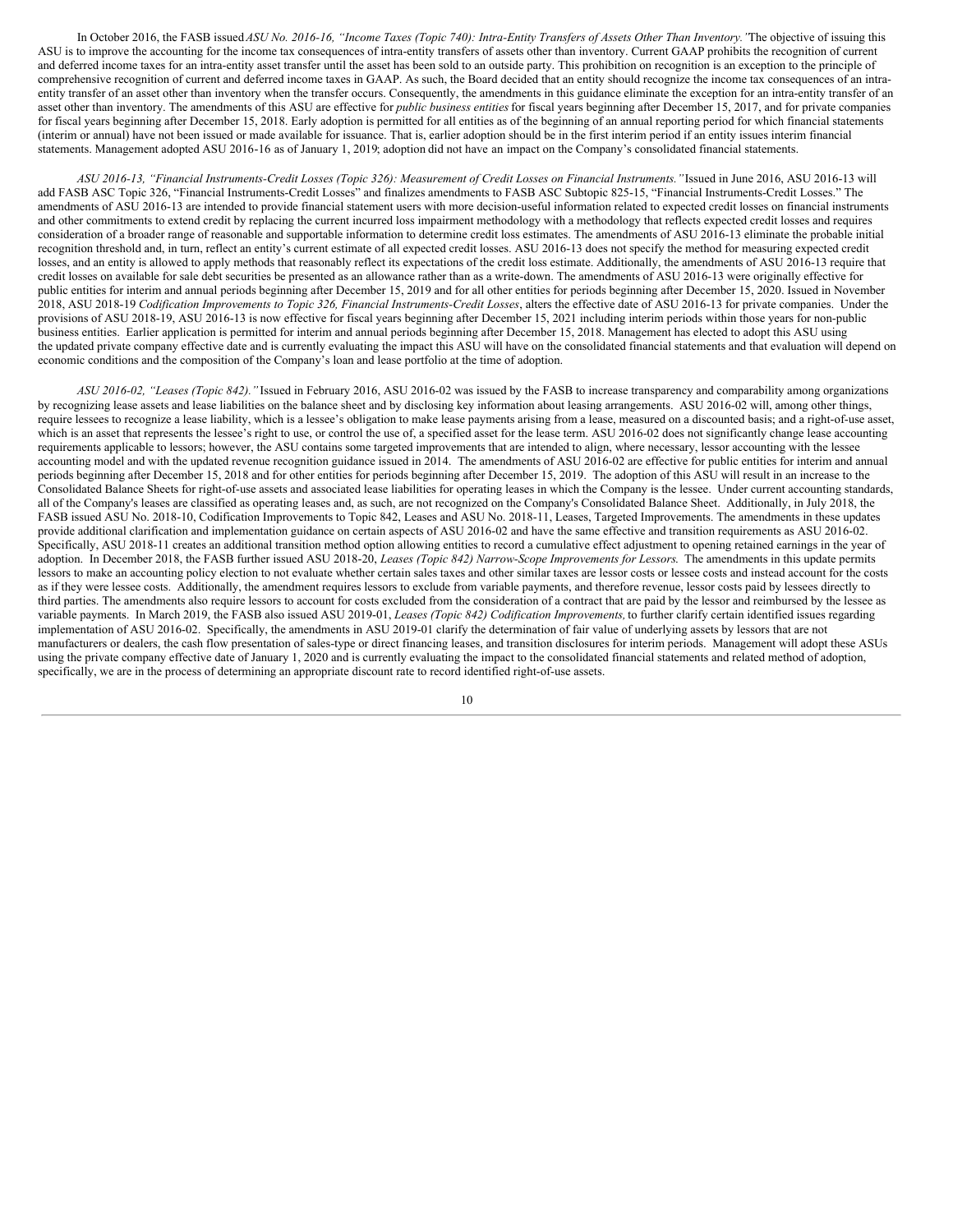In October 2016, the FASB issued *ASU No. 2016-16, "Income Taxes (Topic 740): Intra-Entity Transfers of Assets Other Than Inventory."* The objective of issuing this ASU is to improve the accounting for the income tax consequences of intra-entity transfers of assets other than inventory. Current GAAP prohibits the recognition of current and deferred income taxes for an intra-entity asset transfer until the asset has been sold to an outside party. This prohibition on recognition is an exception to the principle of comprehensive recognition of current and deferred income taxes in GAAP. As such, the Board decided that an entity should recognize the income tax consequences of an intra-entity transfer of an asset other than inventory when the transfer occurs. Consequently, the amendments in this guidance eliminate the exception for an intra-entity transfer of an asset other than inventory. The amendments of this ASU are effective for *public business entities* for fiscal years beginning after December 15, 2017, and for private companies for fiscal years beginning after December 15, 2018. Early adoption is permitted for all entities as of the beginning of an annual reporting period for which financial statements (interim or annual) have not been issued or made available for issuance. That is, earlier adoption should be in the first interim period if an entity issues interim financial statements. Management adopted ASU 2016-16 as of January 1, 2019; adoption did not have an impact on the Company's consolidated financial statements.

*ASU 2016-13, "Financial Instruments-Credit Losses (Topic 326): Measurement of Credit Losses on Financial Instruments."* Issued in June 2016, ASU 2016-13 will add FASB ASC Topic 326, "Financial Instruments-Credit Losses" and finalizes amendments to FASB ASC Subtopic 825-15, "Financial Instruments-Credit Losses." The amendments of ASU 2016-13 are intended to provide financial statement users with more decision-useful information related to expected credit losses on financial instruments and other commitments to extend credit by replacing the current incurred loss impairment methodology with a methodology that reflects expected credit losses and requires consideration of a broader range of reasonable and supportable information to determine credit loss estimates. The amendments of ASU 2016-13 eliminate the probable initial recognition threshold and, in turn, reflect an entity's current estimate of all expected credit losses. ASU 2016-13 does not specify the method for measuring expected credit losses, and an entity is allowed to apply methods that reasonably reflect its expectations of the credit loss estimate. Additionally, the amendments of ASU 2016-13 require that credit losses on available for sale debt securities be presented as an allowance rather than as a write-down. The amendments of ASU 2016-13 were originally effective for public entities for interim and annual periods beginning after December 15, 2019 and for all other entities for periods beginning after December 15, 2020. Issued in November 2018, ASU 2018-19 *Codification Improvements to Topic 326, Financial Instruments-Credit Losses*, alters the effective date of ASU 2016-13 for private companies. Under the provisions of ASU 2018-19, ASU 2016-13 is now effective for fiscal years beginning after December 15, 2021 including interim periods within those years for non-public business entities. Earlier application is permitted for interim and annual periods beginning after December 15, 2018. Management has elected to adopt this ASU using the updated private company effective date and is currently evaluating the impact this ASU will have on the consolidated financial statements and that evaluation will depend on economic conditions and the composition of the Company's loan and lease portfolio at the time of adoption.

*ASU 2016-02, "Leases (Topic 842)."* Issued in February 2016, ASU 2016-02 was issued by the FASB to increase transparency and comparability among organizations by recognizing lease assets and lease liabilities on the balance sheet and by disclosing key information about leasing arrangements. ASU 2016-02 will, among other things, require lessees to recognize a lease liability, which is a lessee's obligation to make lease payments arising from a lease, measured on a discounted basis; and a right-of-use asset, which is an asset that represents the lessee's right to use, or control the use of, a specified asset for the lease term. ASU 2016-02 does not significantly change lease accounting requirements applicable to lessors; however, the ASU contains some targeted improvements that are intended to align, where necessary, lessor accounting with the lessee accounting model and with the updated revenue recognition guidance issued in 2014. The amendments of ASU 2016-02 are effective for public entities for interim and annual periods beginning after December 15, 2018 and for other entities for periods beginning after December 15, 2019. The adoption of this ASU will result in an increase to the Consolidated Balance Sheets for right-of-use assets and associated lease liabilities for operating leases in which the Company is the lessee. Under current accounting standards, all of the Company's leases are classified as operating leases and, as such, are not recognized on the Company's Consolidated Balance Sheet. Additionally, in July 2018, the FASB issued ASU No. 2018-10, Codification Improvements to Topic 842, Leases and ASU No. 2018-11, Leases, Targeted Improvements. The amendments in these updates provide additional clarification and implementation guidance on certain aspects of ASU 2016-02 and have the same effective and transition requirements as ASU 2016-02. Specifically, ASU 2018-11 creates an additional transition method option allowing entities to record a cumulative effect adjustment to opening retained earnings in the year of adoption. In December 2018, the FASB further issued ASU 2018-20, *Leases (Topic 842) Narrow-Scope Improvements for Lessors.* The amendments in this update permits lessors to make an accounting policy election to not evaluate whether certain sales taxes and other similar taxes are lessor costs or lessee costs and instead account for the costs as if they were lessee costs. Additionally, the amendment requires lessors to exclude from variable payments, and therefore revenue, lessor costs paid by lessees directly to third parties. The amendments also require lessors to account for costs excluded from the consideration of a contract that are paid by the lessor and reimbursed by the lessee as variable payments. In March 2019, the FASB also issued ASU 2019-01, *Leases (Topic 842) Codification Improvements,* to further clarify certain identified issues regarding implementation of ASU 2016-02. Specifically, the amendments in ASU 2019-01 clarify the determination of fair value of underlying assets by lessors that are not manufacturers or dealers, the cash flow presentation of sales-type or direct financing leases, and transition disclosures for interim periods. Management will adopt these ASUs using the private company effective date of January 1, 2020 and is currently evaluating the impact to the consolidated financial statements and related method of adoption, specifically, we are in the process of determining an appropriate discount rate to record identified right-of-use assets.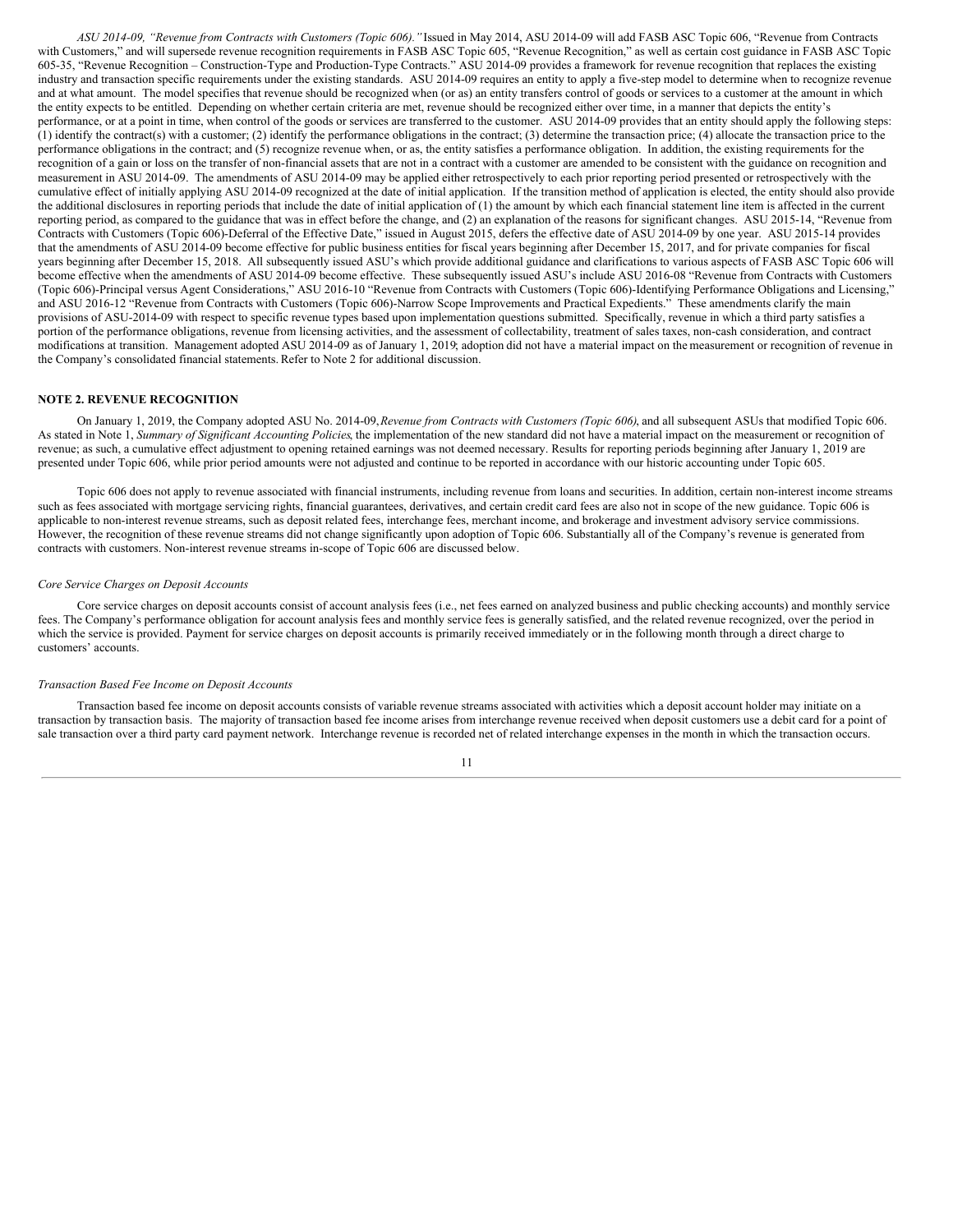*ASU 2014-09, "Revenue from Contracts with Customers (Topic 606)."* Issued in May 2014, ASU 2014-09 will add FASB ASC Topic 606, "Revenue from Contracts with Customers," and will supersede revenue recognition requirements in FASB ASC Topic 605, "Revenue Recognition," as well as certain cost guidance in FASB ASC Topic 605-35, "Revenue Recognition – Construction-Type and Production-Type Contracts." ASU 2014-09 provides a framework for revenue recognition that replaces the existing industry and transaction specific requirements under the existing standards. ASU 2014-09 requires an entity to apply a five-step model to determine when to recognize revenue and at what amount. The model specifies that revenue should be recognized when (or as) an entity transfers control of goods or services to a customer at the amount in which the entity expects to be entitled. Depending on whether certain criteria are met, revenue should be recognized either over time, in a manner that depicts the entity's performance, or at a point in time, when control of the goods or services are transferred to the customer. ASU 2014-09 provides that an entity should apply the following steps: (1) identify the contract(s) with a customer; (2) identify the performance obligations in the contract; (3) determine the transaction price; (4) allocate the transaction price to the performance obligations in the contract; and (5) recognize revenue when, or as, the entity satisfies a performance obligation. In addition, the existing requirements for the recognition of a gain or loss on the transfer of non-financial assets that are not in a contract with a customer are amended to be consistent with the guidance on recognition and measurement in ASU 2014-09. The amendments of ASU 2014-09 may be applied either retrospectively to each prior reporting period presented or retrospectively with the cumulative effect of initially applying ASU 2014-09 recognized at the date of initial application. If the transition method of application is elected, the entity should also provide the additional disclosures in reporting periods that include the date of initial application of (1) the amount by which each financial statement line item is affected in the current reporting period, as compared to the guidance that was in effect before the change, and (2) an explanation of the reasons for significant changes. ASU 2015-14, "Revenue from Contracts with Customers (Topic 606)-Deferral of the Effective Date," issued in August 2015, defers the effective date of ASU 2014-09 by one year. ASU 2015-14 provides that the amendments of ASU 2014-09 become effective for public business entities for fiscal years beginning after December 15, 2017, and for private companies for fiscal years beginning after December 15, 2018. All subsequently issued ASU's which provide additional guidance and clarifications to various aspects of FASB ASC Topic 606 will become effective when the amendments of ASU 2014-09 become effective. These subsequently issued ASU's include ASU 2016-08 "Revenue from Contracts with Customers (Topic 606)-Principal versus Agent Considerations," ASU 2016-10 "Revenue from Contracts with Customers (Topic 606)-Identifying Performance Obligations and Licensing," and ASU 2016-12 "Revenue from Contracts with Customers (Topic 606)-Narrow Scope Improvements and Practical Expedients." These amendments clarify the main provisions of ASU-2014-09 with respect to specific revenue types based upon implementation questions submitted. Specifically, revenue in which a third party satisfies a portion of the performance obligations, revenue from licensing activities, and the assessment of collectability, treatment of sales taxes, non-cash consideration, and contract modifications at transition. Management adopted ASU 2014-09 as of January 1, 2019; adoption did not have a material impact on the measurement or recognition of revenue in the Company's consolidated financial statements. Refer to Note 2 for additional discussion.

## NOTE 2. REVENUE RECOGNITION

On January 1, 2019, the Company adopted ASU No. 2014-09, *Revenue from Contracts with Customers (Topic 606)*, and all subsequent ASUs that modified Topic 606. As stated in Note 1, *Summary of Significant Accounting Policies*, the implementation of the new standard did not have a material impact on the measurement or recognition of revenue; as such, a cumulative effect adjustment to opening retained earnings was not deemed necessary. Results for reporting periods beginning after January 1, 2019 are presented under Topic 606, while prior period amounts were not adjusted and continue to be reported in accordance with our historic accounting under Topic 605.

Topic 606 does not apply to revenue associated with financial instruments, including revenue from loans and securities. In addition, certain non-interest income streams such as fees associated with mortgage servicing rights, financial guarantees, derivatives, and certain credit card fees are also not in scope of the new guidance. Topic 606 is applicable to non-interest revenue streams, such as deposit related fees, interchange fees, merchant income, and brokerage and investment advisory service commissions. However, the recognition of these revenue streams did not change significantly upon adoption of Topic 606. Substantially all of the Company's revenue is generated from contracts with customers. Non-interest revenue streams in-scope of Topic 606 are discussed below.

*Core Service Charges on Deposit Accounts*

Core service charges on deposit accounts consist of account analysis fees (i.e., net fees earned on analyzed business and public checking accounts) and monthly service fees. The Company's performance obligation for account analysis fees and monthly service fees is generally satisfied, and the related revenue recognized, over the period in which the service is provided. Payment for service charges on deposit accounts is primarily received immediately or in the following month through a direct charge to customers' accounts.

*Transaction Based Fee Income on Deposit Accounts*

Transaction based fee income on deposit accounts consists of variable revenue streams associated with activities which a deposit account holder may initiate on a transaction by transaction basis. The majority of transaction based fee income arises from interchange revenue received when deposit customers use a debit card for a point of sale transaction over a third party card payment network. Interchange revenue is recorded net of related interchange expenses in the month in which the transaction occurs.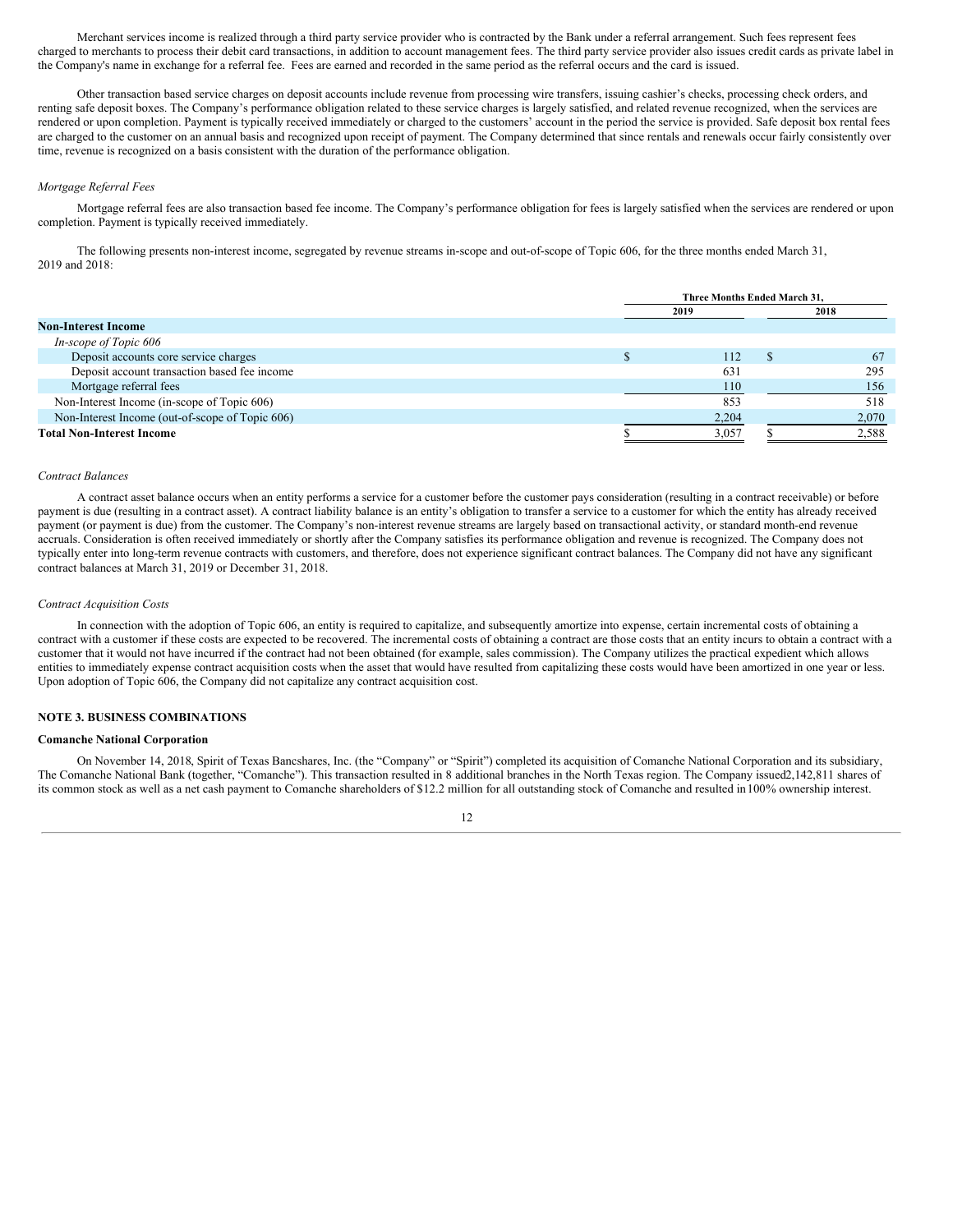Merchant services income is realized through a third party service provider who is contracted by the Bank under a referral arrangement. Such fees represent fees charged to merchants to process their debit card transactions, in addition to account management fees. The third party service provider also issues credit cards as private label in the Company's name in exchange for a referral fee. Fees are earned and recorded in the same period as the referral occurs and the card is issued.

Other transaction based service charges on deposit accounts include revenue from processing wire transfers, issuing cashier's checks, processing check orders, and renting safe deposit boxes. The Company's performance obligation related to these service charges is largely satisfied, and related revenue recognized, when the services are rendered or upon completion. Payment is typically received immediately or charged to the customers' account in the period the service is provided. Safe deposit box rental fees are charged to the customer on an annual basis and recognized upon receipt of payment. The Company determined that since rentals and renewals occur fairly consistently over time, revenue is recognized on a basis consistent with the duration of the performance obligation.

*Mortgage Referral Fees*

Mortgage referral fees are also transaction based fee income. The Company's performance obligation for fees is largely satisfied when the services are rendered or upon completion. Payment is typically received immediately.

The following presents non-interest income, segregated by revenue streams in-scope and out-of-scope of Topic 606, for the three months ended March 31, 2019 and 2018:

| | Three Months Ended March 31, | |
|---|---|---|
| | 2019 | 2018 |
| **Non-Interest Income** | | |
| *In-scope of Topic 606* | | |
| Deposit accounts core service charges | $ 112 | $ 67 |
| Deposit account transaction based fee income | 631 | 295 |
| Mortgage referral fees | 110 | 156 |
| Non-Interest Income (in-scope of Topic 606) | 853 | 518 |
| Non-Interest Income (out-of-scope of Topic 606) | 2,204 | 2,070 |
| **Total Non-Interest Income** | $ 3,057 | $ 2,588 |

*Contract Balances*

A contract asset balance occurs when an entity performs a service for a customer before the customer pays consideration (resulting in a contract receivable) or before payment is due (resulting in a contract asset). A contract liability balance is an entity's obligation to transfer a service to a customer for which the entity has already received payment (or payment is due) from the customer. The Company's non-interest revenue streams are largely based on transactional activity, or standard month-end revenue accruals. Consideration is often received immediately or shortly after the Company satisfies its performance obligation and revenue is recognized. The Company does not typically enter into long-term revenue contracts with customers, and therefore, does not experience significant contract balances. The Company did not have any significant contract balances at March 31, 2019 or December 31, 2018.

*Contract Acquisition Costs*

In connection with the adoption of Topic 606, an entity is required to capitalize, and subsequently amortize into expense, certain incremental costs of obtaining a contract with a customer if these costs are expected to be recovered. The incremental costs of obtaining a contract are those costs that an entity incurs to obtain a contract with a customer that it would not have incurred if the contract had not been obtained (for example, sales commission). The Company utilizes the practical expedient which allows entities to immediately expense contract acquisition costs when the asset that would have resulted from capitalizing these costs would have been amortized in one year or less. Upon adoption of Topic 606, the Company did not capitalize any contract acquisition cost.

## NOTE 3. BUSINESS COMBINATIONS

### Comanche National Corporation

On November 14, 2018, Spirit of Texas Bancshares, Inc. (the "Company" or "Spirit") completed its acquisition of Comanche National Corporation and its subsidiary, The Comanche National Bank (together, "Comanche"). This transaction resulted in 8 additional branches in the North Texas region. The Company issued2,142,811 shares of its common stock as well as a net cash payment to Comanche shareholders of $12.2 million for all outstanding stock of Comanche and resulted in100% ownership interest.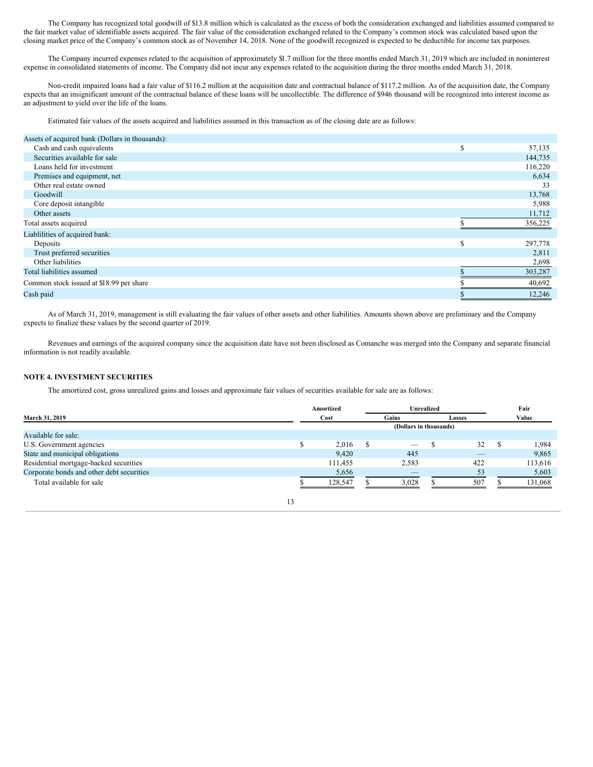The Company has recognized total goodwill of $13.8 million which is calculated as the excess of both the consideration exchanged and liabilities assumed compared to the fair market value of identifiable assets acquired. The fair value of the consideration exchanged related to the Company's common stock was calculated based upon the closing market price of the Company's common stock as of November 14, 2018. None of the goodwill recognized is expected to be deductible for income tax purposes.

The Company incurred expenses related to the acquisition of approximately $1.7 million for the three months ended March 31, 2019 which are included in noninterest expense in consolidated statements of income. The Company did not incur any expenses related to the acquisition during the three months ended March 31, 2018.

Non-credit impaired loans had a fair value of $116.2 million at the acquisition date and contractual balance of $117.2 million. As of the acquisition date, the Company expects that an insignificant amount of the contractual balance of these loans will be uncollectible. The difference of $946 thousand will be recognized into interest income as an adjustment to yield over the life of the loans.

Estimated fair values of the assets acquired and liabilities assumed in this transaction as of the closing date are as follows:

| | |
|---|---|
| Assets of acquired bank (Dollars in thousands): | |
| Cash and cash equivalents | $ 57,135 |
| Securities available for sale | 144,735 |
| Loans held for investment | 116,220 |
| Premises and equipment, net | 6,634 |
| Other real estate owned | 33 |
| Goodwill | 13,768 |
| Core deposit intangible | 5,988 |
| Other assets | 11,712 |
| Total assets acquired | $ 356,225 |
| Liablilities of acquired bank: | |
| Deposits | $ 297,778 |
| Trust preferred securities | 2,811 |
| Other liabilities | 2,698 |
| Total liabilities assumed | $ 303,287 |
| Common stock issued at $18.99 per share | $ 40,692 |
| Cash paid | $ 12,246 |

As of March 31, 2019, management is still evaluating the fair values of other assets and other liabilities. Amounts shown above are preliminary and the Company expects to finalize these values by the second quarter of 2019.

Revenues and earnings of the acquired company since the acquisition date have not been disclosed as Comanche was merged into the Company and separate financial information is not readily available.

## NOTE 4. INVESTMENT SECURITIES

The amortized cost, gross unrealized gains and losses and approximate fair values of securities available for sale are as follows:

| March 31, 2019 | Amortized Cost | Unrealized Gains | Unrealized Losses | Fair Value |
|---|---|---|---|---|
| | (Dollars in thousands) | | | |
| Available for sale: | | | | |
| U.S. Government agencies | $ 2,016 | $ — | $ 32 | $ 1,984 |
| State and municipal obligations | 9,420 | 445 | — | 9,865 |
| Residential mortgage-backed securities | 111,455 | 2,583 | 422 | 113,616 |
| Corporate bonds and other debt securities | 5,656 | — | 53 | 5,603 |
| Total available for sale | $ 128,547 | $ 3,028 | $ 507 | $ 131,068 |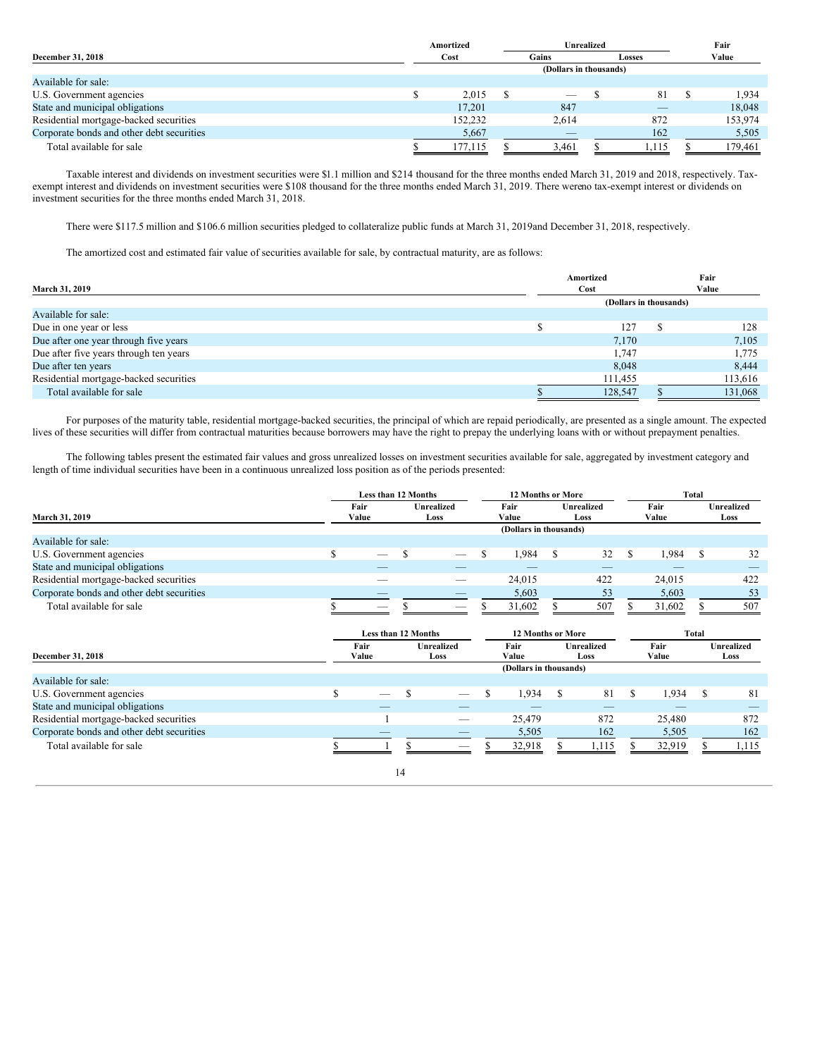| December 31, 2018 | Amortized Cost | Unrealized Gains | Unrealized Losses | Fair Value |
|---|---|---|---|---|
| | (Dollars in thousands) | | | |
| Available for sale: | | | | |
| U.S. Government agencies | $ 2,015 | $ — | $ 81 | $ 1,934 |
| State and municipal obligations | 17,201 | 847 | — | 18,048 |
| Residential mortgage-backed securities | 152,232 | 2,614 | 872 | 153,974 |
| Corporate bonds and other debt securities | 5,667 | — | 162 | 5,505 |
| Total available for sale | $ 177,115 | $ 3,461 | $ 1,115 | $ 179,461 |

Taxable interest and dividends on investment securities were $1.1 million and $214 thousand for the three months ended March 31, 2019 and 2018, respectively. Tax-exempt interest and dividends on investment securities were $108 thousand for the three months ended March 31, 2019. There wereno tax-exempt interest or dividends on investment securities for the three months ended March 31, 2018.

There were $117.5 million and $106.6 million securities pledged to collateralize public funds at March 31, 2019and December 31, 2018, respectively.

The amortized cost and estimated fair value of securities available for sale, by contractual maturity, are as follows:

| March 31, 2019 | Amortized Cost | Fair Value |
|---|---|---|
| | (Dollars in thousands) | |
| Available for sale: | | |
| Due in one year or less | $ 127 | $ 128 |
| Due after one year through five years | 7,170 | 7,105 |
| Due after five years through ten years | 1,747 | 1,775 |
| Due after ten years | 8,048 | 8,444 |
| Residential mortgage-backed securities | 111,455 | 113,616 |
| Total available for sale | $ 128,547 | $ 131,068 |

For purposes of the maturity table, residential mortgage-backed securities, the principal of which are repaid periodically, are presented as a single amount. The expected lives of these securities will differ from contractual maturities because borrowers may have the right to prepay the underlying loans with or without prepayment penalties.

The following tables present the estimated fair values and gross unrealized losses on investment securities available for sale, aggregated by investment category and length of time individual securities have been in a continuous unrealized loss position as of the periods presented:

| | Less than 12 Months | | 12 Months or More | | Total | |
|---|---|---|---|---|---|---|
| March 31, 2019 | Fair Value | Unrealized Loss | Fair Value | Unrealized Loss | Fair Value | Unrealized Loss |
| | | | (Dollars in thousands) | | | |
| Available for sale: | | | | | | |
| U.S. Government agencies | $ — | $ — | $ 1,984 | $ 32 | $ 1,984 | $ 32 |
| State and municipal obligations | — | — | — | — | — | — |
| Residential mortgage-backed securities | — | — | 24,015 | 422 | 24,015 | 422 |
| Corporate bonds and other debt securities | — | — | 5,603 | 53 | 5,603 | 53 |
| Total available for sale | $ — | $ — | $ 31,602 | $ 507 | $ 31,602 | $ 507 |

| | Less than 12 Months | | 12 Months or More | | Total | |
|---|---|---|---|---|---|---|
| December 31, 2018 | Fair Value | Unrealized Loss | Fair Value | Unrealized Loss | Fair Value | Unrealized Loss |
| | | | (Dollars in thousands) | | | |
| Available for sale: | | | | | | |
| U.S. Government agencies | $ — | $ — | $ 1,934 | $ 81 | $ 1,934 | $ 81 |
| State and municipal obligations | — | — | — | — | — | — |
| Residential mortgage-backed securities | 1 | — | 25,479 | 872 | 25,480 | 872 |
| Corporate bonds and other debt securities | — | — | 5,505 | 162 | 5,505 | 162 |
| Total available for sale | $ 1 | $ — | $ 32,918 | $ 1,115 | $ 32,919 | $ 1,115 |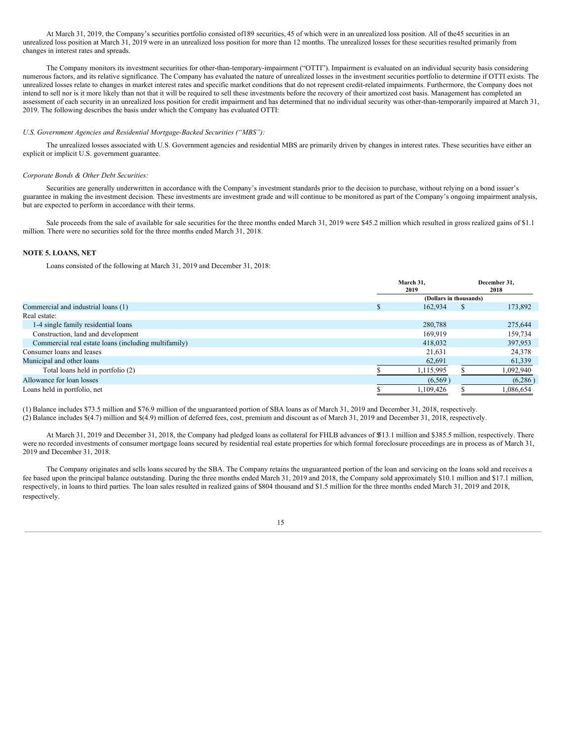At March 31, 2019, the Company's securities portfolio consisted of189 securities, 45 of which were in an unrealized loss position. All of the45 securities in an unrealized loss position at March 31, 2019 were in an unrealized loss position for more than 12 months. The unrealized losses for these securities resulted primarily from changes in interest rates and spreads.

The Company monitors its investment securities for other-than-temporary-impairment ("OTTI"). Impairment is evaluated on an individual security basis considering numerous factors, and its relative significance. The Company has evaluated the nature of unrealized losses in the investment securities portfolio to determine if OTTI exists. The unrealized losses relate to changes in market interest rates and specific market conditions that do not represent credit-related impairments. Furthermore, the Company does not intend to sell nor is it more likely than not that it will be required to sell these investments before the recovery of their amortized cost basis. Management has completed an assessment of each security in an unrealized loss position for credit impairment and has determined that no individual security was other-than-temporarily impaired at March 31, 2019. The following describes the basis under which the Company has evaluated OTTI:

*U.S. Government Agencies and Residential Mortgage-Backed Securities ("MBS"):*

The unrealized losses associated with U.S. Government agencies and residential MBS are primarily driven by changes in interest rates. These securities have either an explicit or implicit U.S. government guarantee.

*Corporate Bonds & Other Debt Securities:*

Securities are generally underwritten in accordance with the Company's investment standards prior to the decision to purchase, without relying on a bond issuer's guarantee in making the investment decision. These investments are investment grade and will continue to be monitored as part of the Company's ongoing impairment analysis, but are expected to perform in accordance with their terms.

Sale proceeds from the sale of available for sale securities for the three months ended March 31, 2019 were $45.2 million which resulted in gross realized gains of $1.1 million. There were no securities sold for the three months ended March 31, 2018.

**NOTE 5. LOANS, NET**

Loans consisted of the following at March 31, 2019 and December 31, 2018:

| | March 31, 2019 | December 31, 2018 |
|---|---|---|
| | (Dollars in thousands) | |
| Commercial and industrial loans (1) | $ 162,934 | $ 173,892 |
| Real estate: | | |
| 1-4 single family residential loans | 280,788 | 275,644 |
| Construction, land and development | 169,919 | 159,734 |
| Commercial real estate loans (including multifamily) | 418,032 | 397,953 |
| Consumer loans and leases | 21,631 | 24,378 |
| Municipal and other loans | 62,691 | 61,339 |
| Total loans held in portfolio (2) | $ 1,115,995 | $ 1,092,940 |
| Allowance for loan losses | (6,569) | (6,286) |
| Loans held in portfolio, net | $ 1,109,426 | $ 1,086,654 |

(1) Balance includes $73.5 million and $76.9 million of the unguaranteed portion of SBA loans as of March 31, 2019 and December 31, 2018, respectively.
(2) Balance includes $(4.7) million and $(4.9) million of deferred fees, cost, premium and discount as of March 31, 2019 and December 31, 2018, respectively.

At March 31, 2019 and December 31, 2018, the Company had pledged loans as collateral for FHLB advances of $513.1 million and $385.5 million, respectively. There were no recorded investments of consumer mortgage loans secured by residential real estate properties for which formal foreclosure proceedings are in process as of March 31, 2019 and December 31, 2018.

The Company originates and sells loans secured by the SBA. The Company retains the unguaranteed portion of the loan and servicing on the loans sold and receives a fee based upon the principal balance outstanding. During the three months ended March 31, 2019 and 2018, the Company sold approximately $10.1 million and $17.1 million, respectively, in loans to third parties. The loan sales resulted in realized gains of $804 thousand and $1.5 million for the three months ended March 31, 2019 and 2018, respectively.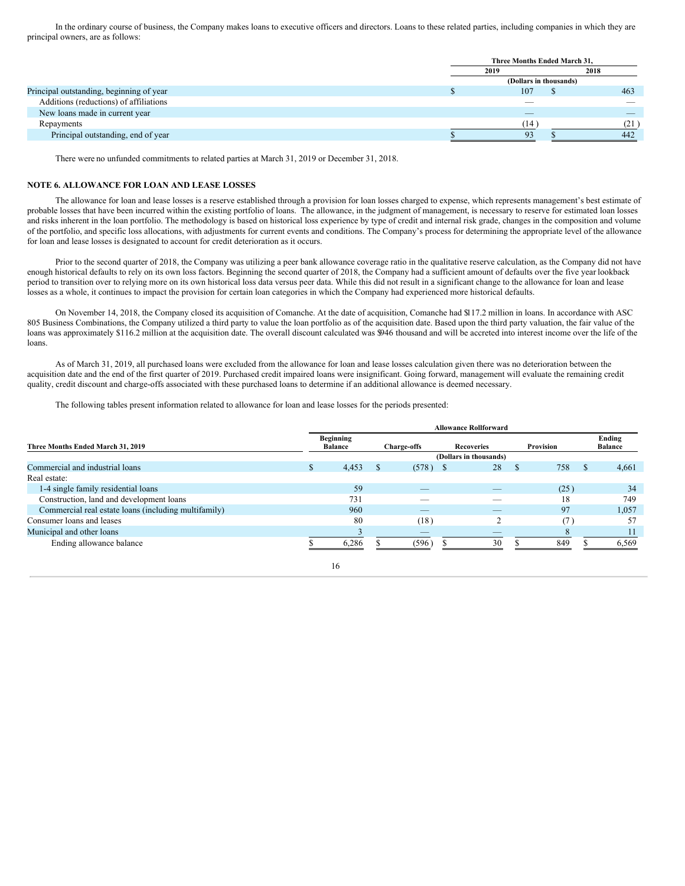In the ordinary course of business, the Company makes loans to executive officers and directors. Loans to these related parties, including companies in which they are principal owners, are as follows:

| | Three Months Ended March 31, | |
|---|---|---|
| | 2019 | 2018 |
| | (Dollars in thousands) | |
| Principal outstanding, beginning of year | $ 107 | $ 463 |
| Additions (reductions) of affiliations | — | — |
| New loans made in current year | — | — |
| Repayments | (14) | (21) |
| Principal outstanding, end of year | $ 93 | $ 442 |

There were no unfunded commitments to related parties at March 31, 2019 or December 31, 2018.

## NOTE 6. ALLOWANCE FOR LOAN AND LEASE LOSSES

The allowance for loan and lease losses is a reserve established through a provision for loan losses charged to expense, which represents management's best estimate of probable losses that have been incurred within the existing portfolio of loans. The allowance, in the judgment of management, is necessary to reserve for estimated loan losses and risks inherent in the loan portfolio. The methodology is based on historical loss experience by type of credit and internal risk grade, changes in the composition and volume of the portfolio, and specific loss allocations, with adjustments for current events and conditions. The Company's process for determining the appropriate level of the allowance for loan and lease losses is designated to account for credit deterioration as it occurs.

Prior to the second quarter of 2018, the Company was utilizing a peer bank allowance coverage ratio in the qualitative reserve calculation, as the Company did not have enough historical defaults to rely on its own loss factors. Beginning the second quarter of 2018, the Company had a sufficient amount of defaults over the five year lookback period to transition over to relying more on its own historical loss data versus peer data. While this did not result in a significant change to the allowance for loan and lease losses as a whole, it continues to impact the provision for certain loan categories in which the Company had experienced more historical defaults.

On November 14, 2018, the Company closed its acquisition of Comanche. At the date of acquisition, Comanche had $117.2 million in loans. In accordance with ASC 805 Business Combinations, the Company utilized a third party to value the loan portfolio as of the acquisition date. Based upon the third party valuation, the fair value of the loans was approximately $116.2 million at the acquisition date. The overall discount calculated was $946 thousand and will be accreted into interest income over the life of the loans.

As of March 31, 2019, all purchased loans were excluded from the allowance for loan and lease losses calculation given there was no deterioration between the acquisition date and the end of the first quarter of 2019. Purchased credit impaired loans were insignificant. Going forward, management will evaluate the remaining credit quality, credit discount and charge-offs associated with these purchased loans to determine if an additional allowance is deemed necessary.

The following tables present information related to allowance for loan and lease losses for the periods presented:

| | Allowance Rollforward | | | | |
|---|---|---|---|---|---|
| Three Months Ended March 31, 2019 | Beginning Balance | Charge-offs | Recoveries | Provision | Ending Balance |
| | (Dollars in thousands) | | | | |
| Commercial and industrial loans | $ 4,453 | $ (578) | $ 28 | $ 758 | $ 4,661 |
| Real estate: | | | | | |
| 1-4 single family residential loans | 59 | — | — | (25) | 34 |
| Construction, land and development loans | 731 | — | — | 18 | 749 |
| Commercial real estate loans (including multifamily) | 960 | — | — | 97 | 1,057 |
| Consumer loans and leases | 80 | (18) | 2 | (7) | 57 |
| Municipal and other loans | 3 | — | — | 8 | 11 |
| Ending allowance balance | $ 6,286 | $ (596) | $ 30 | $ 849 | $ 6,569 |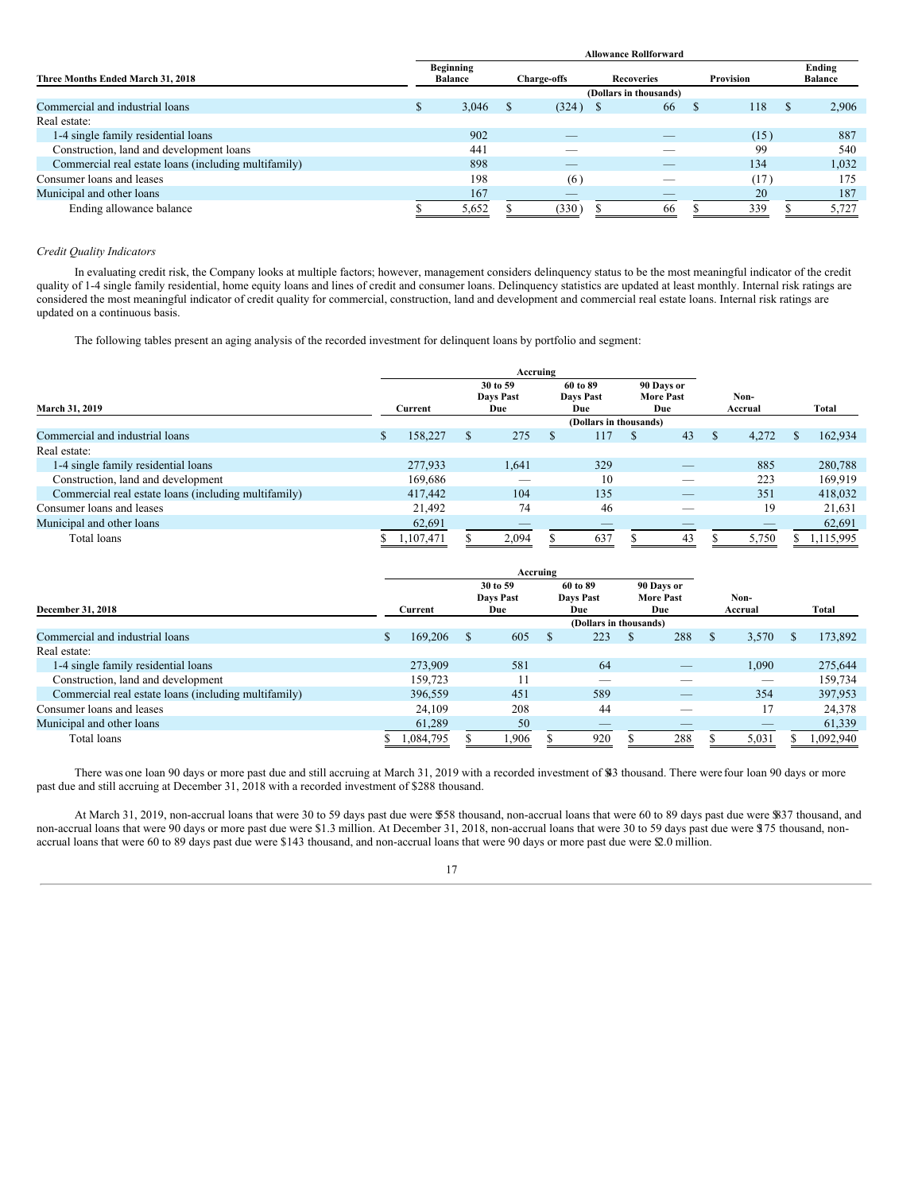| Three Months Ended March 31, 2018 | Allowance Rollforward | | | | |
|---|---|---|---|---|---|
| | Beginning Balance | Charge-offs | Recoveries | Provision | Ending Balance |
| | (Dollars in thousands) | | | | |
| Commercial and industrial loans | $ 3,046 | $ (324) | $ 66 | $ 118 | $ 2,906 |
| Real estate: | | | | | |
| 1-4 single family residential loans | 902 | — | — | (15) | 887 |
| Construction, land and development loans | 441 | — | — | 99 | 540 |
| Commercial real estate loans (including multifamily) | 898 | — | — | 134 | 1,032 |
| Consumer loans and leases | 198 | (6) | — | (17) | 175 |
| Municipal and other loans | 167 | — | — | 20 | 187 |
| Ending allowance balance | $ 5,652 | $ (330) | $ 66 | $ 339 | $ 5,727 |

*Credit Quality Indicators*

In evaluating credit risk, the Company looks at multiple factors; however, management considers delinquency status to be the most meaningful indicator of the credit quality of 1-4 single family residential, home equity loans and lines of credit and consumer loans. Delinquency statistics are updated at least monthly. Internal risk ratings are considered the most meaningful indicator of credit quality for commercial, construction, land and development and commercial real estate loans. Internal risk ratings are updated on a continuous basis.

The following tables present an aging analysis of the recorded investment for delinquent loans by portfolio and segment:

| March 31, 2019 | Accruing | | | | | |
|---|---|---|---|---|---|---|
| | Current | 30 to 59 Days Past Due | 60 to 89 Days Past Due | 90 Days or More Past Due | Non-Accrual | Total |
| | (Dollars in thousands) | | | | | |
| Commercial and industrial loans | $ 158,227 | $ 275 | $ 117 | $ 43 | $ 4,272 | $ 162,934 |
| Real estate: | | | | | | |
| 1-4 single family residential loans | 277,933 | 1,641 | 329 | — | 885 | 280,788 |
| Construction, land and development | 169,686 | — | 10 | — | 223 | 169,919 |
| Commercial real estate loans (including multifamily) | 417,442 | 104 | 135 | — | 351 | 418,032 |
| Consumer loans and leases | 21,492 | 74 | 46 | — | 19 | 21,631 |
| Municipal and other loans | 62,691 | — | — | — | — | 62,691 |
| Total loans | $ 1,107,471 | $ 2,094 | $ 637 | $ 43 | $ 5,750 | $ 1,115,995 |

| December 31, 2018 | Accruing | | | | | |
|---|---|---|---|---|---|---|
| | Current | 30 to 59 Days Past Due | 60 to 89 Days Past Due | 90 Days or More Past Due | Non-Accrual | Total |
| | (Dollars in thousands) | | | | | |
| Commercial and industrial loans | $ 169,206 | $ 605 | $ 223 | $ 288 | $ 3,570 | $ 173,892 |
| Real estate: | | | | | | |
| 1-4 single family residential loans | 273,909 | 581 | 64 | — | 1,090 | 275,644 |
| Construction, land and development | 159,723 | 11 | — | — | — | 159,734 |
| Commercial real estate loans (including multifamily) | 396,559 | 451 | 589 | — | 354 | 397,953 |
| Consumer loans and leases | 24,109 | 208 | 44 | — | 17 | 24,378 |
| Municipal and other loans | 61,289 | 50 | — | — | — | 61,339 |
| Total loans | $ 1,084,795 | $ 1,906 | $ 920 | $ 288 | $ 5,031 | $ 1,092,940 |

There was one loan 90 days or more past due and still accruing at March 31, 2019 with a recorded investment of $43 thousand. There were four loan 90 days or more past due and still accruing at December 31, 2018 with a recorded investment of $288 thousand.

At March 31, 2019, non-accrual loans that were 30 to 59 days past due were $558 thousand, non-accrual loans that were 60 to 89 days past due were $837 thousand, and non-accrual loans that were 90 days or more past due were $1.3 million. At December 31, 2018, non-accrual loans that were 30 to 59 days past due were $175 thousand, non-accrual loans that were 60 to 89 days past due were $143 thousand, and non-accrual loans that were 90 days or more past due were $2.0 million.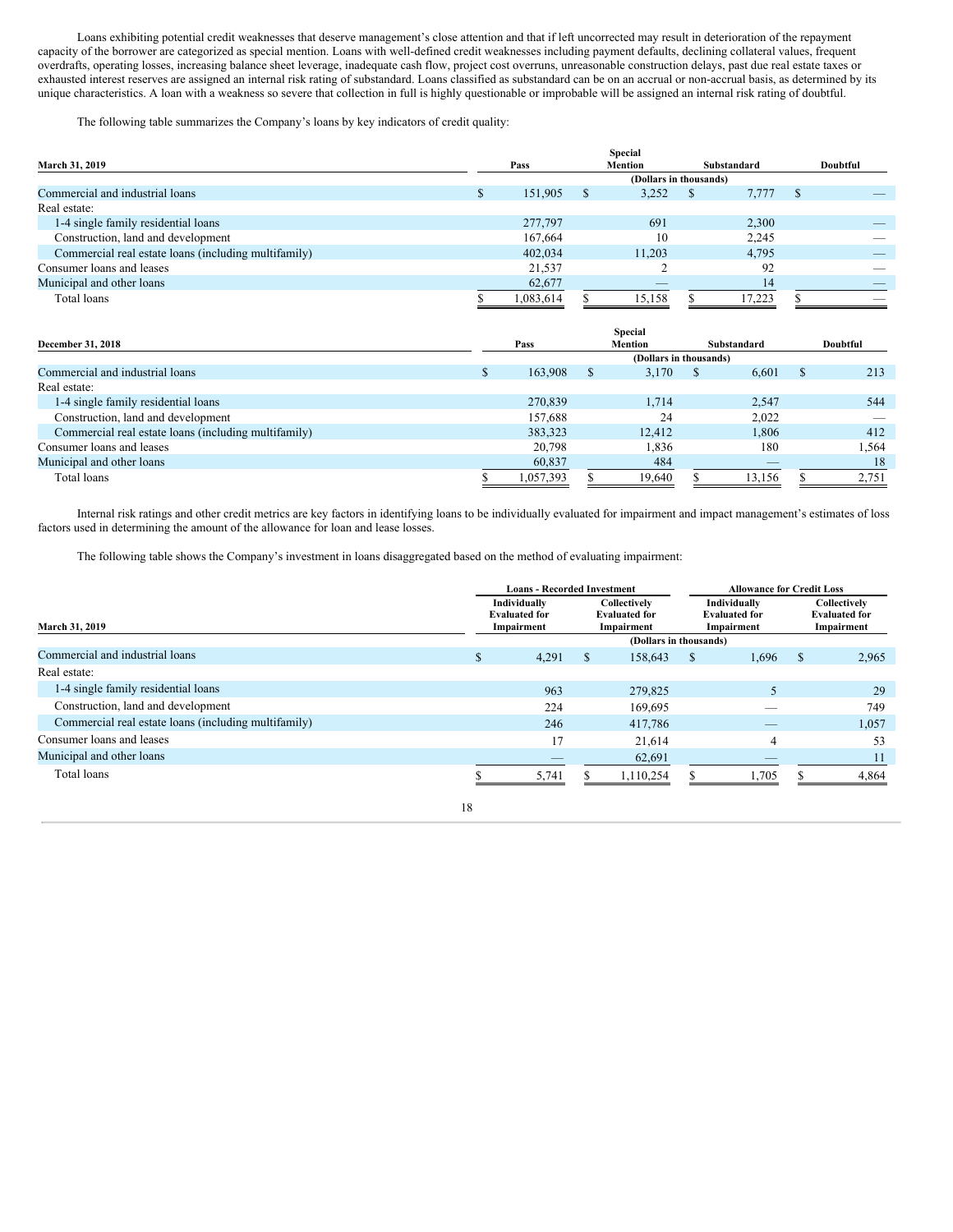Loans exhibiting potential credit weaknesses that deserve management's close attention and that if left uncorrected may result in deterioration of the repayment capacity of the borrower are categorized as special mention. Loans with well-defined credit weaknesses including payment defaults, declining collateral values, frequent overdrafts, operating losses, increasing balance sheet leverage, inadequate cash flow, project cost overruns, unreasonable construction delays, past due real estate taxes or exhausted interest reserves are assigned an internal risk rating of substandard. Loans classified as substandard can be on an accrual or non-accrual basis, as determined by its unique characteristics. A loan with a weakness so severe that collection in full is highly questionable or improbable will be assigned an internal risk rating of doubtful.

The following table summarizes the Company's loans by key indicators of credit quality:

| March 31, 2019 | Pass | Special Mention | Substandard | Doubtful |
|---|---|---|---|---|
| | (Dollars in thousands) | | | |
| Commercial and industrial loans | $ 151,905 | $ 3,252 | $ 7,777 | $ — |
| Real estate: | | | | |
| 1-4 single family residential loans | 277,797 | 691 | 2,300 | — |
| Construction, land and development | 167,664 | 10 | 2,245 | — |
| Commercial real estate loans (including multifamily) | 402,034 | 11,203 | 4,795 | — |
| Consumer loans and leases | 21,537 | 2 | 92 | — |
| Municipal and other loans | 62,677 | — | 14 | — |
| Total loans | $ 1,083,614 | $ 15,158 | $ 17,223 | $ — |

| December 31, 2018 | Pass | Special Mention | Substandard | Doubtful |
|---|---|---|---|---|
| | (Dollars in thousands) | | | |
| Commercial and industrial loans | $ 163,908 | $ 3,170 | $ 6,601 | $ 213 |
| Real estate: | | | | |
| 1-4 single family residential loans | 270,839 | 1,714 | 2,547 | 544 |
| Construction, land and development | 157,688 | 24 | 2,022 | — |
| Commercial real estate loans (including multifamily) | 383,323 | 12,412 | 1,806 | 412 |
| Consumer loans and leases | 20,798 | 1,836 | 180 | 1,564 |
| Municipal and other loans | 60,837 | 484 | — | 18 |
| Total loans | $ 1,057,393 | $ 19,640 | $ 13,156 | $ 2,751 |

Internal risk ratings and other credit metrics are key factors in identifying loans to be individually evaluated for impairment and impact management's estimates of loss factors used in determining the amount of the allowance for loan and lease losses.

The following table shows the Company's investment in loans disaggregated based on the method of evaluating impairment:

| | Loans - Recorded Investment | | Allowance for Credit Loss | |
|---|---|---|---|---|
| March 31, 2019 | Individually Evaluated for Impairment | Collectively Evaluated for Impairment | Individually Evaluated for Impairment | Collectively Evaluated for Impairment |
| | (Dollars in thousands) | | | |
| Commercial and industrial loans | $ 4,291 | $ 158,643 | $ 1,696 | $ 2,965 |
| Real estate: | | | | |
| 1-4 single family residential loans | 963 | 279,825 | 5 | 29 |
| Construction, land and development | 224 | 169,695 | — | 749 |
| Commercial real estate loans (including multifamily) | 246 | 417,786 | — | 1,057 |
| Consumer loans and leases | 17 | 21,614 | 4 | 53 |
| Municipal and other loans | — | 62,691 | — | 11 |
| Total loans | $ 5,741 | $ 1,110,254 | $ 1,705 | $ 4,864 |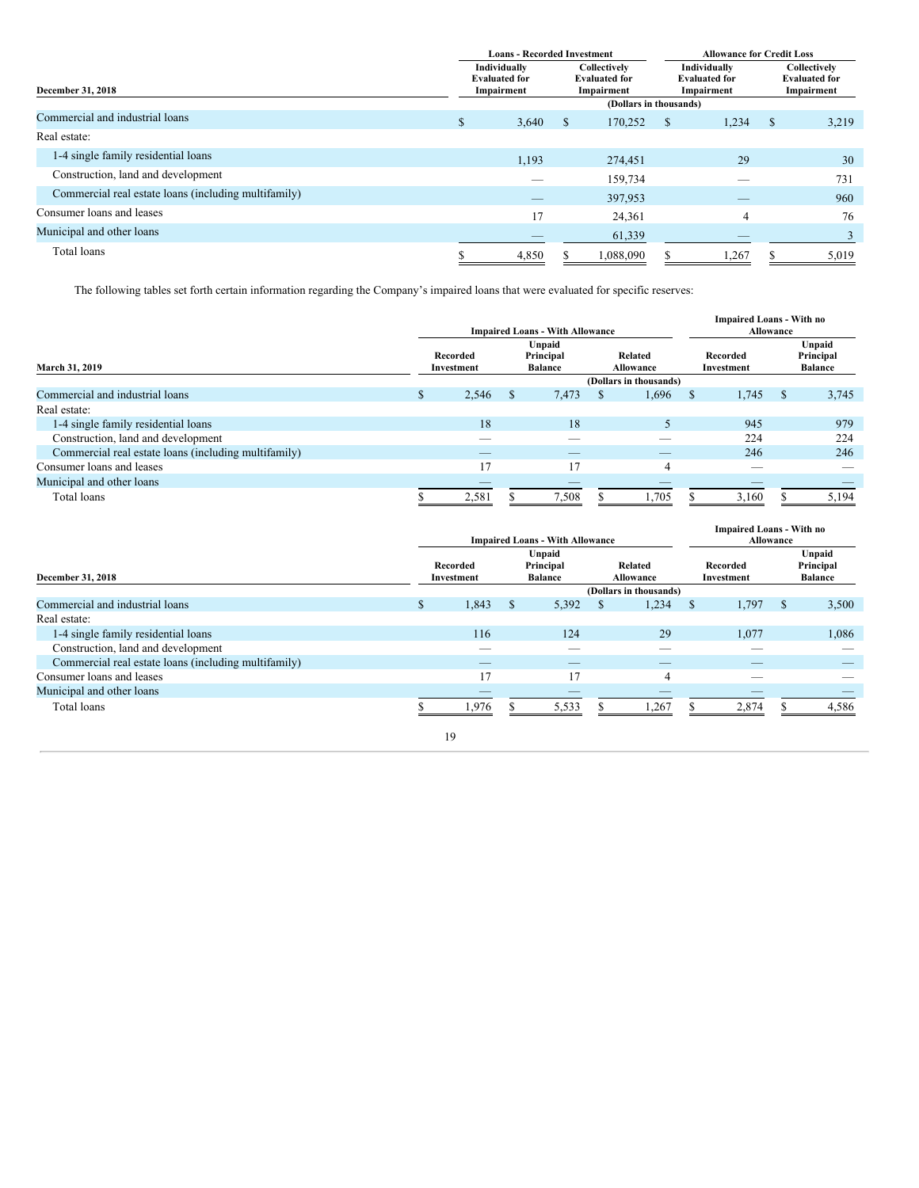| December 31, 2018 | Loans - Recorded Investment | | Allowance for Credit Loss | |
|---|---|---|---|---|
| | Individually Evaluated for Impairment | Collectively Evaluated for Impairment | Individually Evaluated for Impairment | Collectively Evaluated for Impairment |
| | (Dollars in thousands) | | | |
| Commercial and industrial loans | $ 3,640 | $ 170,252 | $ 1,234 | $ 3,219 |
| Real estate: | | | | |
| 1-4 single family residential loans | 1,193 | 274,451 | 29 | 30 |
| Construction, land and development | — | 159,734 | — | 731 |
| Commercial real estate loans (including multifamily) | — | 397,953 | — | 960 |
| Consumer loans and leases | 17 | 24,361 | 4 | 76 |
| Municipal and other loans | — | 61,339 | — | 3 |
| Total loans | $ 4,850 | $ 1,088,090 | $ 1,267 | $ 5,019 |

The following tables set forth certain information regarding the Company's impaired loans that were evaluated for specific reserves:

| March 31, 2019 | Impaired Loans - With Allowance | | | Impaired Loans - With no Allowance | |
|---|---|---|---|---|---|
| | Recorded Investment | Unpaid Principal Balance | Related Allowance | Recorded Investment | Unpaid Principal Balance |
| | (Dollars in thousands) | | | | |
| Commercial and industrial loans | $ 2,546 | $ 7,473 | $ 1,696 | $ 1,745 | $ 3,745 |
| Real estate: | | | | | |
| 1-4 single family residential loans | 18 | 18 | 5 | 945 | 979 |
| Construction, land and development | — | — | — | 224 | 224 |
| Commercial real estate loans (including multifamily) | — | — | — | 246 | 246 |
| Consumer loans and leases | 17 | 17 | 4 | — | — |
| Municipal and other loans | — | — | — | — | — |
| Total loans | $ 2,581 | $ 7,508 | $ 1,705 | $ 3,160 | $ 5,194 |

| December 31, 2018 | Impaired Loans - With Allowance | | | Impaired Loans - With no Allowance | |
|---|---|---|---|---|---|
| | Recorded Investment | Unpaid Principal Balance | Related Allowance | Recorded Investment | Unpaid Principal Balance |
| | (Dollars in thousands) | | | | |
| Commercial and industrial loans | $ 1,843 | $ 5,392 | $ 1,234 | $ 1,797 | $ 3,500 |
| Real estate: | | | | | |
| 1-4 single family residential loans | 116 | 124 | 29 | 1,077 | 1,086 |
| Construction, land and development | — | — | — | — | — |
| Commercial real estate loans (including multifamily) | — | — | — | — | — |
| Consumer loans and leases | 17 | 17 | 4 | — | — |
| Municipal and other loans | — | — | — | — | — |
| Total loans | $ 1,976 | $ 5,533 | $ 1,267 | $ 2,874 | $ 4,586 |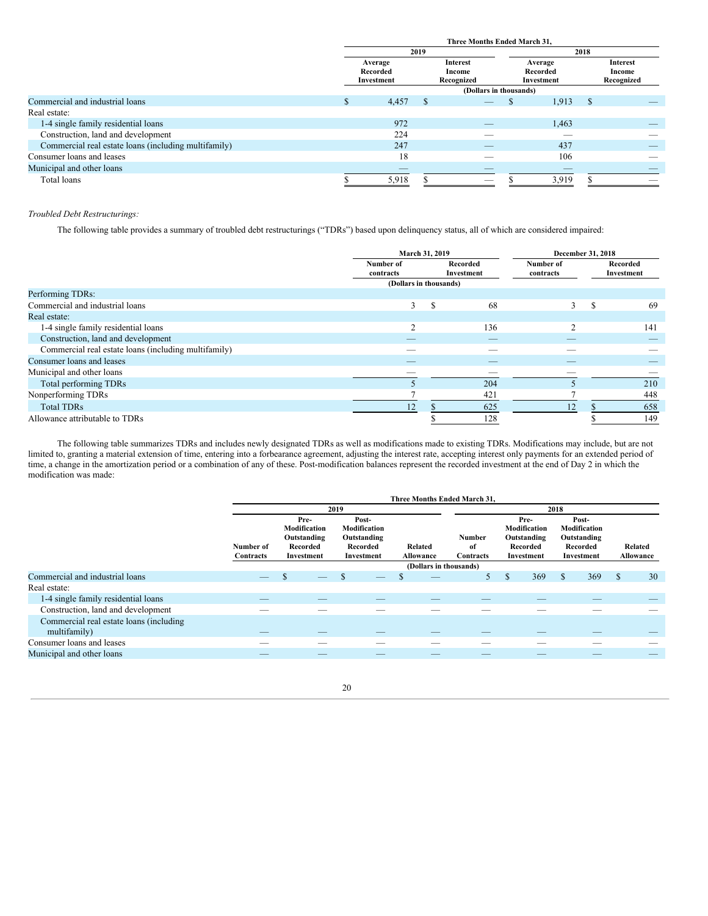| | Three Months Ended March 31, | | | |
|---|---|---|---|---|
| | 2019 | | 2018 | |
| | Average Recorded Investment | Interest Income Recognized | Average Recorded Investment | Interest Income Recognized |
| | (Dollars in thousands) | | | |
| Commercial and industrial loans | $ 4,457 | $ — | $ 1,913 | $ — |
| Real estate: | | | | |
| 1-4 single family residential loans | 972 | — | 1,463 | — |
| Construction, land and development | 224 | — | — | — |
| Commercial real estate loans (including multifamily) | 247 | — | 437 | — |
| Consumer loans and leases | 18 | — | 106 | — |
| Municipal and other loans | — | — | — | — |
| Total loans | $ 5,918 | $ — | $ 3,919 | $ — |

*Troubled Debt Restructurings:*

The following table provides a summary of troubled debt restructurings ("TDRs") based upon delinquency status, all of which are considered impaired:

| | March 31, 2019 | | December 31, 2018 | |
|---|---|---|---|---|
| | Number of contracts | Recorded Investment | Number of contracts | Recorded Investment |
| | (Dollars in thousands) | | | |
| Performing TDRs: | | | | |
| Commercial and industrial loans | 3 | $ 68 | 3 | $ 69 |
| Real estate: | | | | |
| 1-4 single family residential loans | 2 | 136 | 2 | 141 |
| Construction, land and development | — | — | — | — |
| Commercial real estate loans (including multifamily) | — | — | — | — |
| Consumer loans and leases | — | — | — | — |
| Municipal and other loans | — | — | — | — |
| Total performing TDRs | 5 | 204 | 5 | 210 |
| Nonperforming TDRs | 7 | 421 | 7 | 448 |
| Total TDRs | 12 | $ 625 | 12 | $ 658 |
| Allowance attributable to TDRs | | $ 128 | | $ 149 |

The following table summarizes TDRs and includes newly designated TDRs as well as modifications made to existing TDRs. Modifications may include, but are not limited to, granting a material extension of time, entering into a forbearance agreement, adjusting the interest rate, accepting interest only payments for an extended period of time, a change in the amortization period or a combination of any of these. Post-modification balances represent the recorded investment at the end of Day 2 in which the modification was made:

| | Three Months Ended March 31, | | | | | | | |
|---|---|---|---|---|---|---|---|---|
| | 2019 | | | | 2018 | | | |
| | Number of Contracts | Pre-Modification Outstanding Recorded Investment | Post-Modification Outstanding Recorded Investment | Related Allowance | Number of Contracts | Pre-Modification Outstanding Recorded Investment | Post-Modification Outstanding Recorded Investment | Related Allowance |
| | (Dollars in thousands) | | | | | | | |
| Commercial and industrial loans | — | $ — | $ — | $ — | 5 | $ 369 | $ 369 | $ 30 |
| Real estate: | | | | | | | | |
| 1-4 single family residential loans | — | — | — | — | — | — | — | — |
| Construction, land and development | — | — | — | — | — | — | — | — |
| Commercial real estate loans (including multifamily) | — | — | — | — | — | — | — | — |
| Consumer loans and leases | — | — | — | — | — | — | — | — |
| Municipal and other loans | — | — | — | — | — | — | — | — |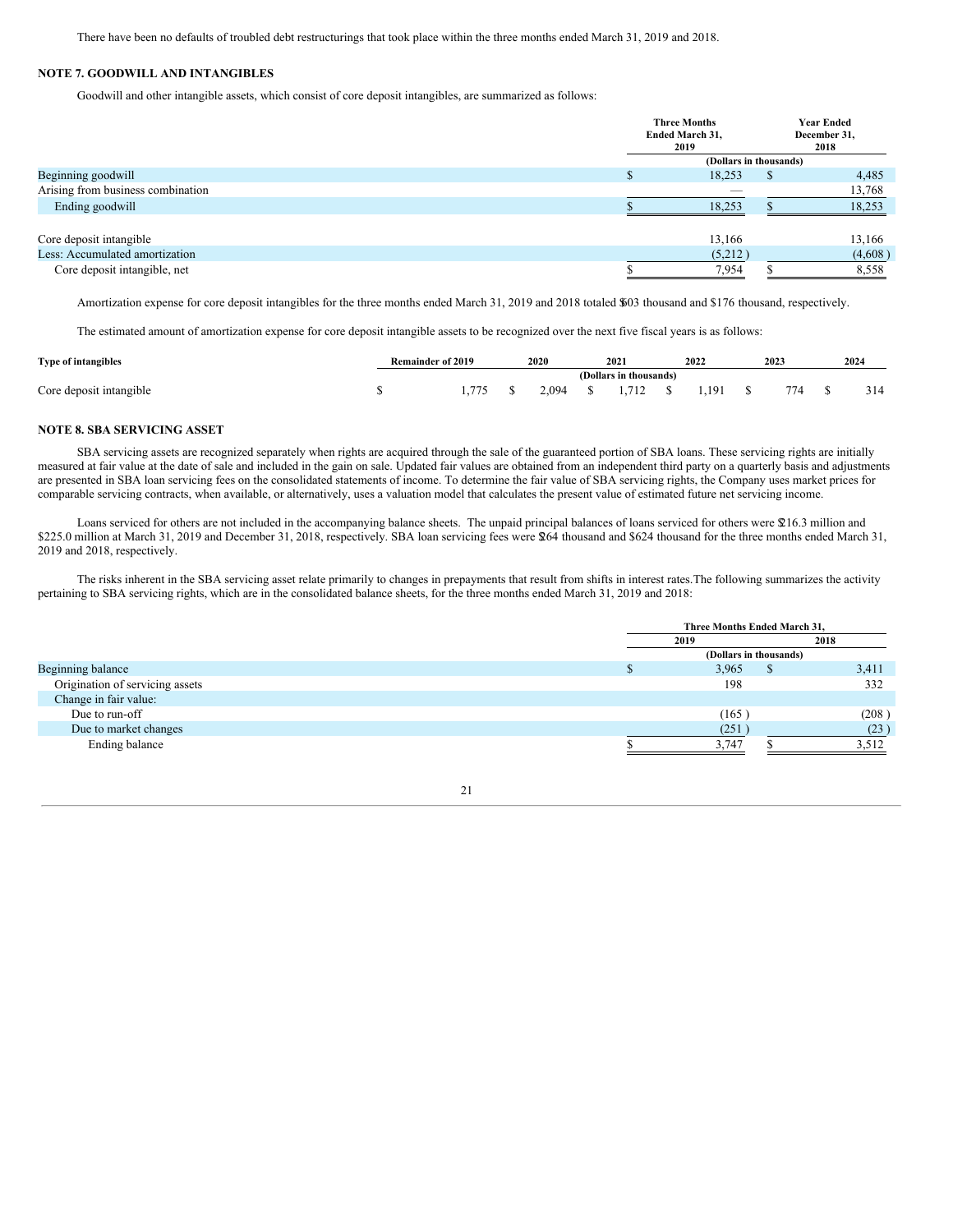There have been no defaults of troubled debt restructurings that took place within the three months ended March 31, 2019 and 2018.

## NOTE 7. GOODWILL AND INTANGIBLES

Goodwill and other intangible assets, which consist of core deposit intangibles, are summarized as follows:

| | Three Months Ended March 31, 2019 | Year Ended December 31, 2018 |
|---|---|---|
| | (Dollars in thousands) | |
| Beginning goodwill | $ 18,253 | $ 4,485 |
| Arising from business combination | — | 13,768 |
| Ending goodwill | $ 18,253 | $ 18,253 |
| | | |
| Core deposit intangible | 13,166 | 13,166 |
| Less: Accumulated amortization | (5,212 ) | (4,608 ) |
| Core deposit intangible, net | $ 7,954 | $ 8,558 |

Amortization expense for core deposit intangibles for the three months ended March 31, 2019 and 2018 totaled $603 thousand and $176 thousand, respectively.

The estimated amount of amortization expense for core deposit intangible assets to be recognized over the next five fiscal years is as follows:

| Type of intangibles | Remainder of 2019 | 2020 | 2021 | 2022 | 2023 | 2024 |
|---|---|---|---|---|---|---|
| | | | (Dollars in thousands) | | | |
| Core deposit intangible | $ 1,775 | $ 2,094 | $ 1,712 | $ 1,191 | $ 774 | $ 314 |

## NOTE 8. SBA SERVICING ASSET

SBA servicing assets are recognized separately when rights are acquired through the sale of the guaranteed portion of SBA loans. These servicing rights are initially measured at fair value at the date of sale and included in the gain on sale. Updated fair values are obtained from an independent third party on a quarterly basis and adjustments are presented in SBA loan servicing fees on the consolidated statements of income. To determine the fair value of SBA servicing rights, the Company uses market prices for comparable servicing contracts, when available, or alternatively, uses a valuation model that calculates the present value of estimated future net servicing income.

Loans serviced for others are not included in the accompanying balance sheets. The unpaid principal balances of loans serviced for others were $216.3 million and $225.0 million at March 31, 2019 and December 31, 2018, respectively. SBA loan servicing fees were $264 thousand and $624 thousand for the three months ended March 31, 2019 and 2018, respectively.

The risks inherent in the SBA servicing asset relate primarily to changes in prepayments that result from shifts in interest rates.The following summarizes the activity pertaining to SBA servicing rights, which are in the consolidated balance sheets, for the three months ended March 31, 2019 and 2018:

| | Three Months Ended March 31, | |
|---|---|---|
| | 2019 | 2018 |
| | (Dollars in thousands) | |
| Beginning balance | $ 3,965 | $ 3,411 |
| Origination of servicing assets | 198 | 332 |
| Change in fair value: | | |
| Due to run-off | (165 ) | (208 ) |
| Due to market changes | (251 ) | (23 ) |
| Ending balance | $ 3,747 | $ 3,512 |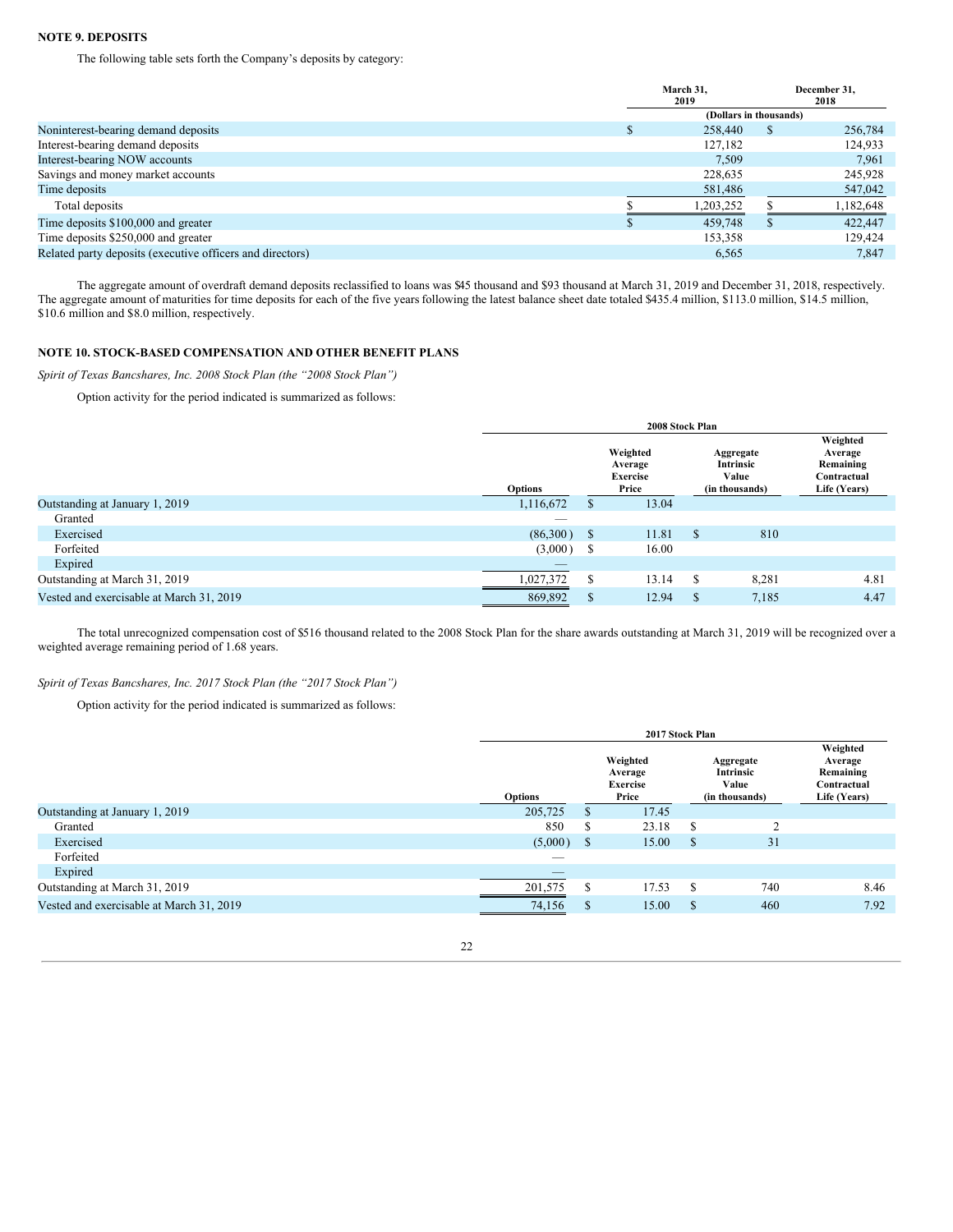### NOTE 9. DEPOSITS

The following table sets forth the Company's deposits by category:

| | March 31, 2019 | December 31, 2018 |
|---|---|---|
| | (Dollars in thousands) | |
| Noninterest-bearing demand deposits | $ 258,440 | $ 256,784 |
| Interest-bearing demand deposits | 127,182 | 124,933 |
| Interest-bearing NOW accounts | 7,509 | 7,961 |
| Savings and money market accounts | 228,635 | 245,928 |
| Time deposits | 581,486 | 547,042 |
| Total deposits | $ 1,203,252 | $ 1,182,648 |
| Time deposits $100,000 and greater | $ 459,748 | $ 422,447 |
| Time deposits $250,000 and greater | 153,358 | 129,424 |
| Related party deposits (executive officers and directors) | 6,565 | 7,847 |

The aggregate amount of overdraft demand deposits reclassified to loans was $45 thousand and $93 thousand at March 31, 2019 and December 31, 2018, respectively. The aggregate amount of maturities for time deposits for each of the five years following the latest balance sheet date totaled $435.4 million, $113.0 million, $14.5 million, $10.6 million and $8.0 million, respectively.

### NOTE 10. STOCK-BASED COMPENSATION AND OTHER BENEFIT PLANS

*Spirit of Texas Bancshares, Inc. 2008 Stock Plan (the "2008 Stock Plan")*

Option activity for the period indicated is summarized as follows:

| | 2008 Stock Plan | | | |
|---|---|---|---|---|
| | Options | Weighted Average Exercise Price | Aggregate Intrinsic Value (in thousands) | Weighted Average Remaining Contractual Life (Years) |
| Outstanding at January 1, 2019 | 1,116,672 | $ 13.04 | | |
| Granted | — | | | |
| Exercised | (86,300) | $ 11.81 | $ 810 | |
| Forfeited | (3,000) | $ 16.00 | | |
| Expired | — | | | |
| Outstanding at March 31, 2019 | 1,027,372 | $ 13.14 | $ 8,281 | 4.81 |
| Vested and exercisable at March 31, 2019 | 869,892 | $ 12.94 | $ 7,185 | 4.47 |

The total unrecognized compensation cost of $516 thousand related to the 2008 Stock Plan for the share awards outstanding at March 31, 2019 will be recognized over a weighted average remaining period of 1.68 years.

*Spirit of Texas Bancshares, Inc. 2017 Stock Plan (the "2017 Stock Plan")*

Option activity for the period indicated is summarized as follows:

| | 2017 Stock Plan | | | |
|---|---|---|---|---|
| | Options | Weighted Average Exercise Price | Aggregate Intrinsic Value (in thousands) | Weighted Average Remaining Contractual Life (Years) |
| Outstanding at January 1, 2019 | 205,725 | $ 17.45 | | |
| Granted | 850 | $ 23.18 | $ 2 | |
| Exercised | (5,000) | $ 15.00 | $ 31 | |
| Forfeited | — | | | |
| Expired | — | | | |
| Outstanding at March 31, 2019 | 201,575 | $ 17.53 | $ 740 | 8.46 |
| Vested and exercisable at March 31, 2019 | 74,156 | $ 15.00 | $ 460 | 7.92 |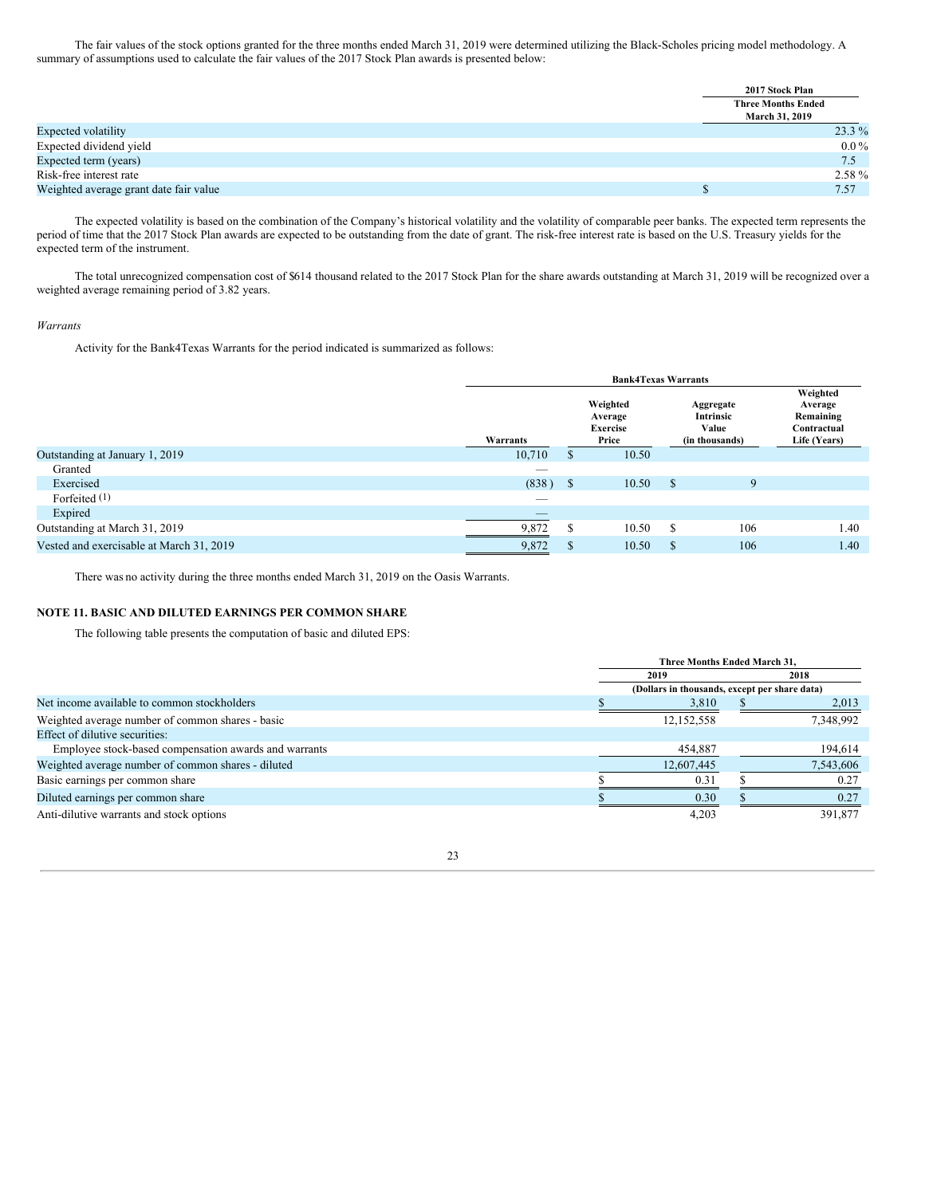The fair values of the stock options granted for the three months ended March 31, 2019 were determined utilizing the Black-Scholes pricing model methodology. A summary of assumptions used to calculate the fair values of the 2017 Stock Plan awards is presented below:

| | 2017 Stock Plan Three Months Ended March 31, 2019 |
|---|---|
| Expected volatility | 23.3 % |
| Expected dividend yield | 0.0 % |
| Expected term (years) | 7.5 |
| Risk-free interest rate | 2.58 % |
| Weighted average grant date fair value | $ 7.57 |

The expected volatility is based on the combination of the Company's historical volatility and the volatility of comparable peer banks. The expected term represents the period of time that the 2017 Stock Plan awards are expected to be outstanding from the date of grant. The risk-free interest rate is based on the U.S. Treasury yields for the expected term of the instrument.

The total unrecognized compensation cost of $614 thousand related to the 2017 Stock Plan for the share awards outstanding at March 31, 2019 will be recognized over a weighted average remaining period of 3.82 years.

*Warrants*

Activity for the Bank4Texas Warrants for the period indicated is summarized as follows:

| | Bank4Texas Warrants | | | |
|---|---|---|---|---|
| | Warrants | Weighted Average Exercise Price | Aggregate Intrinsic Value (in thousands) | Weighted Average Remaining Contractual Life (Years) |
| Outstanding at January 1, 2019 | 10,710 | $ 10.50 | | |
| Granted | — | | | |
| Exercised | (838 ) | $ 10.50 | $ 9 | |
| Forfeited [1] | — | | | |
| Expired | — | | | |
| Outstanding at March 31, 2019 | 9,872 | $ 10.50 | $ 106 | 1.40 |
| Vested and exercisable at March 31, 2019 | 9,872 | $ 10.50 | $ 106 | 1.40 |

There was no activity during the three months ended March 31, 2019 on the Oasis Warrants.

## NOTE 11. BASIC AND DILUTED EARNINGS PER COMMON SHARE

The following table presents the computation of basic and diluted EPS:

| | Three Months Ended March 31, | |
|---|---|---|
| | 2019 | 2018 |
| | (Dollars in thousands, except per share data) | |
| Net income available to common stockholders | $ 3,810 | $ 2,013 |
| Weighted average number of common shares - basic | 12,152,558 | 7,348,992 |
| Effect of dilutive securities: | | |
| Employee stock-based compensation awards and warrants | 454,887 | 194,614 |
| Weighted average number of common shares - diluted | 12,607,445 | 7,543,606 |
| Basic earnings per common share | $ 0.31 | $ 0.27 |
| Diluted earnings per common share | $ 0.30 | $ 0.27 |
| Anti-dilutive warrants and stock options | 4,203 | 391,877 |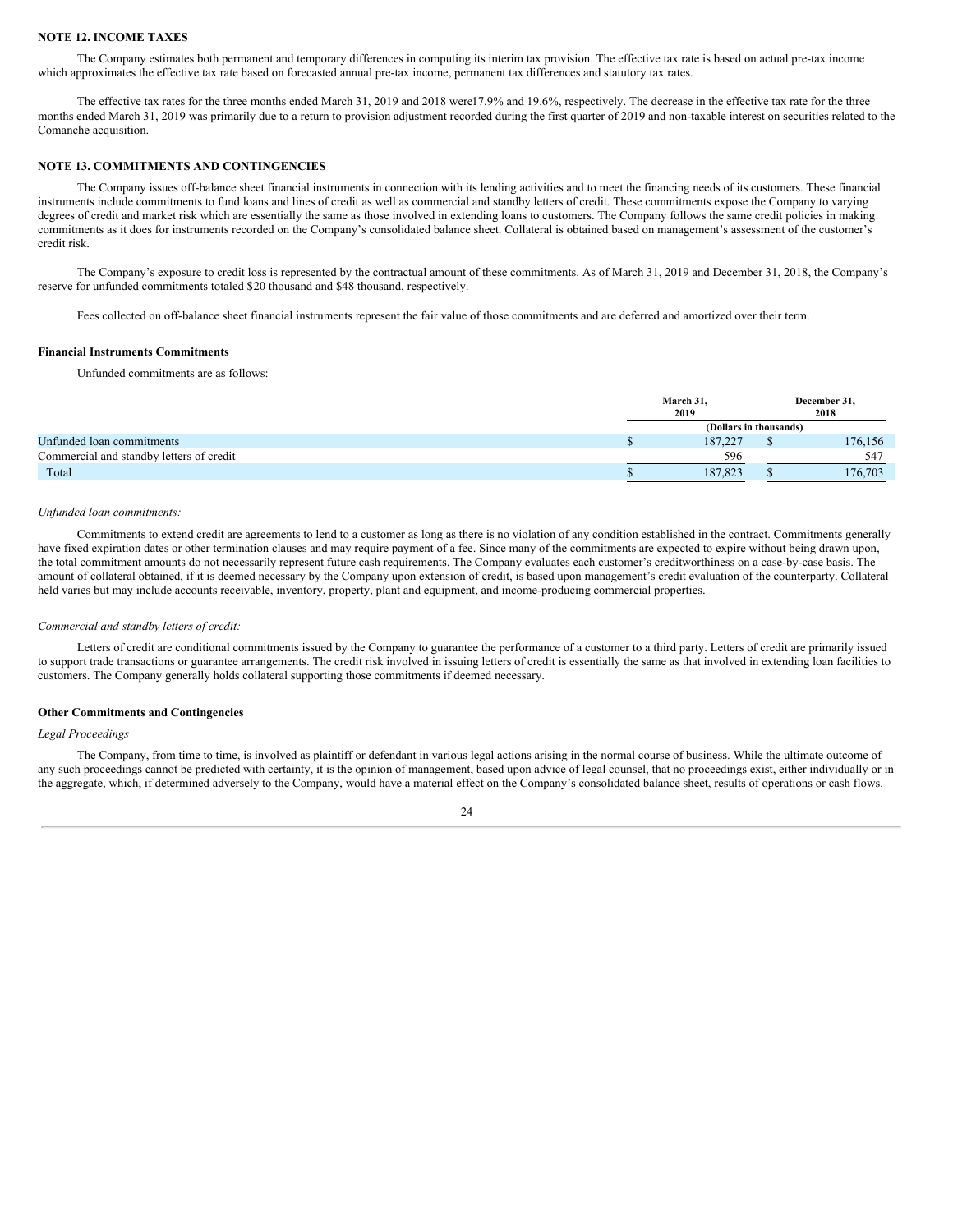## NOTE 12. INCOME TAXES

The Company estimates both permanent and temporary differences in computing its interim tax provision. The effective tax rate is based on actual pre-tax income which approximates the effective tax rate based on forecasted annual pre-tax income, permanent tax differences and statutory tax rates.

The effective tax rates for the three months ended March 31, 2019 and 2018 were17.9% and 19.6%, respectively. The decrease in the effective tax rate for the three months ended March 31, 2019 was primarily due to a return to provision adjustment recorded during the first quarter of 2019 and non-taxable interest on securities related to the Comanche acquisition.

## NOTE 13. COMMITMENTS AND CONTINGENCIES

The Company issues off-balance sheet financial instruments in connection with its lending activities and to meet the financing needs of its customers. These financial instruments include commitments to fund loans and lines of credit as well as commercial and standby letters of credit. These commitments expose the Company to varying degrees of credit and market risk which are essentially the same as those involved in extending loans to customers. The Company follows the same credit policies in making commitments as it does for instruments recorded on the Company's consolidated balance sheet. Collateral is obtained based on management's assessment of the customer's credit risk.

The Company's exposure to credit loss is represented by the contractual amount of these commitments. As of March 31, 2019 and December 31, 2018, the Company's reserve for unfunded commitments totaled $20 thousand and $48 thousand, respectively.

Fees collected on off-balance sheet financial instruments represent the fair value of those commitments and are deferred and amortized over their term.

### Financial Instruments Commitments

Unfunded commitments are as follows:

| | March 31, 2019 | December 31, 2018 |
|---|---|---|
| | (Dollars in thousands) | |
| Unfunded loan commitments | $ 187,227 | $ 176,156 |
| Commercial and standby letters of credit | 596 | 547 |
| Total | $ 187,823 | $ 176,703 |

*Unfunded loan commitments:*

Commitments to extend credit are agreements to lend to a customer as long as there is no violation of any condition established in the contract. Commitments generally have fixed expiration dates or other termination clauses and may require payment of a fee. Since many of the commitments are expected to expire without being drawn upon, the total commitment amounts do not necessarily represent future cash requirements. The Company evaluates each customer's creditworthiness on a case-by-case basis. The amount of collateral obtained, if it is deemed necessary by the Company upon extension of credit, is based upon management's credit evaluation of the counterparty. Collateral held varies but may include accounts receivable, inventory, property, plant and equipment, and income-producing commercial properties.

*Commercial and standby letters of credit:*

Letters of credit are conditional commitments issued by the Company to guarantee the performance of a customer to a third party. Letters of credit are primarily issued to support trade transactions or guarantee arrangements. The credit risk involved in issuing letters of credit is essentially the same as that involved in extending loan facilities to customers. The Company generally holds collateral supporting those commitments if deemed necessary.

### Other Commitments and Contingencies

*Legal Proceedings*

The Company, from time to time, is involved as plaintiff or defendant in various legal actions arising in the normal course of business. While the ultimate outcome of any such proceedings cannot be predicted with certainty, it is the opinion of management, based upon advice of legal counsel, that no proceedings exist, either individually or in the aggregate, which, if determined adversely to the Company, would have a material effect on the Company's consolidated balance sheet, results of operations or cash flows.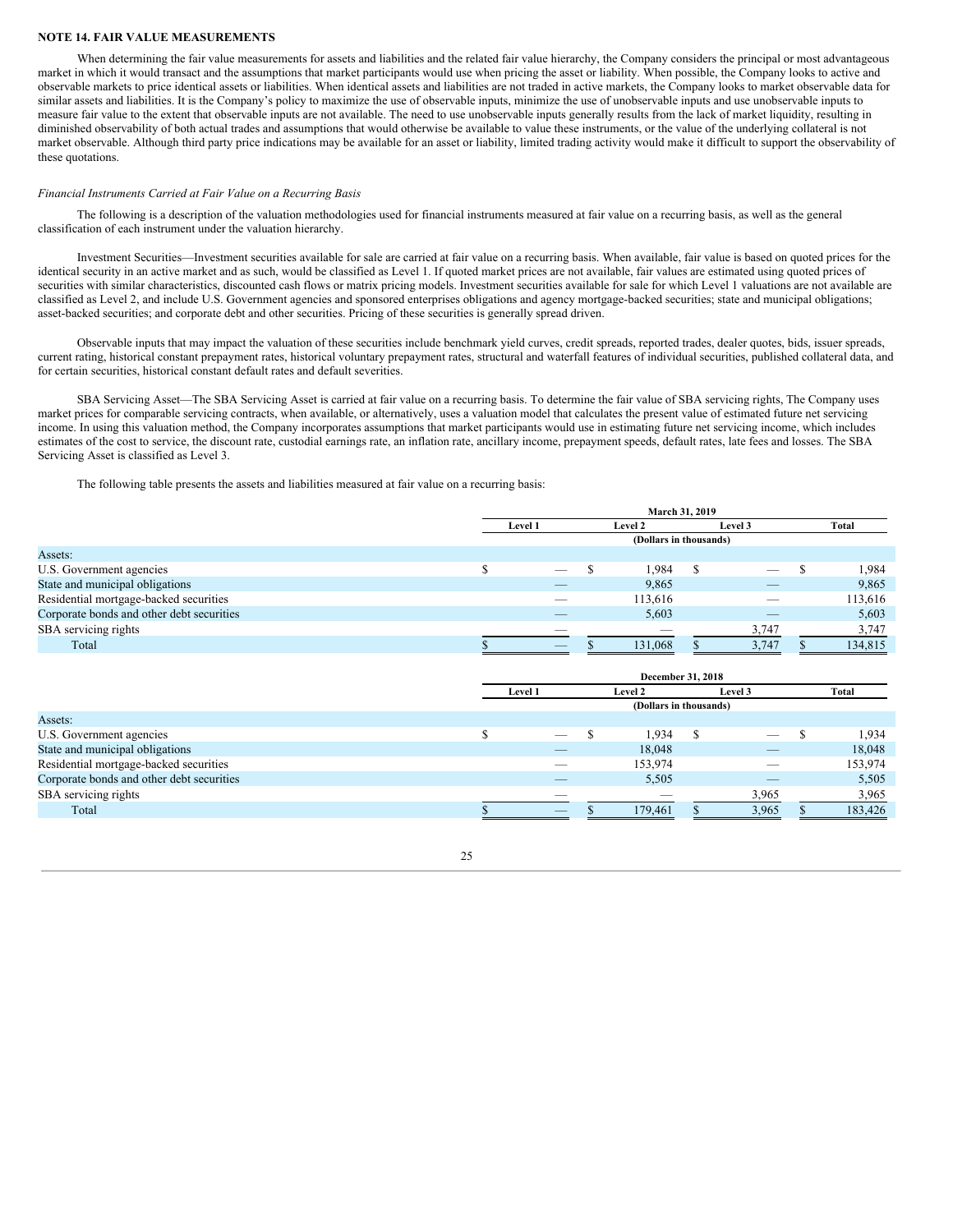**NOTE 14. FAIR VALUE MEASUREMENTS**

When determining the fair value measurements for assets and liabilities and the related fair value hierarchy, the Company considers the principal or most advantageous market in which it would transact and the assumptions that market participants would use when pricing the asset or liability. When possible, the Company looks to active and observable markets to price identical assets or liabilities. When identical assets and liabilities are not traded in active markets, the Company looks to market observable data for similar assets and liabilities. It is the Company's policy to maximize the use of observable inputs, minimize the use of unobservable inputs and use unobservable inputs to measure fair value to the extent that observable inputs are not available. The need to use unobservable inputs generally results from the lack of market liquidity, resulting in diminished observability of both actual trades and assumptions that would otherwise be available to value these instruments, or the value of the underlying collateral is not market observable. Although third party price indications may be available for an asset or liability, limited trading activity would make it difficult to support the observability of these quotations.

*Financial Instruments Carried at Fair Value on a Recurring Basis*

The following is a description of the valuation methodologies used for financial instruments measured at fair value on a recurring basis, as well as the general classification of each instrument under the valuation hierarchy.

Investment Securities—Investment securities available for sale are carried at fair value on a recurring basis. When available, fair value is based on quoted prices for the identical security in an active market and as such, would be classified as Level 1. If quoted market prices are not available, fair values are estimated using quoted prices of securities with similar characteristics, discounted cash flows or matrix pricing models. Investment securities available for sale for which Level 1 valuations are not available are classified as Level 2, and include U.S. Government agencies and sponsored enterprises obligations and agency mortgage-backed securities; state and municipal obligations; asset-backed securities; and corporate debt and other securities. Pricing of these securities is generally spread driven.

Observable inputs that may impact the valuation of these securities include benchmark yield curves, credit spreads, reported trades, dealer quotes, bids, issuer spreads, current rating, historical constant prepayment rates, historical voluntary prepayment rates, structural and waterfall features of individual securities, published collateral data, and for certain securities, historical constant default rates and default severities.

SBA Servicing Asset—The SBA Servicing Asset is carried at fair value on a recurring basis. To determine the fair value of SBA servicing rights, The Company uses market prices for comparable servicing contracts, when available, or alternatively, uses a valuation model that calculates the present value of estimated future net servicing income. In using this valuation method, the Company incorporates assumptions that market participants would use in estimating future net servicing income, which includes estimates of the cost to service, the discount rate, custodial earnings rate, an inflation rate, ancillary income, prepayment speeds, default rates, late fees and losses. The SBA Servicing Asset is classified as Level 3.

The following table presents the assets and liabilities measured at fair value on a recurring basis:

| | March 31, 2019 | | | |
|---|---|---|---|---|
| | Level 1 | Level 2 | Level 3 | Total |
| | (Dollars in thousands) | | | |
| Assets: | | | | |
| U.S. Government agencies | $ — | $ 1,984 | $ — | $ 1,984 |
| State and municipal obligations | — | 9,865 | — | 9,865 |
| Residential mortgage-backed securities | — | 113,616 | — | 113,616 |
| Corporate bonds and other debt securities | — | 5,603 | — | 5,603 |
| SBA servicing rights | — | — | 3,747 | 3,747 |
| Total | $ — | $ 131,068 | $ 3,747 | $ 134,815 |

| | December 31, 2018 | | | |
|---|---|---|---|---|
| | Level 1 | Level 2 | Level 3 | Total |
| | (Dollars in thousands) | | | |
| Assets: | | | | |
| U.S. Government agencies | $ — | $ 1,934 | $ — | $ 1,934 |
| State and municipal obligations | — | 18,048 | — | 18,048 |
| Residential mortgage-backed securities | — | 153,974 | — | 153,974 |
| Corporate bonds and other debt securities | — | 5,505 | — | 5,505 |
| SBA servicing rights | — | — | 3,965 | 3,965 |
| Total | $ — | $ 179,461 | $ 3,965 | $ 183,426 |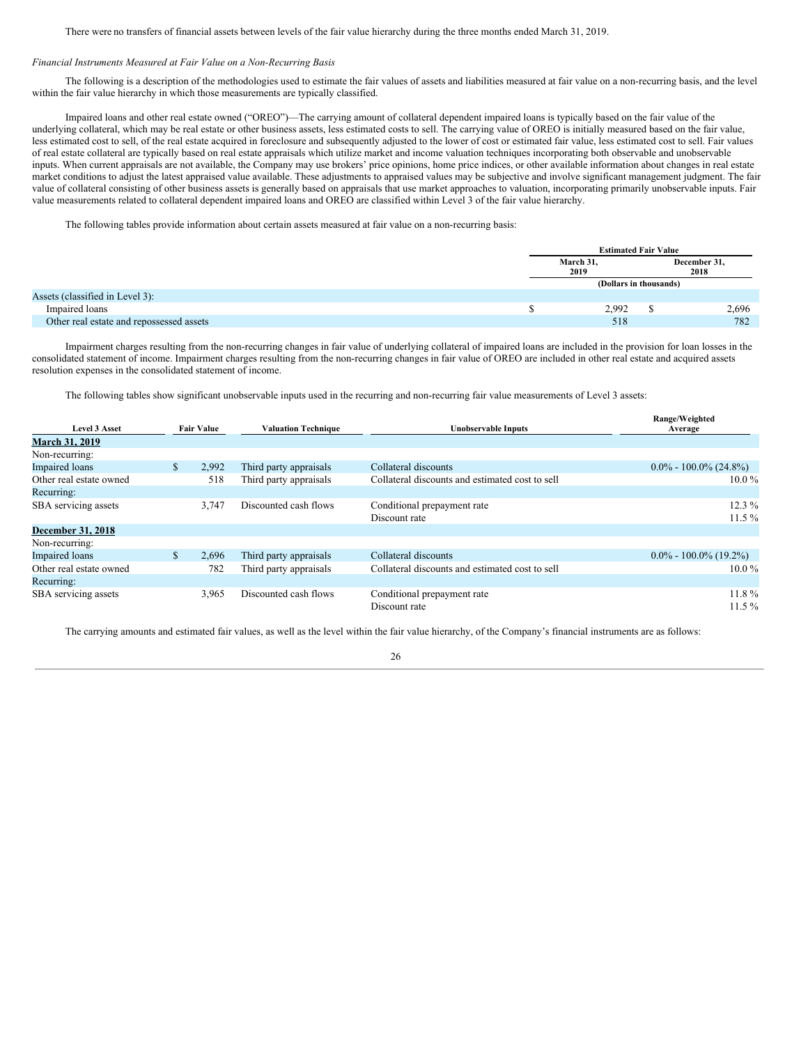There were no transfers of financial assets between levels of the fair value hierarchy during the three months ended March 31, 2019.

*Financial Instruments Measured at Fair Value on a Non-Recurring Basis*

The following is a description of the methodologies used to estimate the fair values of assets and liabilities measured at fair value on a non-recurring basis, and the level within the fair value hierarchy in which those measurements are typically classified.

Impaired loans and other real estate owned ("OREO")—The carrying amount of collateral dependent impaired loans is typically based on the fair value of the underlying collateral, which may be real estate or other business assets, less estimated costs to sell. The carrying value of OREO is initially measured based on the fair value, less estimated cost to sell, of the real estate acquired in foreclosure and subsequently adjusted to the lower of cost or estimated fair value, less estimated cost to sell. Fair values of real estate collateral are typically based on real estate appraisals which utilize market and income valuation techniques incorporating both observable and unobservable inputs. When current appraisals are not available, the Company may use brokers' price opinions, home price indices, or other available information about changes in real estate market conditions to adjust the latest appraised value available. These adjustments to appraised values may be subjective and involve significant management judgment. The fair value of collateral consisting of other business assets is generally based on appraisals that use market approaches to valuation, incorporating primarily unobservable inputs. Fair value measurements related to collateral dependent impaired loans and OREO are classified within Level 3 of the fair value hierarchy.

The following tables provide information about certain assets measured at fair value on a non-recurring basis:

| | Estimated Fair Value | |
|---|---|---|
| | March 31, 2019 | December 31, 2018 |
| | (Dollars in thousands) | |
| Assets (classified in Level 3): | | |
| Impaired loans | $ 2,992 | $ 2,696 |
| Other real estate and repossessed assets | 518 | 782 |

Impairment charges resulting from the non-recurring changes in fair value of underlying collateral of impaired loans are included in the provision for loan losses in the consolidated statement of income. Impairment charges resulting from the non-recurring changes in fair value of OREO are included in other real estate and acquired assets resolution expenses in the consolidated statement of income.

The following tables show significant unobservable inputs used in the recurring and non-recurring fair value measurements of Level 3 assets:

| Level 3 Asset | Fair Value | Valuation Technique | Unobservable Inputs | Range/Weighted Average |
|---|---|---|---|---|
| **March 31, 2019** | | | | |
| Non-recurring: | | | | |
| Impaired loans | $ 2,992 | Third party appraisals | Collateral discounts | 0.0% - 100.0% (24.8%) |
| Other real estate owned | 518 | Third party appraisals | Collateral discounts and estimated cost to sell | 10.0 % |
| Recurring: | | | | |
| SBA servicing assets | 3,747 | Discounted cash flows | Conditional prepayment rate | 12.3 % |
| | | | Discount rate | 11.5 % |
| **December 31, 2018** | | | | |
| Non-recurring: | | | | |
| Impaired loans | $ 2,696 | Third party appraisals | Collateral discounts | 0.0% - 100.0% (19.2%) |
| Other real estate owned | 782 | Third party appraisals | Collateral discounts and estimated cost to sell | 10.0 % |
| Recurring: | | | | |
| SBA servicing assets | 3,965 | Discounted cash flows | Conditional prepayment rate | 11.8 % |
| | | | Discount rate | 11.5 % |

The carrying amounts and estimated fair values, as well as the level within the fair value hierarchy, of the Company's financial instruments are as follows: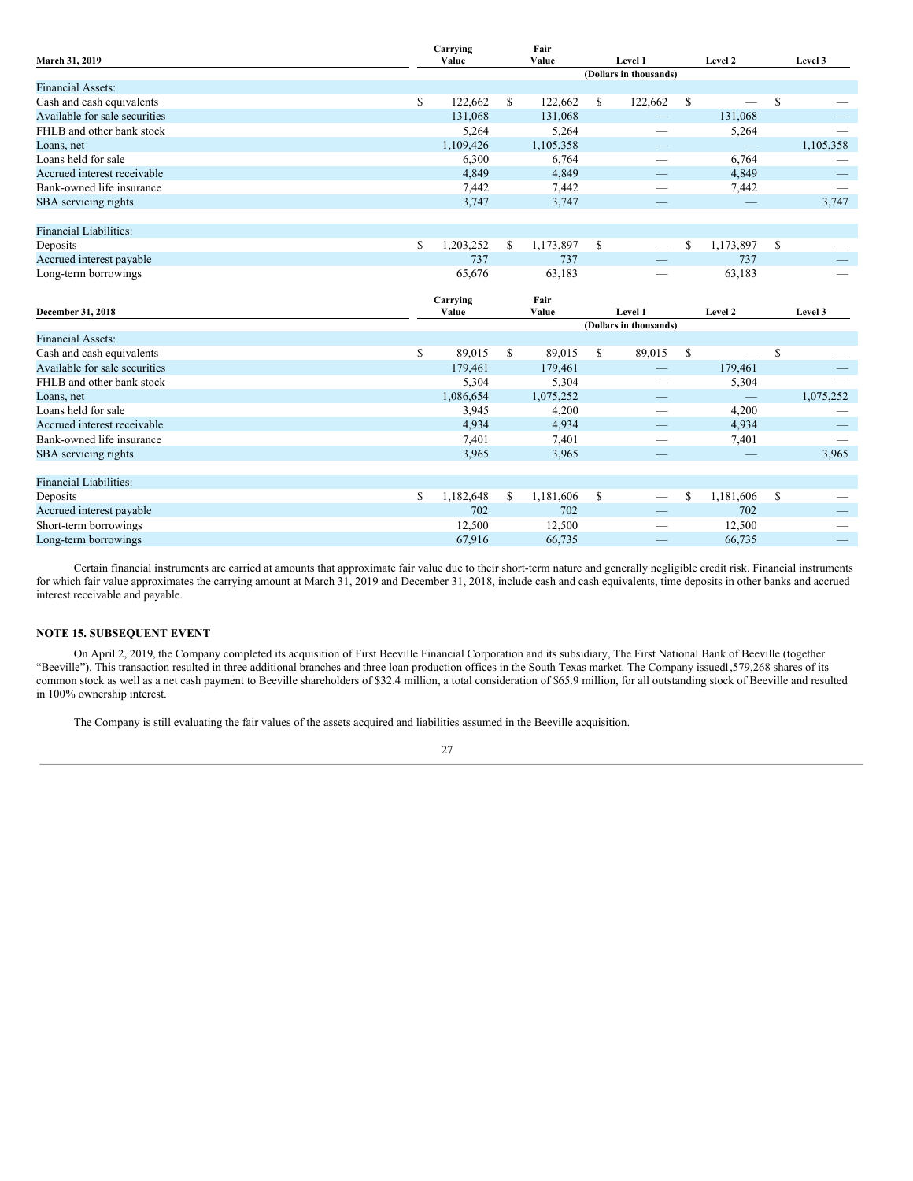| March 31, 2019 | Carrying Value | Fair Value | Level 1 | Level 2 | Level 3 |
|---|---|---|---|---|---|
| | | | (Dollars in thousands) | | |
| Financial Assets: | | | | | |
| Cash and cash equivalents | $ 122,662 | $ 122,662 | $ 122,662 | $ — | $ — |
| Available for sale securities | 131,068 | 131,068 | — | 131,068 | — |
| FHLB and other bank stock | 5,264 | 5,264 | — | 5,264 | — |
| Loans, net | 1,109,426 | 1,105,358 | — | — | 1,105,358 |
| Loans held for sale | 6,300 | 6,764 | — | 6,764 | — |
| Accrued interest receivable | 4,849 | 4,849 | — | 4,849 | — |
| Bank-owned life insurance | 7,442 | 7,442 | — | 7,442 | — |
| SBA servicing rights | 3,747 | 3,747 | — | — | 3,747 |
| | | | | | |
| Financial Liabilities: | | | | | |
| Deposits | $ 1,203,252 | $ 1,173,897 | $ — | $ 1,173,897 | $ — |
| Accrued interest payable | 737 | 737 | — | 737 | — |
| Long-term borrowings | 65,676 | 63,183 | — | 63,183 | — |

| December 31, 2018 | Carrying Value | Fair Value | Level 1 | Level 2 | Level 3 |
|---|---|---|---|---|---|
| | | | (Dollars in thousands) | | |
| Financial Assets: | | | | | |
| Cash and cash equivalents | $ 89,015 | $ 89,015 | $ 89,015 | $ — | $ — |
| Available for sale securities | 179,461 | 179,461 | — | 179,461 | — |
| FHLB and other bank stock | 5,304 | 5,304 | — | 5,304 | — |
| Loans, net | 1,086,654 | 1,075,252 | — | — | 1,075,252 |
| Loans held for sale | 3,945 | 4,200 | — | 4,200 | — |
| Accrued interest receivable | 4,934 | 4,934 | — | 4,934 | — |
| Bank-owned life insurance | 7,401 | 7,401 | — | 7,401 | — |
| SBA servicing rights | 3,965 | 3,965 | — | — | 3,965 |
| | | | | | |
| Financial Liabilities: | | | | | |
| Deposits | $ 1,182,648 | $ 1,181,606 | $ — | $ 1,181,606 | $ — |
| Accrued interest payable | 702 | 702 | — | 702 | — |
| Short-term borrowings | 12,500 | 12,500 | — | 12,500 | — |
| Long-term borrowings | 67,916 | 66,735 | — | 66,735 | — |

Certain financial instruments are carried at amounts that approximate fair value due to their short-term nature and generally negligible credit risk. Financial instruments for which fair value approximates the carrying amount at March 31, 2019 and December 31, 2018, include cash and cash equivalents, time deposits in other banks and accrued interest receivable and payable.

## NOTE 15. SUBSEQUENT EVENT

On April 2, 2019, the Company completed its acquisition of First Beeville Financial Corporation and its subsidiary, The First National Bank of Beeville (together "Beeville"). This transaction resulted in three additional branches and three loan production offices in the South Texas market. The Company issued1,579,268 shares of its common stock as well as a net cash payment to Beeville shareholders of $32.4 million, a total consideration of $65.9 million, for all outstanding stock of Beeville and resulted in 100% ownership interest.

The Company is still evaluating the fair values of the assets acquired and liabilities assumed in the Beeville acquisition.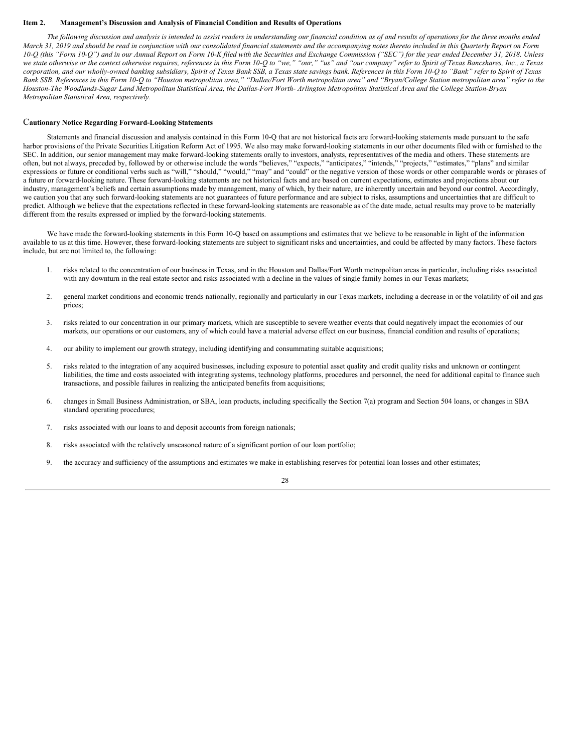## Item 2. Management's Discussion and Analysis of Financial Condition and Results of Operations

*The following discussion and analysis is intended to assist readers in understanding our financial condition as of and results of operations for the three months ended March 31, 2019 and should be read in conjunction with our consolidated financial statements and the accompanying notes thereto included in this Quarterly Report on Form 10-Q (this "Form 10-Q") and in our Annual Report on Form 10-K filed with the Securities and Exchange Commission ("SEC") for the year ended December 31, 2018. Unless we state otherwise or the context otherwise requires, references in this Form 10-Q to "we," "our," "us" and "our company" refer to Spirit of Texas Bancshares, Inc., a Texas corporation, and our wholly-owned banking subsidiary, Spirit of Texas Bank SSB, a Texas state savings bank. References in this Form 10-Q to "Bank" refer to Spirit of Texas Bank SSB. References in this Form 10-Q to "Houston metropolitan area," "Dallas/Fort Worth metropolitan area" and "Bryan/College Station metropolitan area" refer to the Houston-The Woodlands-Sugar Land Metropolitan Statistical Area, the Dallas-Fort Worth- Arlington Metropolitan Statistical Area and the College Station-Bryan Metropolitan Statistical Area, respectively.*

### Cautionary Notice Regarding Forward-Looking Statements

Statements and financial discussion and analysis contained in this Form 10-Q that are not historical facts are forward-looking statements made pursuant to the safe harbor provisions of the Private Securities Litigation Reform Act of 1995. We also may make forward-looking statements in our other documents filed with or furnished to the SEC. In addition, our senior management may make forward-looking statements orally to investors, analysts, representatives of the media and others. These statements are often, but not always, preceded by, followed by or otherwise include the words "believes," "expects," "anticipates," "intends," "projects," "estimates," "plans" and similar expressions or future or conditional verbs such as "will," "should," "would," "may" and "could" or the negative version of those words or other comparable words or phrases of a future or forward-looking nature. These forward-looking statements are not historical facts and are based on current expectations, estimates and projections about our industry, management's beliefs and certain assumptions made by management, many of which, by their nature, are inherently uncertain and beyond our control. Accordingly, we caution you that any such forward-looking statements are not guarantees of future performance and are subject to risks, assumptions and uncertainties that are difficult to predict. Although we believe that the expectations reflected in these forward-looking statements are reasonable as of the date made, actual results may prove to be materially different from the results expressed or implied by the forward-looking statements.

We have made the forward-looking statements in this Form 10-Q based on assumptions and estimates that we believe to be reasonable in light of the information available to us at this time. However, these forward-looking statements are subject to significant risks and uncertainties, and could be affected by many factors. These factors include, but are not limited to, the following:

1. risks related to the concentration of our business in Texas, and in the Houston and Dallas/Fort Worth metropolitan areas in particular, including risks associated with any downturn in the real estate sector and risks associated with a decline in the values of single family homes in our Texas markets;

2. general market conditions and economic trends nationally, regionally and particularly in our Texas markets, including a decrease in or the volatility of oil and gas prices;

3. risks related to our concentration in our primary markets, which are susceptible to severe weather events that could negatively impact the economies of our markets, our operations or our customers, any of which could have a material adverse effect on our business, financial condition and results of operations;

4. our ability to implement our growth strategy, including identifying and consummating suitable acquisitions;

5. risks related to the integration of any acquired businesses, including exposure to potential asset quality and credit quality risks and unknown or contingent liabilities, the time and costs associated with integrating systems, technology platforms, procedures and personnel, the need for additional capital to finance such transactions, and possible failures in realizing the anticipated benefits from acquisitions;

6. changes in Small Business Administration, or SBA, loan products, including specifically the Section 7(a) program and Section 504 loans, or changes in SBA standard operating procedures;

7. risks associated with our loans to and deposit accounts from foreign nationals;

8. risks associated with the relatively unseasoned nature of a significant portion of our loan portfolio;

9. the accuracy and sufficiency of the assumptions and estimates we make in establishing reserves for potential loan losses and other estimates;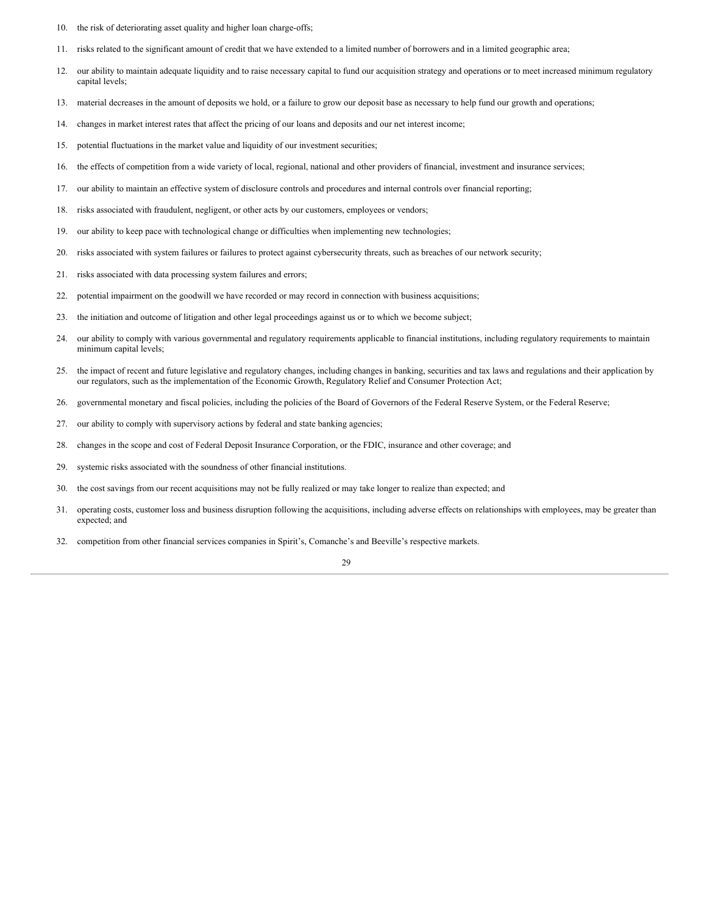10. the risk of deteriorating asset quality and higher loan charge-offs;
11. risks related to the significant amount of credit that we have extended to a limited number of borrowers and in a limited geographic area;
12. our ability to maintain adequate liquidity and to raise necessary capital to fund our acquisition strategy and operations or to meet increased minimum regulatory capital levels;
13. material decreases in the amount of deposits we hold, or a failure to grow our deposit base as necessary to help fund our growth and operations;
14. changes in market interest rates that affect the pricing of our loans and deposits and our net interest income;
15. potential fluctuations in the market value and liquidity of our investment securities;
16. the effects of competition from a wide variety of local, regional, national and other providers of financial, investment and insurance services;
17. our ability to maintain an effective system of disclosure controls and procedures and internal controls over financial reporting;
18. risks associated with fraudulent, negligent, or other acts by our customers, employees or vendors;
19. our ability to keep pace with technological change or difficulties when implementing new technologies;
20. risks associated with system failures or failures to protect against cybersecurity threats, such as breaches of our network security;
21. risks associated with data processing system failures and errors;
22. potential impairment on the goodwill we have recorded or may record in connection with business acquisitions;
23. the initiation and outcome of litigation and other legal proceedings against us or to which we become subject;
24. our ability to comply with various governmental and regulatory requirements applicable to financial institutions, including regulatory requirements to maintain minimum capital levels;
25. the impact of recent and future legislative and regulatory changes, including changes in banking, securities and tax laws and regulations and their application by our regulators, such as the implementation of the Economic Growth, Regulatory Relief and Consumer Protection Act;
26. governmental monetary and fiscal policies, including the policies of the Board of Governors of the Federal Reserve System, or the Federal Reserve;
27. our ability to comply with supervisory actions by federal and state banking agencies;
28. changes in the scope and cost of Federal Deposit Insurance Corporation, or the FDIC, insurance and other coverage; and
29. systemic risks associated with the soundness of other financial institutions.
30. the cost savings from our recent acquisitions may not be fully realized or may take longer to realize than expected; and
31. operating costs, customer loss and business disruption following the acquisitions, including adverse effects on relationships with employees, may be greater than expected; and
32. competition from other financial services companies in Spirit's, Comanche's and Beeville's respective markets.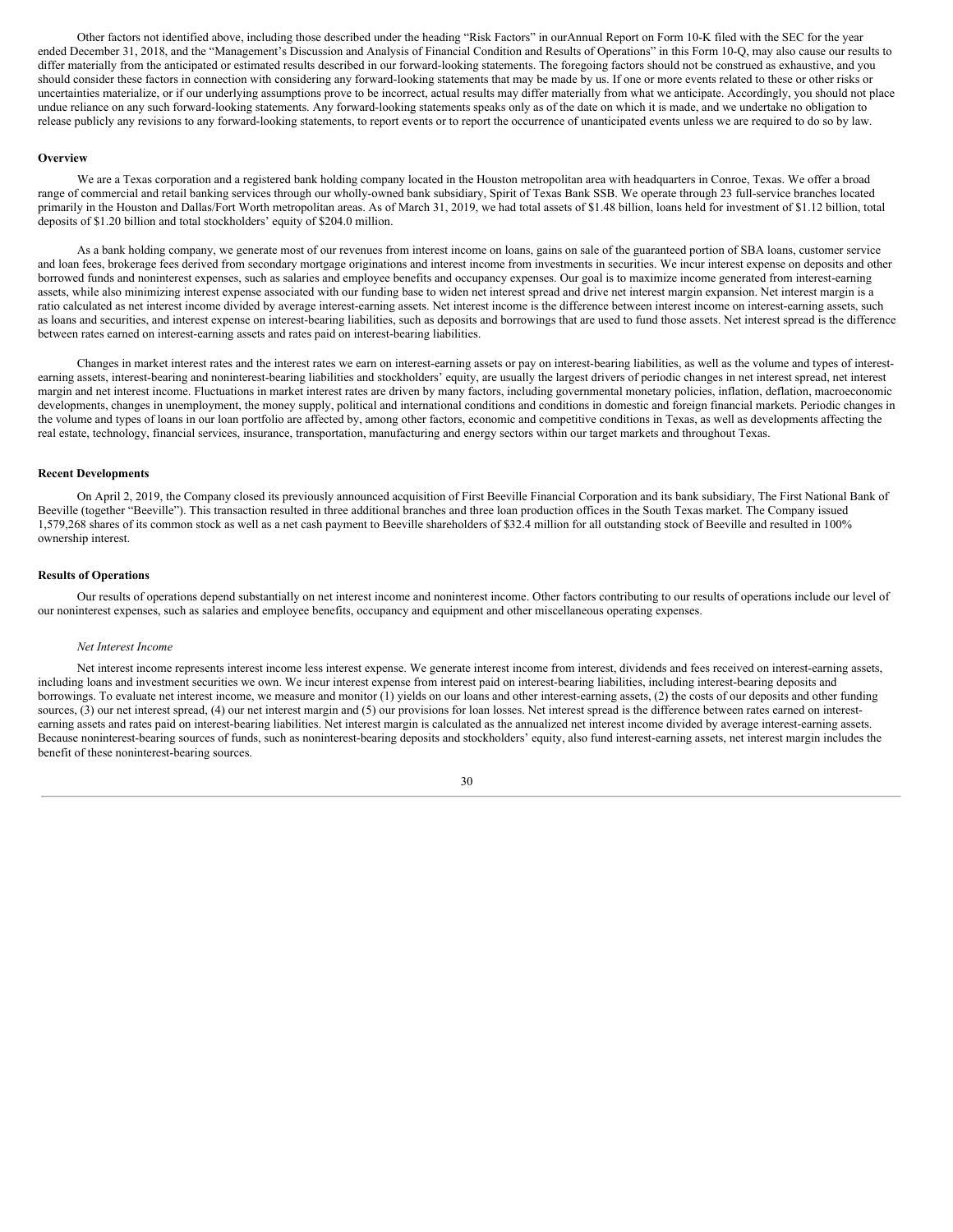Other factors not identified above, including those described under the heading "Risk Factors" in ourAnnual Report on Form 10-K filed with the SEC for the year ended December 31, 2018, and the "Management's Discussion and Analysis of Financial Condition and Results of Operations" in this Form 10-Q, may also cause our results to differ materially from the anticipated or estimated results described in our forward-looking statements. The foregoing factors should not be construed as exhaustive, and you should consider these factors in connection with considering any forward-looking statements that may be made by us. If one or more events related to these or other risks or uncertainties materialize, or if our underlying assumptions prove to be incorrect, actual results may differ materially from what we anticipate. Accordingly, you should not place undue reliance on any such forward-looking statements. Any forward-looking statements speaks only as of the date on which it is made, and we undertake no obligation to release publicly any revisions to any forward-looking statements, to report events or to report the occurrence of unanticipated events unless we are required to do so by law.

**Overview**

We are a Texas corporation and a registered bank holding company located in the Houston metropolitan area with headquarters in Conroe, Texas. We offer a broad range of commercial and retail banking services through our wholly-owned bank subsidiary, Spirit of Texas Bank SSB. We operate through 23 full-service branches located primarily in the Houston and Dallas/Fort Worth metropolitan areas. As of March 31, 2019, we had total assets of $1.48 billion, loans held for investment of $1.12 billion, total deposits of $1.20 billion and total stockholders' equity of $204.0 million.

As a bank holding company, we generate most of our revenues from interest income on loans, gains on sale of the guaranteed portion of SBA loans, customer service and loan fees, brokerage fees derived from secondary mortgage originations and interest income from investments in securities. We incur interest expense on deposits and other borrowed funds and noninterest expenses, such as salaries and employee benefits and occupancy expenses. Our goal is to maximize income generated from interest-earning assets, while also minimizing interest expense associated with our funding base to widen net interest spread and drive net interest margin expansion. Net interest margin is a ratio calculated as net interest income divided by average interest-earning assets. Net interest income is the difference between interest income on interest-earning assets, such as loans and securities, and interest expense on interest-bearing liabilities, such as deposits and borrowings that are used to fund those assets. Net interest spread is the difference between rates earned on interest-earning assets and rates paid on interest-bearing liabilities.

Changes in market interest rates and the interest rates we earn on interest-earning assets or pay on interest-bearing liabilities, as well as the volume and types of interest-earning assets, interest-bearing and noninterest-bearing liabilities and stockholders' equity, are usually the largest drivers of periodic changes in net interest spread, net interest margin and net interest income. Fluctuations in market interest rates are driven by many factors, including governmental monetary policies, inflation, deflation, macroeconomic developments, changes in unemployment, the money supply, political and international conditions and conditions in domestic and foreign financial markets. Periodic changes in the volume and types of loans in our loan portfolio are affected by, among other factors, economic and competitive conditions in Texas, as well as developments affecting the real estate, technology, financial services, insurance, transportation, manufacturing and energy sectors within our target markets and throughout Texas.

**Recent Developments**

On April 2, 2019, the Company closed its previously announced acquisition of First Beeville Financial Corporation and its bank subsidiary, The First National Bank of Beeville (together "Beeville"). This transaction resulted in three additional branches and three loan production offices in the South Texas market. The Company issued 1,579,268 shares of its common stock as well as a net cash payment to Beeville shareholders of $32.4 million for all outstanding stock of Beeville and resulted in 100% ownership interest.

**Results of Operations**

Our results of operations depend substantially on net interest income and noninterest income. Other factors contributing to our results of operations include our level of our noninterest expenses, such as salaries and employee benefits, occupancy and equipment and other miscellaneous operating expenses.

*Net Interest Income*

Net interest income represents interest income less interest expense. We generate interest income from interest, dividends and fees received on interest-earning assets, including loans and investment securities we own. We incur interest expense from interest paid on interest-bearing liabilities, including interest-bearing deposits and borrowings. To evaluate net interest income, we measure and monitor (1) yields on our loans and other interest-earning assets, (2) the costs of our deposits and other funding sources, (3) our net interest spread, (4) our net interest margin and (5) our provisions for loan losses. Net interest spread is the difference between rates earned on interest-earning assets and rates paid on interest-bearing liabilities. Net interest margin is calculated as the annualized net interest income divided by average interest-earning assets. Because noninterest-bearing sources of funds, such as noninterest-bearing deposits and stockholders' equity, also fund interest-earning assets, net interest margin includes the benefit of these noninterest-bearing sources.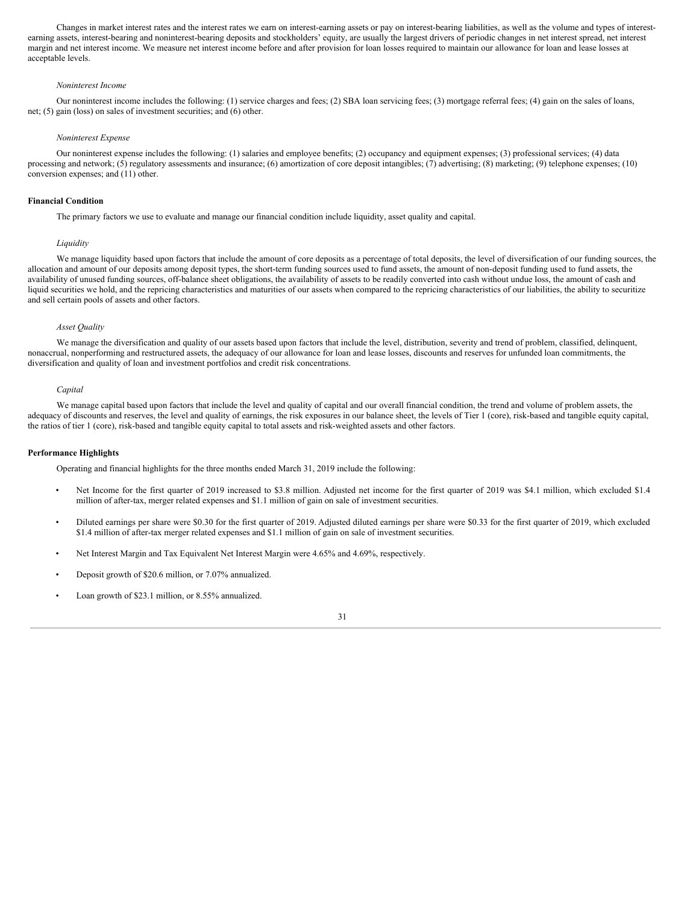Changes in market interest rates and the interest rates we earn on interest-earning assets or pay on interest-bearing liabilities, as well as the volume and types of interest-earning assets, interest-bearing and noninterest-bearing deposits and stockholders' equity, are usually the largest drivers of periodic changes in net interest spread, net interest margin and net interest income. We measure net interest income before and after provision for loan losses required to maintain our allowance for loan and lease losses at acceptable levels.

*Noninterest Income*

Our noninterest income includes the following: (1) service charges and fees; (2) SBA loan servicing fees; (3) mortgage referral fees; (4) gain on the sales of loans, net; (5) gain (loss) on sales of investment securities; and (6) other.

*Noninterest Expense*

Our noninterest expense includes the following: (1) salaries and employee benefits; (2) occupancy and equipment expenses; (3) professional services; (4) data processing and network; (5) regulatory assessments and insurance; (6) amortization of core deposit intangibles; (7) advertising; (8) marketing; (9) telephone expenses; (10) conversion expenses; and (11) other.

**Financial Condition**

The primary factors we use to evaluate and manage our financial condition include liquidity, asset quality and capital.

*Liquidity*

We manage liquidity based upon factors that include the amount of core deposits as a percentage of total deposits, the level of diversification of our funding sources, the allocation and amount of our deposits among deposit types, the short-term funding sources used to fund assets, the amount of non-deposit funding used to fund assets, the availability of unused funding sources, off-balance sheet obligations, the availability of assets to be readily converted into cash without undue loss, the amount of cash and liquid securities we hold, and the repricing characteristics and maturities of our assets when compared to the repricing characteristics of our liabilities, the ability to securitize and sell certain pools of assets and other factors.

*Asset Quality*

We manage the diversification and quality of our assets based upon factors that include the level, distribution, severity and trend of problem, classified, delinquent, nonaccrual, nonperforming and restructured assets, the adequacy of our allowance for loan and lease losses, discounts and reserves for unfunded loan commitments, the diversification and quality of loan and investment portfolios and credit risk concentrations.

*Capital*

We manage capital based upon factors that include the level and quality of capital and our overall financial condition, the trend and volume of problem assets, the adequacy of discounts and reserves, the level and quality of earnings, the risk exposures in our balance sheet, the levels of Tier 1 (core), risk-based and tangible equity capital, the ratios of tier 1 (core), risk-based and tangible equity capital to total assets and risk-weighted assets and other factors.

**Performance Highlights**

Operating and financial highlights for the three months ended March 31, 2019 include the following:

- Net Income for the first quarter of 2019 increased to $3.8 million. Adjusted net income for the first quarter of 2019 was $4.1 million, which excluded $1.4 million of after-tax, merger related expenses and $1.1 million of gain on sale of investment securities.
- Diluted earnings per share were $0.30 for the first quarter of 2019. Adjusted diluted earnings per share were $0.33 for the first quarter of 2019, which excluded $1.4 million of after-tax merger related expenses and $1.1 million of gain on sale of investment securities.
- Net Interest Margin and Tax Equivalent Net Interest Margin were 4.65% and 4.69%, respectively.
- Deposit growth of $20.6 million, or 7.07% annualized.
- Loan growth of $23.1 million, or 8.55% annualized.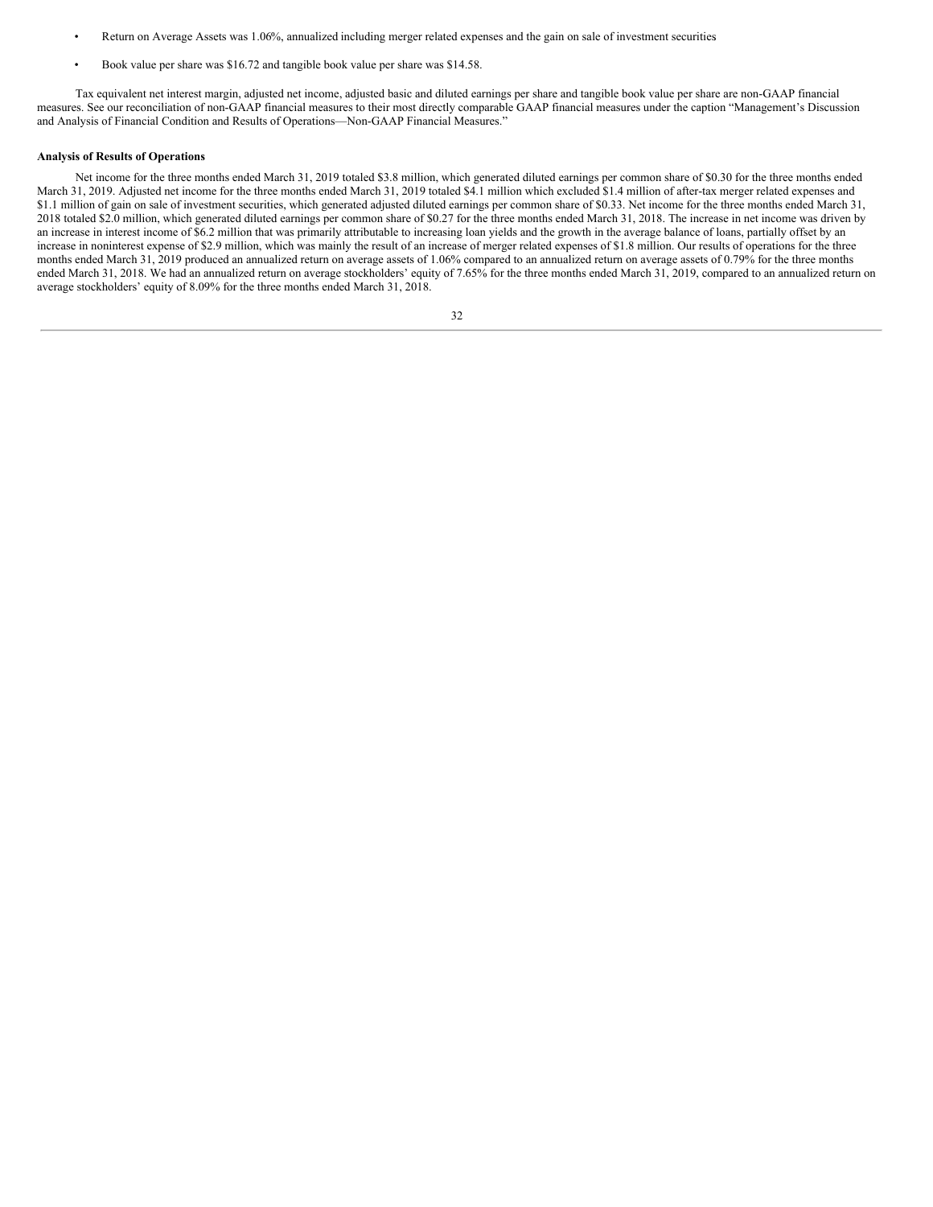- Return on Average Assets was 1.06%, annualized including merger related expenses and the gain on sale of investment securities
- Book value per share was $16.72 and tangible book value per share was $14.58.

Tax equivalent net interest margin, adjusted net income, adjusted basic and diluted earnings per share and tangible book value per share are non-GAAP financial measures. See our reconciliation of non-GAAP financial measures to their most directly comparable GAAP financial measures under the caption "Management's Discussion and Analysis of Financial Condition and Results of Operations—Non-GAAP Financial Measures."

**Analysis of Results of Operations**

Net income for the three months ended March 31, 2019 totaled $3.8 million, which generated diluted earnings per common share of $0.30 for the three months ended March 31, 2019. Adjusted net income for the three months ended March 31, 2019 totaled $4.1 million which excluded $1.4 million of after-tax merger related expenses and $1.1 million of gain on sale of investment securities, which generated adjusted diluted earnings per common share of $0.33. Net income for the three months ended March 31, 2018 totaled $2.0 million, which generated diluted earnings per common share of $0.27 for the three months ended March 31, 2018. The increase in net income was driven by an increase in interest income of $6.2 million that was primarily attributable to increasing loan yields and the growth in the average balance of loans, partially offset by an increase in noninterest expense of $2.9 million, which was mainly the result of an increase of merger related expenses of $1.8 million. Our results of operations for the three months ended March 31, 2019 produced an annualized return on average assets of 1.06% compared to an annualized return on average assets of 0.79% for the three months ended March 31, 2018. We had an annualized return on average stockholders' equity of 7.65% for the three months ended March 31, 2019, compared to an annualized return on average stockholders' equity of 8.09% for the three months ended March 31, 2018.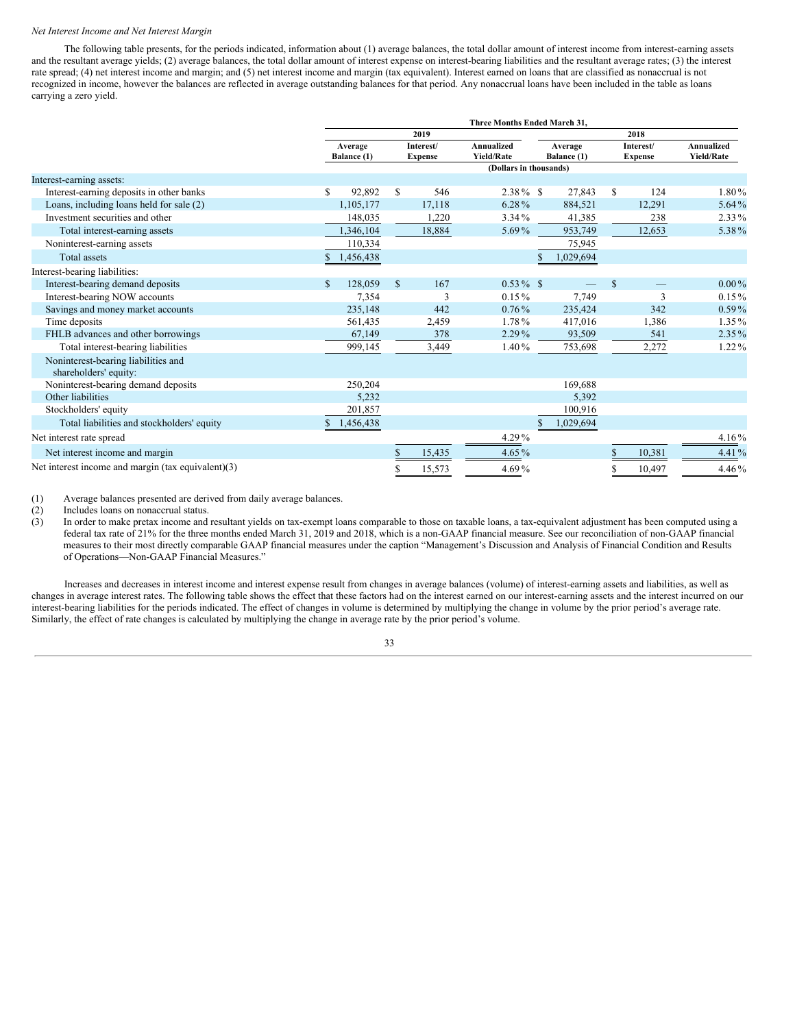*Net Interest Income and Net Interest Margin*

The following table presents, for the periods indicated, information about (1) average balances, the total dollar amount of interest income from interest-earning assets and the resultant average yields; (2) average balances, the total dollar amount of interest expense on interest-bearing liabilities and the resultant average rates; (3) the interest rate spread; (4) net interest income and margin; and (5) net interest income and margin (tax equivalent). Interest earned on loans that are classified as nonaccrual is not recognized in income, however the balances are reflected in average outstanding balances for that period. Any nonaccrual loans have been included in the table as loans carrying a zero yield.

| | Three Months Ended March 31, | | | | | |
|---|---|---|---|---|---|---|
| | 2019 | | | 2018 | | |
| | Average Balance (1) | Interest/ Expense | Annualized Yield/Rate | Average Balance (1) | Interest/ Expense | Annualized Yield/Rate |
| | (Dollars in thousands) | | | | | |
| Interest-earning assets: | | | | | | |
| Interest-earning deposits in other banks | $ 92,892 | $ 546 | 2.38 % | $ 27,843 | $ 124 | 1.80 % |
| Loans, including loans held for sale (2) | 1,105,177 | 17,118 | 6.28 % | 884,521 | 12,291 | 5.64 % |
| Investment securities and other | 148,035 | 1,220 | 3.34 % | 41,385 | 238 | 2.33 % |
| Total interest-earning assets | 1,346,104 | 18,884 | 5.69 % | 953,749 | 12,653 | 5.38 % |
| Noninterest-earning assets | 110,334 | | | 75,945 | | |
| Total assets | $ 1,456,438 | | | $ 1,029,694 | | |
| Interest-bearing liabilities: | | | | | | |
| Interest-bearing demand deposits | $ 128,059 | $ 167 | 0.53 % | $ — | $ — | 0.00 % |
| Interest-bearing NOW accounts | 7,354 | 3 | 0.15 % | 7,749 | 3 | 0.15 % |
| Savings and money market accounts | 235,148 | 442 | 0.76 % | 235,424 | 342 | 0.59 % |
| Time deposits | 561,435 | 2,459 | 1.78 % | 417,016 | 1,386 | 1.35 % |
| FHLB advances and other borrowings | 67,149 | 378 | 2.29 % | 93,509 | 541 | 2.35 % |
| Total interest-bearing liabilities | 999,145 | 3,449 | 1.40 % | 753,698 | 2,272 | 1.22 % |
| Noninterest-bearing liabilities and shareholders' equity: | | | | | | |
| Noninterest-bearing demand deposits | 250,204 | | | 169,688 | | |
| Other liabilities | 5,232 | | | 5,392 | | |
| Stockholders' equity | 201,857 | | | 100,916 | | |
| Total liabilities and stockholders' equity | $ 1,456,438 | | | $ 1,029,694 | | |
| Net interest rate spread | | | 4.29 % | | | 4.16 % |
| Net interest income and margin | | $ 15,435 | 4.65 % | | $ 10,381 | 4.41 % |
| Net interest income and margin (tax equivalent)(3) | | $ 15,573 | 4.69 % | | $ 10,497 | 4.46 % |

(1) Average balances presented are derived from daily average balances.
(2) Includes loans on nonaccrual status.
(3) In order to make pretax income and resultant yields on tax-exempt loans comparable to those on taxable loans, a tax-equivalent adjustment has been computed using a federal tax rate of 21% for the three months ended March 31, 2019 and 2018, which is a non-GAAP financial measure. See our reconciliation of non-GAAP financial measures to their most directly comparable GAAP financial measures under the caption "Management's Discussion and Analysis of Financial Condition and Results of Operations—Non-GAAP Financial Measures."

Increases and decreases in interest income and interest expense result from changes in average balances (volume) of interest-earning assets and liabilities, as well as changes in average interest rates. The following table shows the effect that these factors had on the interest earned on our interest-earning assets and the interest incurred on our interest-bearing liabilities for the periods indicated. The effect of changes in volume is determined by multiplying the change in volume by the prior period's average rate. Similarly, the effect of rate changes is calculated by multiplying the change in average rate by the prior period's volume.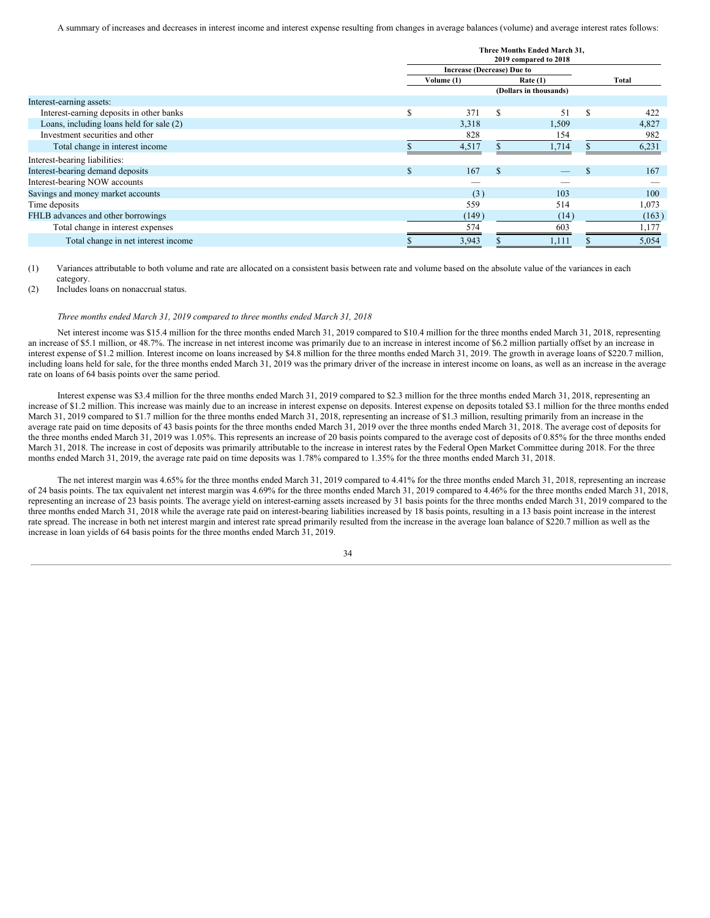A summary of increases and decreases in interest income and interest expense resulting from changes in average balances (volume) and average interest rates follows:

| | Three Months Ended March 31, 2019 compared to 2018 | | |
|---|---|---|---|
| | Increase (Decrease) Due to | | |
| | Volume (1) | Rate (1) | Total |
| | (Dollars in thousands) | | |
| Interest-earning assets: | | | |
| Interest-earning deposits in other banks | $ 371 | $ 51 | $ 422 |
| Loans, including loans held for sale (2) | 3,318 | 1,509 | 4,827 |
| Investment securities and other | 828 | 154 | 982 |
| Total change in interest income | $ 4,517 | $ 1,714 | $ 6,231 |
| Interest-bearing liabilities: | | | |
| Interest-bearing demand deposits | $ 167 | $ — | $ 167 |
| Interest-bearing NOW accounts | — | — | — |
| Savings and money market accounts | (3) | 103 | 100 |
| Time deposits | 559 | 514 | 1,073 |
| FHLB advances and other borrowings | (149) | (14) | (163) |
| Total change in interest expenses | 574 | 603 | 1,177 |
| Total change in net interest income | $ 3,943 | $ 1,111 | $ 5,054 |

(1) Variances attributable to both volume and rate are allocated on a consistent basis between rate and volume based on the absolute value of the variances in each category.

(2) Includes loans on nonaccrual status.

*Three months ended March 31, 2019 compared to three months ended March 31, 2018*

Net interest income was $15.4 million for the three months ended March 31, 2019 compared to $10.4 million for the three months ended March 31, 2018, representing an increase of $5.1 million, or 48.7%. The increase in net interest income was primarily due to an increase in interest income of $6.2 million partially offset by an increase in interest expense of $1.2 million. Interest income on loans increased by $4.8 million for the three months ended March 31, 2019. The growth in average loans of $220.7 million, including loans held for sale, for the three months ended March 31, 2019 was the primary driver of the increase in interest income on loans, as well as an increase in the average rate on loans of 64 basis points over the same period.

Interest expense was $3.4 million for the three months ended March 31, 2019 compared to $2.3 million for the three months ended March 31, 2018, representing an increase of $1.2 million. This increase was mainly due to an increase in interest expense on deposits. Interest expense on deposits totaled $3.1 million for the three months ended March 31, 2019 compared to $1.7 million for the three months ended March 31, 2018, representing an increase of $1.3 million, resulting primarily from an increase in the average rate paid on time deposits of 43 basis points for the three months ended March 31, 2019 over the three months ended March 31, 2018. The average cost of deposits for the three months ended March 31, 2019 was 1.05%. This represents an increase of 20 basis points compared to the average cost of deposits of 0.85% for the three months ended March 31, 2018. The increase in cost of deposits was primarily attributable to the increase in interest rates by the Federal Open Market Committee during 2018. For the three months ended March 31, 2019, the average rate paid on time deposits was 1.78% compared to 1.35% for the three months ended March 31, 2018.

The net interest margin was 4.65% for the three months ended March 31, 2019 compared to 4.41% for the three months ended March 31, 2018, representing an increase of 24 basis points. The tax equivalent net interest margin was 4.69% for the three months ended March 31, 2019 compared to 4.46% for the three months ended March 31, 2018, representing an increase of 23 basis points. The average yield on interest-earning assets increased by 31 basis points for the three months ended March 31, 2019 compared to the three months ended March 31, 2018 while the average rate paid on interest-bearing liabilities increased by 18 basis points, resulting in a 13 basis point increase in the interest rate spread. The increase in both net interest margin and interest rate spread primarily resulted from the increase in the average loan balance of $220.7 million as well as the increase in loan yields of 64 basis points for the three months ended March 31, 2019.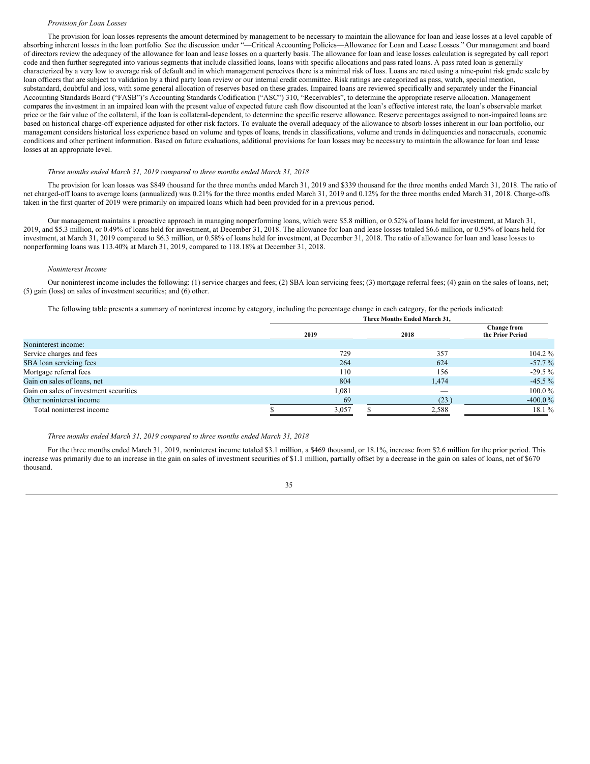*Provision for Loan Losses*

The provision for loan losses represents the amount determined by management to be necessary to maintain the allowance for loan and lease losses at a level capable of absorbing inherent losses in the loan portfolio. See the discussion under "—Critical Accounting Policies—Allowance for Loan and Lease Losses." Our management and board of directors review the adequacy of the allowance for loan and lease losses on a quarterly basis. The allowance for loan and lease losses calculation is segregated by call report code and then further segregated into various segments that include classified loans, loans with specific allocations and pass rated loans. A pass rated loan is generally characterized by a very low to average risk of default and in which management perceives there is a minimal risk of loss. Loans are rated using a nine-point risk grade scale by loan officers that are subject to validation by a third party loan review or our internal credit committee. Risk ratings are categorized as pass, watch, special mention, substandard, doubtful and loss, with some general allocation of reserves based on these grades. Impaired loans are reviewed specifically and separately under the Financial Accounting Standards Board ("FASB")'s Accounting Standards Codification ("ASC") 310, "Receivables", to determine the appropriate reserve allocation. Management compares the investment in an impaired loan with the present value of expected future cash flow discounted at the loan's effective interest rate, the loan's observable market price or the fair value of the collateral, if the loan is collateral-dependent, to determine the specific reserve allowance. Reserve percentages assigned to non-impaired loans are based on historical charge-off experience adjusted for other risk factors. To evaluate the overall adequacy of the allowance to absorb losses inherent in our loan portfolio, our management considers historical loss experience based on volume and types of loans, trends in classifications, volume and trends in delinquencies and nonaccruals, economic conditions and other pertinent information. Based on future evaluations, additional provisions for loan losses may be necessary to maintain the allowance for loan and lease losses at an appropriate level.

*Three months ended March 31, 2019 compared to three months ended March 31, 2018*

The provision for loan losses was $849 thousand for the three months ended March 31, 2019 and $339 thousand for the three months ended March 31, 2018. The ratio of net charged-off loans to average loans (annualized) was 0.21% for the three months ended March 31, 2019 and 0.12% for the three months ended March 31, 2018. Charge-offs taken in the first quarter of 2019 were primarily on impaired loans which had been provided for in a previous period.

Our management maintains a proactive approach in managing nonperforming loans, which were $5.8 million, or 0.52% of loans held for investment, at March 31, 2019, and $5.3 million, or 0.49% of loans held for investment, at December 31, 2018. The allowance for loan and lease losses totaled $6.6 million, or 0.59% of loans held for investment, at March 31, 2019 compared to $6.3 million, or 0.58% of loans held for investment, at December 31, 2018. The ratio of allowance for loan and lease losses to nonperforming loans was 113.40% at March 31, 2019, compared to 118.18% at December 31, 2018.

*Noninterest Income*

Our noninterest income includes the following: (1) service charges and fees; (2) SBA loan servicing fees; (3) mortgage referral fees; (4) gain on the sales of loans, net; (5) gain (loss) on sales of investment securities; and (6) other.

The following table presents a summary of noninterest income by category, including the percentage change in each category, for the periods indicated:

| | Three Months Ended March 31, | | |
|---|---|---|---|
| | 2019 | 2018 | Change from the Prior Period |
| Noninterest income: | | | |
| Service charges and fees | 729 | 357 | 104.2 % |
| SBA loan servicing fees | 264 | 624 | -57.7 % |
| Mortgage referral fees | 110 | 156 | -29.5 % |
| Gain on sales of loans, net | 804 | 1,474 | -45.5 % |
| Gain on sales of investment securities | 1,081 | — | 100.0 % |
| Other noninterest income | 69 | (23) | -400.0 % |
| Total noninterest income | $ 3,057 | $ 2,588 | 18.1 % |

*Three months ended March 31, 2019 compared to three months ended March 31, 2018*

For the three months ended March 31, 2019, noninterest income totaled $3.1 million, a $469 thousand, or 18.1%, increase from $2.6 million for the prior period. This increase was primarily due to an increase in the gain on sales of investment securities of $1.1 million, partially offset by a decrease in the gain on sales of loans, net of $670 thousand.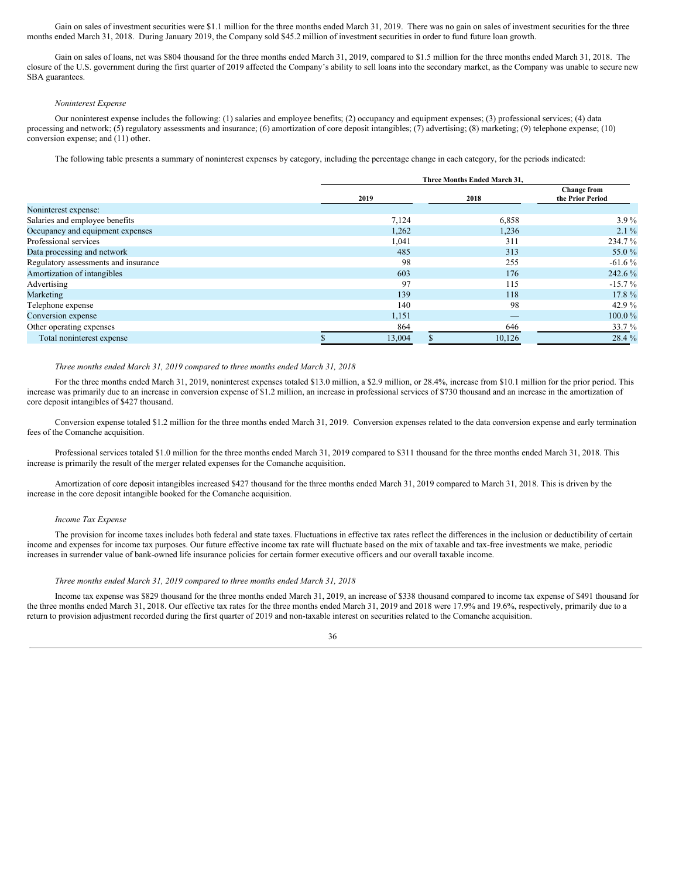Gain on sales of investment securities were $1.1 million for the three months ended March 31, 2019. There was no gain on sales of investment securities for the three months ended March 31, 2018. During January 2019, the Company sold $45.2 million of investment securities in order to fund future loan growth.

Gain on sales of loans, net was $804 thousand for the three months ended March 31, 2019, compared to $1.5 million for the three months ended March 31, 2018. The closure of the U.S. government during the first quarter of 2019 affected the Company's ability to sell loans into the secondary market, as the Company was unable to secure new SBA guarantees.

*Noninterest Expense*

Our noninterest expense includes the following: (1) salaries and employee benefits; (2) occupancy and equipment expenses; (3) professional services; (4) data processing and network; (5) regulatory assessments and insurance; (6) amortization of core deposit intangibles; (7) advertising; (8) marketing; (9) telephone expense; (10) conversion expense; and (11) other.

The following table presents a summary of noninterest expenses by category, including the percentage change in each category, for the periods indicated:

| | Three Months Ended March 31, | | |
|---|---|---|---|
| | 2019 | 2018 | Change from the Prior Period |
| Noninterest expense: | | | |
| Salaries and employee benefits | 7,124 | 6,858 | 3.9 % |
| Occupancy and equipment expenses | 1,262 | 1,236 | 2.1 % |
| Professional services | 1,041 | 311 | 234.7 % |
| Data processing and network | 485 | 313 | 55.0 % |
| Regulatory assessments and insurance | 98 | 255 | -61.6 % |
| Amortization of intangibles | 603 | 176 | 242.6 % |
| Advertising | 97 | 115 | -15.7 % |
| Marketing | 139 | 118 | 17.8 % |
| Telephone expense | 140 | 98 | 42.9 % |
| Conversion expense | 1,151 | — | 100.0 % |
| Other operating expenses | 864 | 646 | 33.7 % |
| Total noninterest expense | $ 13,004 | $ 10,126 | 28.4 % |

*Three months ended March 31, 2019 compared to three months ended March 31, 2018*

For the three months ended March 31, 2019, noninterest expenses totaled $13.0 million, a $2.9 million, or 28.4%, increase from $10.1 million for the prior period. This increase was primarily due to an increase in conversion expense of $1.2 million, an increase in professional services of $730 thousand and an increase in the amortization of core deposit intangibles of $427 thousand.

Conversion expense totaled $1.2 million for the three months ended March 31, 2019. Conversion expenses related to the data conversion expense and early termination fees of the Comanche acquisition.

Professional services totaled $1.0 million for the three months ended March 31, 2019 compared to $311 thousand for the three months ended March 31, 2018. This increase is primarily the result of the merger related expenses for the Comanche acquisition.

Amortization of core deposit intangibles increased $427 thousand for the three months ended March 31, 2019 compared to March 31, 2018. This is driven by the increase in the core deposit intangible booked for the Comanche acquisition.

*Income Tax Expense*

The provision for income taxes includes both federal and state taxes. Fluctuations in effective tax rates reflect the differences in the inclusion or deductibility of certain income and expenses for income tax purposes. Our future effective income tax rate will fluctuate based on the mix of taxable and tax-free investments we make, periodic increases in surrender value of bank-owned life insurance policies for certain former executive officers and our overall taxable income.

*Three months ended March 31, 2019 compared to three months ended March 31, 2018*

Income tax expense was $829 thousand for the three months ended March 31, 2019, an increase of $338 thousand compared to income tax expense of $491 thousand for the three months ended March 31, 2018. Our effective tax rates for the three months ended March 31, 2019 and 2018 were 17.9% and 19.6%, respectively, primarily due to a return to provision adjustment recorded during the first quarter of 2019 and non-taxable interest on securities related to the Comanche acquisition.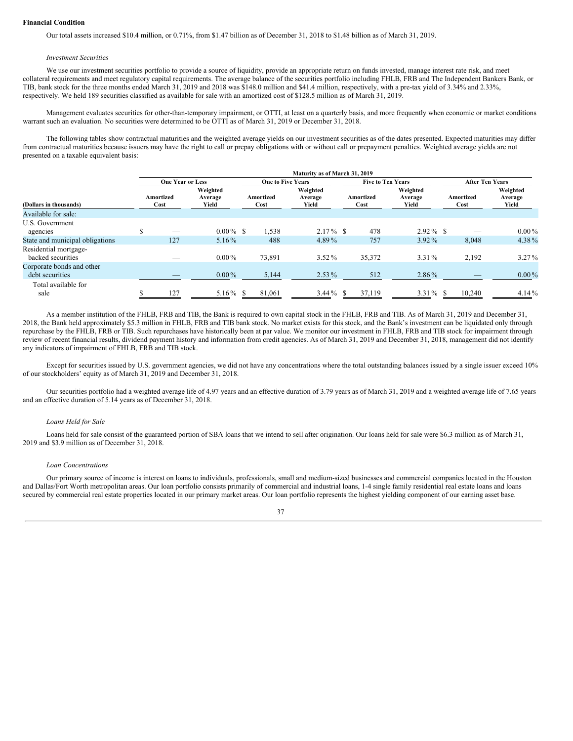**Financial Condition**

Our total assets increased \$10.4 million, or 0.71%, from \$1.47 billion as of December 31, 2018 to \$1.48 billion as of March 31, 2019.

*Investment Securities*

We use our investment securities portfolio to provide a source of liquidity, provide an appropriate return on funds invested, manage interest rate risk, and meet collateral requirements and meet regulatory capital requirements. The average balance of the securities portfolio including FHLB, FRB and The Independent Bankers Bank, or TIB, bank stock for the three months ended March 31, 2019 and 2018 was \$148.0 million and \$41.4 million, respectively, with a pre-tax yield of 3.34% and 2.33%, respectively. We held 189 securities classified as available for sale with an amortized cost of \$128.5 million as of March 31, 2019.

Management evaluates securities for other-than-temporary impairment, or OTTI, at least on a quarterly basis, and more frequently when economic or market conditions warrant such an evaluation. No securities were determined to be OTTI as of March 31, 2019 or December 31, 2018.

The following tables show contractual maturities and the weighted average yields on our investment securities as of the dates presented. Expected maturities may differ from contractual maturities because issuers may have the right to call or prepay obligations with or without call or prepayment penalties. Weighted average yields are not presented on a taxable equivalent basis:

| | Maturity as of March 31, 2019 | | | | | | | |
|---|---|---|---|---|---|---|---|---|
| | One Year or Less | | One to Five Years | | Five to Ten Years | | After Ten Years | |
| (Dollars in thousands) | Amortized Cost | Weighted Average Yield | Amortized Cost | Weighted Average Yield | Amortized Cost | Weighted Average Yield | Amortized Cost | Weighted Average Yield |
| Available for sale: | | | | | | | | |
| U.S. Government agencies | \$ — | 0.00% | \$ 1,538 | 2.17% | \$ 478 | 2.92% | \$ — | 0.00% |
| State and municipal obligations | 127 | 5.16% | 488 | 4.89% | 757 | 3.92% | 8,048 | 4.38% |
| Residential mortgage-backed securities | — | 0.00% | 73,891 | 3.52% | 35,372 | 3.31% | 2,192 | 3.27% |
| Corporate bonds and other debt securities | — | 0.00% | 5,144 | 2.53% | 512 | 2.86% | — | 0.00% |
| Total available for sale | \$ 127 | 5.16% | \$ 81,061 | 3.44% | \$ 37,119 | 3.31% | \$ 10,240 | 4.14% |

As a member institution of the FHLB, FRB and TIB, the Bank is required to own capital stock in the FHLB, FRB and TIB. As of March 31, 2019 and December 31, 2018, the Bank held approximately \$5.3 million in FHLB, FRB and TIB bank stock. No market exists for this stock, and the Bank's investment can be liquidated only through repurchase by the FHLB, FRB or TIB. Such repurchases have historically been at par value. We monitor our investment in FHLB, FRB and TIB stock for impairment through review of recent financial results, dividend payment history and information from credit agencies. As of March 31, 2019 and December 31, 2018, management did not identify any indicators of impairment of FHLB, FRB and TIB stock.

Except for securities issued by U.S. government agencies, we did not have any concentrations where the total outstanding balances issued by a single issuer exceed 10% of our stockholders' equity as of March 31, 2019 and December 31, 2018.

Our securities portfolio had a weighted average life of 4.97 years and an effective duration of 3.79 years as of March 31, 2019 and a weighted average life of 7.65 years and an effective duration of 5.14 years as of December 31, 2018.

*Loans Held for Sale*

Loans held for sale consist of the guaranteed portion of SBA loans that we intend to sell after origination. Our loans held for sale were \$6.3 million as of March 31, 2019 and \$3.9 million as of December 31, 2018.

*Loan Concentrations*

Our primary source of income is interest on loans to individuals, professionals, small and medium-sized businesses and commercial companies located in the Houston and Dallas/Fort Worth metropolitan areas. Our loan portfolio consists primarily of commercial and industrial loans, 1-4 single family residential real estate loans and loans secured by commercial real estate properties located in our primary market areas. Our loan portfolio represents the highest yielding component of our earning asset base.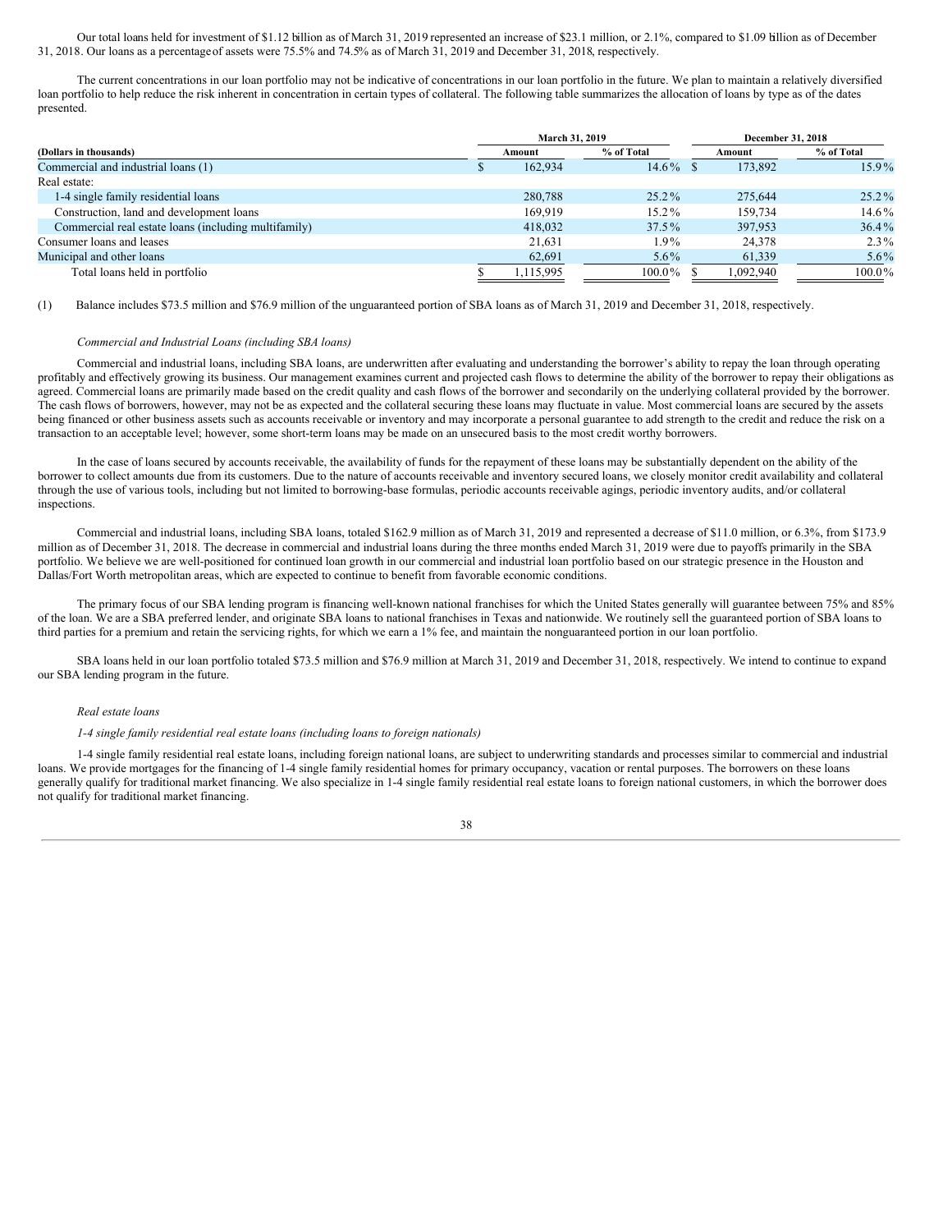Our total loans held for investment of $1.12 billion as of March 31, 2019 represented an increase of $23.1 million, or 2.1%, compared to $1.09 billion as of December 31, 2018. Our loans as a percentage of assets were 75.5% and 74.5% as of March 31, 2019 and December 31, 2018, respectively.

The current concentrations in our loan portfolio may not be indicative of concentrations in our loan portfolio in the future. We plan to maintain a relatively diversified loan portfolio to help reduce the risk inherent in concentration in certain types of collateral. The following table summarizes the allocation of loans by type as of the dates presented.

| | March 31, 2019 | | December 31, 2018 | |
|---|---|---|---|---|
| **(Dollars in thousands)** | **Amount** | **% of Total** | **Amount** | **% of Total** |
| Commercial and industrial loans (1) | $ 162,934 | 14.6% | $ 173,892 | 15.9% |
| Real estate: | | | | |
| 1-4 single family residential loans | 280,788 | 25.2% | 275,644 | 25.2% |
| Construction, land and development loans | 169,919 | 15.2% | 159,734 | 14.6% |
| Commercial real estate loans (including multifamily) | 418,032 | 37.5% | 397,953 | 36.4% |
| Consumer loans and leases | 21,631 | 1.9% | 24,378 | 2.3% |
| Municipal and other loans | 62,691 | 5.6% | 61,339 | 5.6% |
| Total loans held in portfolio | $ 1,115,995 | 100.0% | $ 1,092,940 | 100.0% |

(1) Balance includes $73.5 million and $76.9 million of the unguaranteed portion of SBA loans as of March 31, 2019 and December 31, 2018, respectively.

*Commercial and Industrial Loans (including SBA loans)*

Commercial and industrial loans, including SBA loans, are underwritten after evaluating and understanding the borrower's ability to repay the loan through operating profitably and effectively growing its business. Our management examines current and projected cash flows to determine the ability of the borrower to repay their obligations as agreed. Commercial loans are primarily made based on the credit quality and cash flows of the borrower and secondarily on the underlying collateral provided by the borrower. The cash flows of borrowers, however, may not be as expected and the collateral securing these loans may fluctuate in value. Most commercial loans are secured by the assets being financed or other business assets such as accounts receivable or inventory and may incorporate a personal guarantee to add strength to the credit and reduce the risk on a transaction to an acceptable level; however, some short-term loans may be made on an unsecured basis to the most credit worthy borrowers.

In the case of loans secured by accounts receivable, the availability of funds for the repayment of these loans may be substantially dependent on the ability of the borrower to collect amounts due from its customers. Due to the nature of accounts receivable and inventory secured loans, we closely monitor credit availability and collateral through the use of various tools, including but not limited to borrowing-base formulas, periodic accounts receivable agings, periodic inventory audits, and/or collateral inspections.

Commercial and industrial loans, including SBA loans, totaled $162.9 million as of March 31, 2019 and represented a decrease of $11.0 million, or 6.3%, from $173.9 million as of December 31, 2018. The decrease in commercial and industrial loans during the three months ended March 31, 2019 were due to payoffs primarily in the SBA portfolio. We believe we are well-positioned for continued loan growth in our commercial and industrial loan portfolio based on our strategic presence in the Houston and Dallas/Fort Worth metropolitan areas, which are expected to continue to benefit from favorable economic conditions.

The primary focus of our SBA lending program is financing well-known national franchises for which the United States generally will guarantee between 75% and 85% of the loan. We are a SBA preferred lender, and originate SBA loans to national franchises in Texas and nationwide. We routinely sell the guaranteed portion of SBA loans to third parties for a premium and retain the servicing rights, for which we earn a 1% fee, and maintain the nonguaranteed portion in our loan portfolio.

SBA loans held in our loan portfolio totaled $73.5 million and $76.9 million at March 31, 2019 and December 31, 2018, respectively. We intend to continue to expand our SBA lending program in the future.

*Real estate loans*

*1-4 single family residential real estate loans (including loans to foreign nationals)*

1-4 single family residential real estate loans, including foreign national loans, are subject to underwriting standards and processes similar to commercial and industrial loans. We provide mortgages for the financing of 1-4 single family residential homes for primary occupancy, vacation or rental purposes. The borrowers on these loans generally qualify for traditional market financing. We also specialize in 1-4 single family residential real estate loans to foreign national customers, in which the borrower does not qualify for traditional market financing.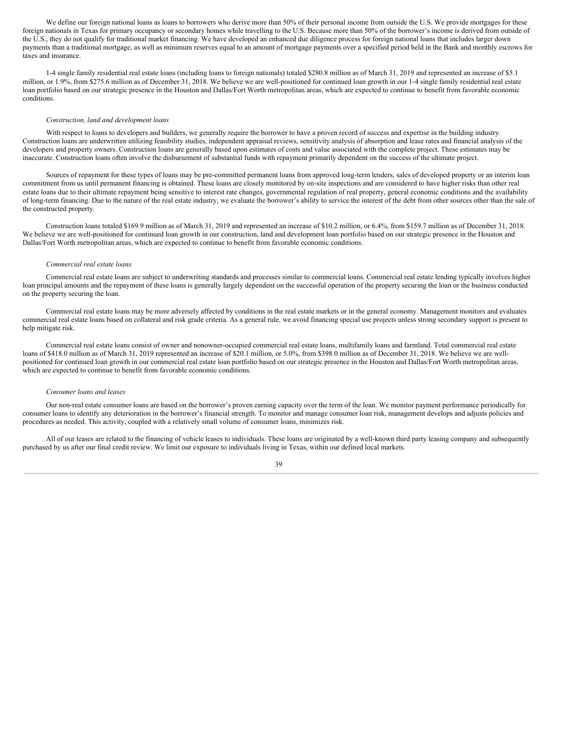We define our foreign national loans as loans to borrowers who derive more than 50% of their personal income from outside the U.S. We provide mortgages for these foreign nationals in Texas for primary occupancy or secondary homes while travelling to the U.S. Because more than 50% of the borrower's income is derived from outside of the U.S., they do not qualify for traditional market financing. We have developed an enhanced due diligence process for foreign national loans that includes larger down payments than a traditional mortgage, as well as minimum reserves equal to an amount of mortgage payments over a specified period held in the Bank and monthly escrows for taxes and insurance.

1-4 single family residential real estate loans (including loans to foreign nationals) totaled $280.8 million as of March 31, 2019 and represented an increase of $5.1 million, or 1.9%, from $275.6 million as of December 31, 2018. We believe we are well-positioned for continued loan growth in our 1-4 single family residential real estate loan portfolio based on our strategic presence in the Houston and Dallas/Fort Worth metropolitan areas, which are expected to continue to benefit from favorable economic conditions.

*Construction, land and development loans*

With respect to loans to developers and builders, we generally require the borrower to have a proven record of success and expertise in the building industry. Construction loans are underwritten utilizing feasibility studies, independent appraisal reviews, sensitivity analysis of absorption and lease rates and financial analysis of the developers and property owners. Construction loans are generally based upon estimates of costs and value associated with the complete project. These estimates may be inaccurate. Construction loans often involve the disbursement of substantial funds with repayment primarily dependent on the success of the ultimate project.

Sources of repayment for these types of loans may be pre-committed permanent loans from approved long-term lenders, sales of developed property or an interim loan commitment from us until permanent financing is obtained. These loans are closely monitored by on-site inspections and are considered to have higher risks than other real estate loans due to their ultimate repayment being sensitive to interest rate changes, governmental regulation of real property, general economic conditions and the availability of long-term financing. Due to the nature of the real estate industry, we evaluate the borrower's ability to service the interest of the debt from other sources other than the sale of the constructed property.

Construction loans totaled $169.9 million as of March 31, 2019 and represented an increase of $10.2 million, or 6.4%, from $159.7 million as of December 31, 2018. We believe we are well-positioned for continued loan growth in our construction, land and development loan portfolio based on our strategic presence in the Houston and Dallas/Fort Worth metropolitan areas, which are expected to continue to benefit from favorable economic conditions.

*Commercial real estate loans*

Commercial real estate loans are subject to underwriting standards and processes similar to commercial loans. Commercial real estate lending typically involves higher loan principal amounts and the repayment of these loans is generally largely dependent on the successful operation of the property securing the loan or the business conducted on the property securing the loan.

Commercial real estate loans may be more adversely affected by conditions in the real estate markets or in the general economy. Management monitors and evaluates commercial real estate loans based on collateral and risk grade criteria. As a general rule, we avoid financing special use projects unless strong secondary support is present to help mitigate risk.

Commercial real estate loans consist of owner and nonowner-occupied commercial real estate loans, multifamily loans and farmland. Total commercial real estate loans of $418.0 million as of March 31, 2019 represented an increase of $20.1 million, or 5.0%, from $398.0 million as of December 31, 2018. We believe we are well-positioned for continued loan growth in our commercial real estate loan portfolio based on our strategic presence in the Houston and Dallas/Fort Worth metropolitan areas, which are expected to continue to benefit from favorable economic conditions.

*Consumer loans and leases*

Our non-real estate consumer loans are based on the borrower's proven earning capacity over the term of the loan. We monitor payment performance periodically for consumer loans to identify any deterioration in the borrower's financial strength. To monitor and manage consumer loan risk, management develops and adjusts policies and procedures as needed. This activity, coupled with a relatively small volume of consumer loans, minimizes risk.

All of our leases are related to the financing of vehicle leases to individuals. These loans are originated by a well-known third party leasing company and subsequently purchased by us after our final credit review. We limit our exposure to individuals living in Texas, within our defined local markets.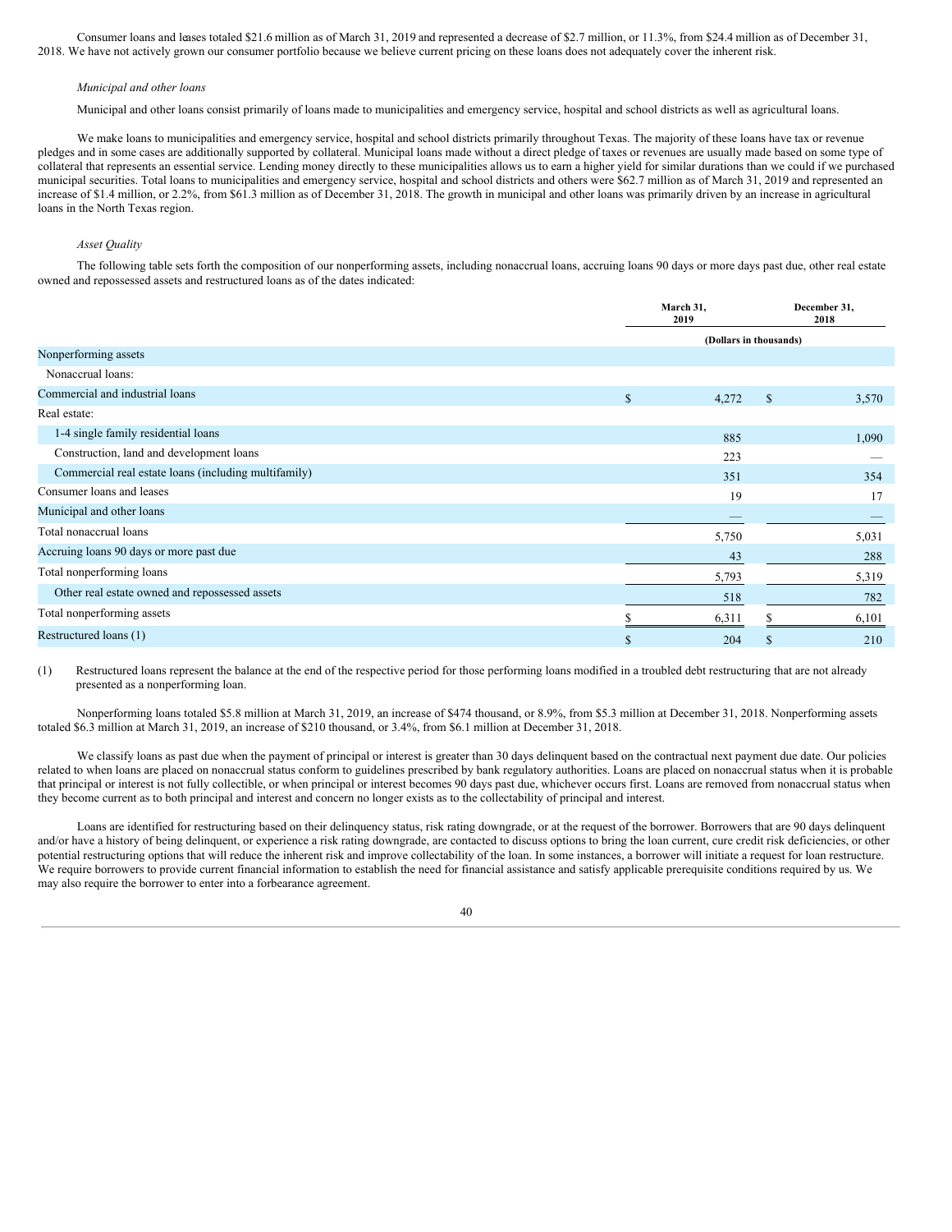Consumer loans and leases totaled $21.6 million as of March 31, 2019 and represented a decrease of $2.7 million, or 11.3%, from $24.4 million as of December 31, 2018. We have not actively grown our consumer portfolio because we believe current pricing on these loans does not adequately cover the inherent risk.

*Municipal and other loans*

Municipal and other loans consist primarily of loans made to municipalities and emergency service, hospital and school districts as well as agricultural loans.

We make loans to municipalities and emergency service, hospital and school districts primarily throughout Texas. The majority of these loans have tax or revenue pledges and in some cases are additionally supported by collateral. Municipal loans made without a direct pledge of taxes or revenues are usually made based on some type of collateral that represents an essential service. Lending money directly to these municipalities allows us to earn a higher yield for similar durations than we could if we purchased municipal securities. Total loans to municipalities and emergency service, hospital and school districts and others were $62.7 million as of March 31, 2019 and represented an increase of $1.4 million, or 2.2%, from $61.3 million as of December 31, 2018. The growth in municipal and other loans was primarily driven by an increase in agricultural loans in the North Texas region.

*Asset Quality*

The following table sets forth the composition of our nonperforming assets, including nonaccrual loans, accruing loans 90 days or more days past due, other real estate owned and repossessed assets and restructured loans as of the dates indicated:

| | March 31, 2019 | December 31, 2018 |
|---|---|---|
| | (Dollars in thousands) | |
| Nonperforming assets | | |
| Nonaccrual loans: | | |
| Commercial and industrial loans | $ 4,272 | $ 3,570 |
| Real estate: | | |
| 1-4 single family residential loans | 885 | 1,090 |
| Construction, land and development loans | 223 | — |
| Commercial real estate loans (including multifamily) | 351 | 354 |
| Consumer loans and leases | 19 | 17 |
| Municipal and other loans | — | — |
| Total nonaccrual loans | 5,750 | 5,031 |
| Accruing loans 90 days or more past due | 43 | 288 |
| Total nonperforming loans | 5,793 | 5,319 |
| Other real estate owned and repossessed assets | 518 | 782 |
| Total nonperforming assets | $ 6,311 | $ 6,101 |
| Restructured loans (1) | $ 204 | $ 210 |

(1) Restructured loans represent the balance at the end of the respective period for those performing loans modified in a troubled debt restructuring that are not already presented as a nonperforming loan.

Nonperforming loans totaled $5.8 million at March 31, 2019, an increase of $474 thousand, or 8.9%, from $5.3 million at December 31, 2018. Nonperforming assets totaled $6.3 million at March 31, 2019, an increase of $210 thousand, or 3.4%, from $6.1 million at December 31, 2018.

We classify loans as past due when the payment of principal or interest is greater than 30 days delinquent based on the contractual next payment due date. Our policies related to when loans are placed on nonaccrual status conform to guidelines prescribed by bank regulatory authorities. Loans are placed on nonaccrual status when it is probable that principal or interest is not fully collectible, or when principal or interest becomes 90 days past due, whichever occurs first. Loans are removed from nonaccrual status when they become current as to both principal and interest and concern no longer exists as to the collectability of principal and interest.

Loans are identified for restructuring based on their delinquency status, risk rating downgrade, or at the request of the borrower. Borrowers that are 90 days delinquent and/or have a history of being delinquent, or experience a risk rating downgrade, are contacted to discuss options to bring the loan current, cure credit risk deficiencies, or other potential restructuring options that will reduce the inherent risk and improve collectability of the loan. In some instances, a borrower will initiate a request for loan restructure. We require borrowers to provide current financial information to establish the need for financial assistance and satisfy applicable prerequisite conditions required by us. We may also require the borrower to enter into a forbearance agreement.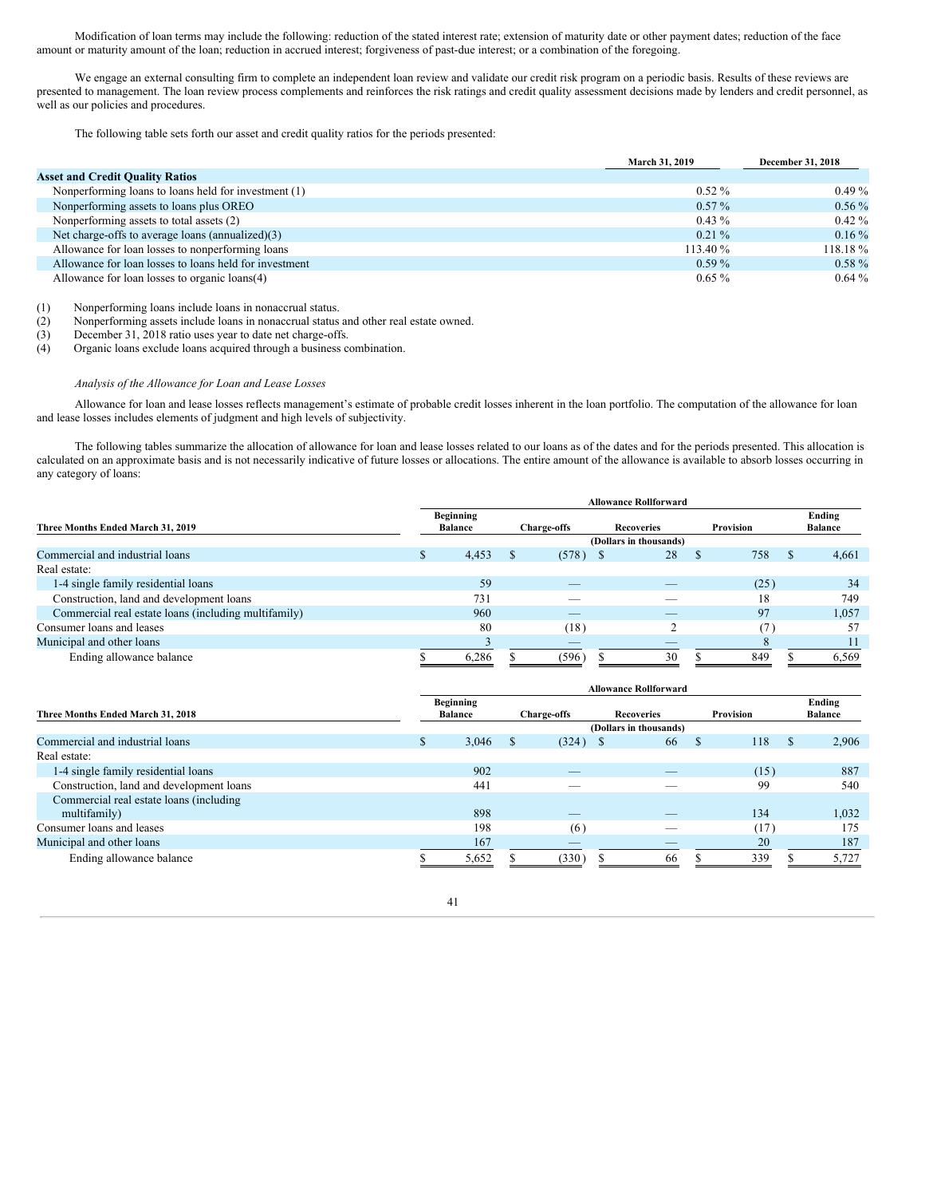Modification of loan terms may include the following: reduction of the stated interest rate; extension of maturity date or other payment dates; reduction of the face amount or maturity amount of the loan; reduction in accrued interest; forgiveness of past-due interest; or a combination of the foregoing.

We engage an external consulting firm to complete an independent loan review and validate our credit risk program on a periodic basis. Results of these reviews are presented to management. The loan review process complements and reinforces the risk ratings and credit quality assessment decisions made by lenders and credit personnel, as well as our policies and procedures.

The following table sets forth our asset and credit quality ratios for the periods presented:

| | March 31, 2019 | December 31, 2018 |
|---|---|---|
| **Asset and Credit Quality Ratios** | | |
| Nonperforming loans to loans held for investment (1) | 0.52 % | 0.49 % |
| Nonperforming assets to loans plus OREO | 0.57 % | 0.56 % |
| Nonperforming assets to total assets (2) | 0.43 % | 0.42 % |
| Net charge-offs to average loans (annualized)(3) | 0.21 % | 0.16 % |
| Allowance for loan losses to nonperforming loans | 113.40 % | 118.18 % |
| Allowance for loan losses to loans held for investment | 0.59 % | 0.58 % |
| Allowance for loan losses to organic loans(4) | 0.65 % | 0.64 % |

(1) Nonperforming loans include loans in nonaccrual status.
(2) Nonperforming assets include loans in nonaccrual status and other real estate owned.
(3) December 31, 2018 ratio uses year to date net charge-offs.
(4) Organic loans exclude loans acquired through a business combination.

*Analysis of the Allowance for Loan and Lease Losses*

Allowance for loan and lease losses reflects management's estimate of probable credit losses inherent in the loan portfolio. The computation of the allowance for loan and lease losses includes elements of judgment and high levels of subjectivity.

The following tables summarize the allocation of allowance for loan and lease losses related to our loans as of the dates and for the periods presented. This allocation is calculated on an approximate basis and is not necessarily indicative of future losses or allocations. The entire amount of the allowance is available to absorb losses occurring in any category of loans:

| | Allowance Rollforward | | | | |
|---|---|---|---|---|---|
| **Three Months Ended March 31, 2019** | **Beginning Balance** | **Charge-offs** | **Recoveries** | **Provision** | **Ending Balance** |
| | (Dollars in thousands) | | | | |
| Commercial and industrial loans | $ 4,453 | $ (578) | $ 28 | $ 758 | $ 4,661 |
| Real estate: | | | | | |
| 1-4 single family residential loans | 59 | — | — | (25) | 34 |
| Construction, land and development loans | 731 | — | — | 18 | 749 |
| Commercial real estate loans (including multifamily) | 960 | — | — | 97 | 1,057 |
| Consumer loans and leases | 80 | (18) | 2 | (7) | 57 |
| Municipal and other loans | 3 | — | — | 8 | 11 |
| Ending allowance balance | $ 6,286 | $ (596) | $ 30 | $ 849 | $ 6,569 |

| | Allowance Rollforward | | | | |
|---|---|---|---|---|---|
| **Three Months Ended March 31, 2018** | **Beginning Balance** | **Charge-offs** | **Recoveries** | **Provision** | **Ending Balance** |
| | (Dollars in thousands) | | | | |
| Commercial and industrial loans | $ 3,046 | $ (324) | $ 66 | $ 118 | $ 2,906 |
| Real estate: | | | | | |
| 1-4 single family residential loans | 902 | — | — | (15) | 887 |
| Construction, land and development loans | 441 | — | — | 99 | 540 |
| Commercial real estate loans (including multifamily) | 898 | — | — | 134 | 1,032 |
| Consumer loans and leases | 198 | (6) | — | (17) | 175 |
| Municipal and other loans | 167 | — | — | 20 | 187 |
| Ending allowance balance | $ 5,652 | $ (330) | $ 66 | $ 339 | $ 5,727 |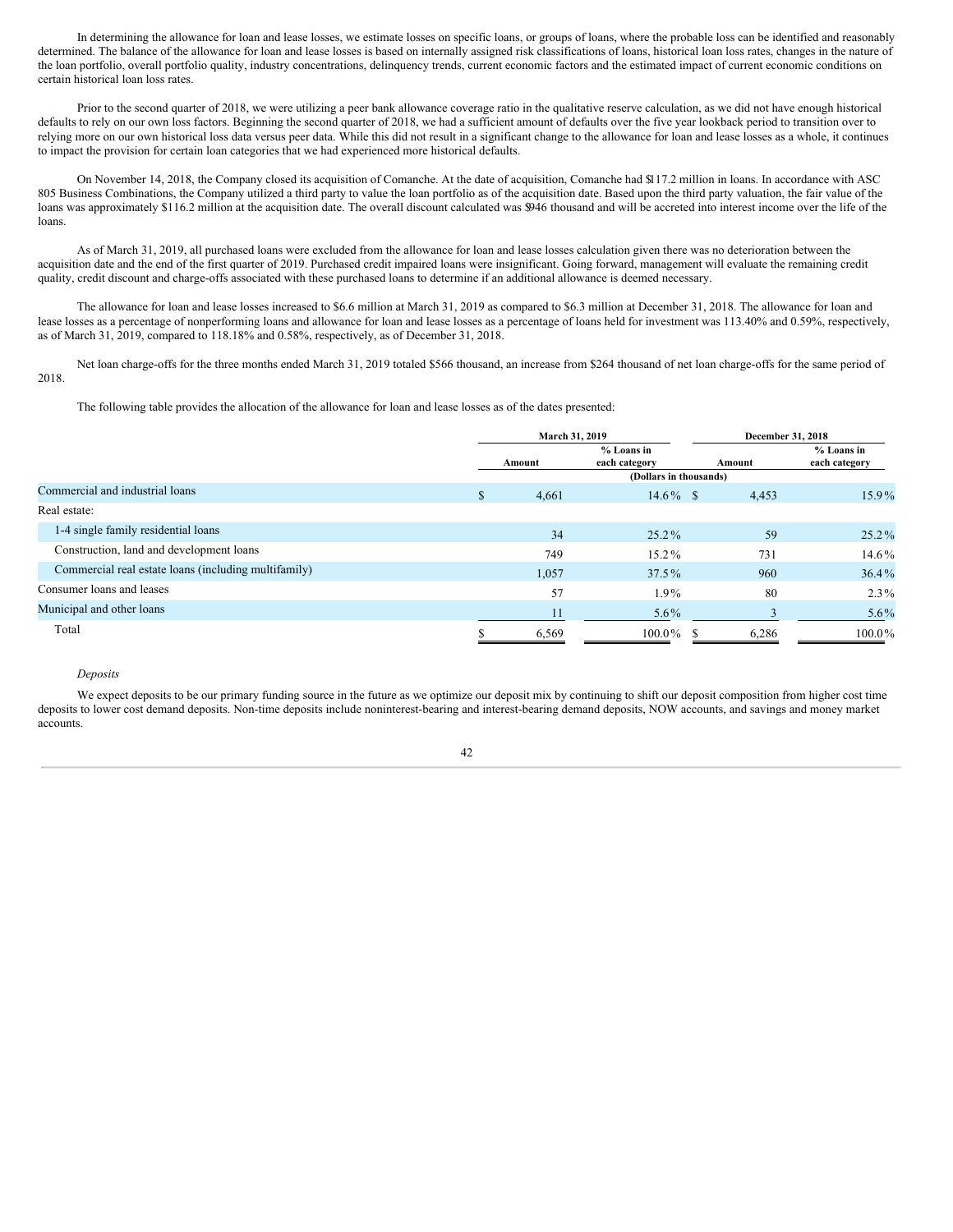In determining the allowance for loan and lease losses, we estimate losses on specific loans, or groups of loans, where the probable loss can be identified and reasonably determined. The balance of the allowance for loan and lease losses is based on internally assigned risk classifications of loans, historical loan loss rates, changes in the nature of the loan portfolio, overall portfolio quality, industry concentrations, delinquency trends, current economic factors and the estimated impact of current economic conditions on certain historical loan loss rates.

Prior to the second quarter of 2018, we were utilizing a peer bank allowance coverage ratio in the qualitative reserve calculation, as we did not have enough historical defaults to rely on our own loss factors. Beginning the second quarter of 2018, we had a sufficient amount of defaults over the five year lookback period to transition over to relying more on our own historical loss data versus peer data. While this did not result in a significant change to the allowance for loan and lease losses as a whole, it continues to impact the provision for certain loan categories that we had experienced more historical defaults.

On November 14, 2018, the Company closed its acquisition of Comanche. At the date of acquisition, Comanche had $117.2 million in loans. In accordance with ASC 805 Business Combinations, the Company utilized a third party to value the loan portfolio as of the acquisition date. Based upon the third party valuation, the fair value of the loans was approximately $116.2 million at the acquisition date. The overall discount calculated was $946 thousand and will be accreted into interest income over the life of the loans.

As of March 31, 2019, all purchased loans were excluded from the allowance for loan and lease losses calculation given there was no deterioration between the acquisition date and the end of the first quarter of 2019. Purchased credit impaired loans were insignificant. Going forward, management will evaluate the remaining credit quality, credit discount and charge-offs associated with these purchased loans to determine if an additional allowance is deemed necessary.

The allowance for loan and lease losses increased to $6.6 million at March 31, 2019 as compared to $6.3 million at December 31, 2018. The allowance for loan and lease losses as a percentage of nonperforming loans and allowance for loan and lease losses as a percentage of loans held for investment was 113.40% and 0.59%, respectively, as of March 31, 2019, compared to 118.18% and 0.58%, respectively, as of December 31, 2018.

Net loan charge-offs for the three months ended March 31, 2019 totaled $566 thousand, an increase from $264 thousand of net loan charge-offs for the same period of 2018.

The following table provides the allocation of the allowance for loan and lease losses as of the dates presented:

| | March 31, 2019 | | December 31, 2018 | |
|---|---|---|---|---|
| | Amount | % Loans in each category | Amount | % Loans in each category |
| | (Dollars in thousands) | | | |
| Commercial and industrial loans | $ 4,661 | 14.6% | $ 4,453 | 15.9% |
| Real estate: | | | | |
| 1-4 single family residential loans | 34 | 25.2% | 59 | 25.2% |
| Construction, land and development loans | 749 | 15.2% | 731 | 14.6% |
| Commercial real estate loans (including multifamily) | 1,057 | 37.5% | 960 | 36.4% |
| Consumer loans and leases | 57 | 1.9% | 80 | 2.3% |
| Municipal and other loans | 11 | 5.6% | 3 | 5.6% |
| Total | $ 6,569 | 100.0% | $ 6,286 | 100.0% |

*Deposits*

We expect deposits to be our primary funding source in the future as we optimize our deposit mix by continuing to shift our deposit composition from higher cost time deposits to lower cost demand deposits. Non-time deposits include noninterest-bearing and interest-bearing demand deposits, NOW accounts, and savings and money market accounts.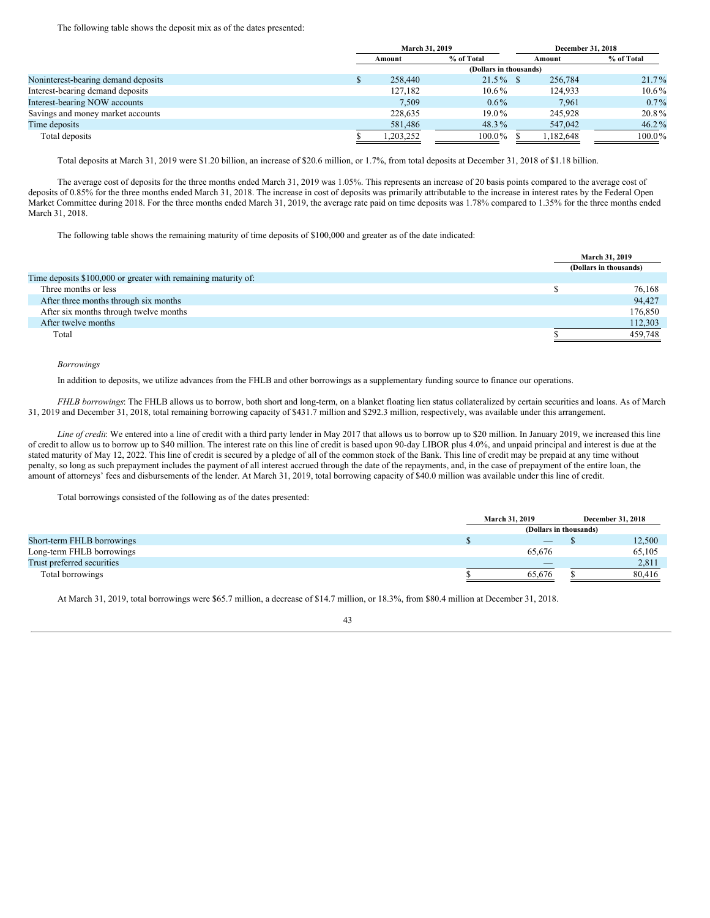The following table shows the deposit mix as of the dates presented:

| | March 31, 2019 | | December 31, 2018 | |
|---|---|---|---|---|
| | Amount | % of Total | Amount | % of Total |
| | (Dollars in thousands) | | | |
| Noninterest-bearing demand deposits | $ 258,440 | 21.5 % | $ 256,784 | 21.7 % |
| Interest-bearing demand deposits | 127,182 | 10.6 % | 124,933 | 10.6 % |
| Interest-bearing NOW accounts | 7,509 | 0.6 % | 7,961 | 0.7 % |
| Savings and money market accounts | 228,635 | 19.0 % | 245,928 | 20.8 % |
| Time deposits | 581,486 | 48.3 % | 547,042 | 46.2 % |
| Total deposits | $ 1,203,252 | 100.0 % | $ 1,182,648 | 100.0 % |

Total deposits at March 31, 2019 were $1.20 billion, an increase of $20.6 million, or 1.7%, from total deposits at December 31, 2018 of $1.18 billion.

The average cost of deposits for the three months ended March 31, 2019 was 1.05%. This represents an increase of 20 basis points compared to the average cost of deposits of 0.85% for the three months ended March 31, 2018. The increase in cost of deposits was primarily attributable to the increase in interest rates by the Federal Open Market Committee during 2018. For the three months ended March 31, 2019, the average rate paid on time deposits was 1.78% compared to 1.35% for the three months ended March 31, 2018.

The following table shows the remaining maturity of time deposits of $100,000 and greater as of the date indicated:

| | March 31, 2019 |
|---|---|
| | (Dollars in thousands) |
| Time deposits $100,000 or greater with remaining maturity of: | |
| Three months or less | $ 76,168 |
| After three months through six months | 94,427 |
| After six months through twelve months | 176,850 |
| After twelve months | 112,303 |
| Total | $ 459,748 |

*Borrowings*

In addition to deposits, we utilize advances from the FHLB and other borrowings as a supplementary funding source to finance our operations.

*FHLB borrowings*: The FHLB allows us to borrow, both short and long-term, on a blanket floating lien status collateralized by certain securities and loans. As of March 31, 2019 and December 31, 2018, total remaining borrowing capacity of $431.7 million and $292.3 million, respectively, was available under this arrangement.

*Line of credit*: We entered into a line of credit with a third party lender in May 2017 that allows us to borrow up to $20 million. In January 2019, we increased this line of credit to allow us to borrow up to $40 million. The interest rate on this line of credit is based upon 90-day LIBOR plus 4.0%, and unpaid principal and interest is due at the stated maturity of May 12, 2022. This line of credit is secured by a pledge of all of the common stock of the Bank. This line of credit may be prepaid at any time without penalty, so long as such prepayment includes the payment of all interest accrued through the date of the repayments, and, in the case of prepayment of the entire loan, the amount of attorneys' fees and disbursements of the lender. At March 31, 2019, total borrowing capacity of $40.0 million was available under this line of credit.

Total borrowings consisted of the following as of the dates presented:

| | March 31, 2019 | December 31, 2018 |
|---|---|---|
| | (Dollars in thousands) | |
| Short-term FHLB borrowings | $ — | $ 12,500 |
| Long-term FHLB borrowings | 65,676 | 65,105 |
| Trust preferred securities | — | 2,811 |
| Total borrowings | $ 65,676 | $ 80,416 |

At March 31, 2019, total borrowings were $65.7 million, a decrease of $14.7 million, or 18.3%, from $80.4 million at December 31, 2018.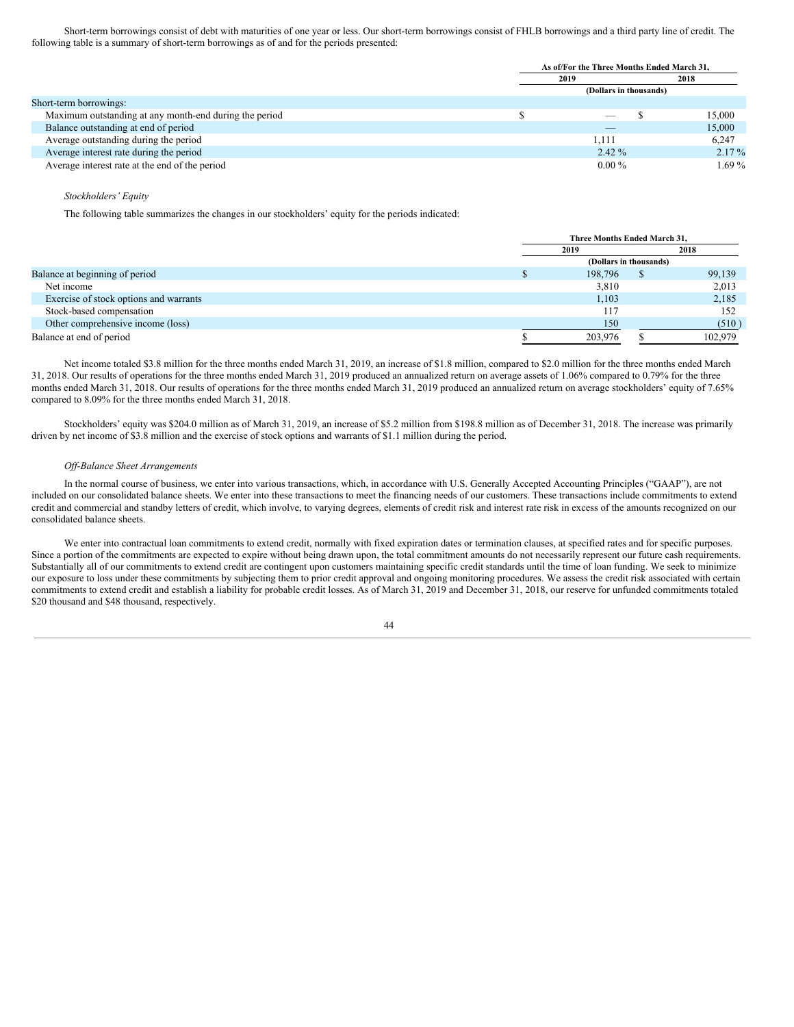Short-term borrowings consist of debt with maturities of one year or less. Our short-term borrowings consist of FHLB borrowings and a third party line of credit. The following table is a summary of short-term borrowings as of and for the periods presented:

| | As of/For the Three Months Ended March 31, | |
|---|---|---|
| | 2019 | 2018 |
| | (Dollars in thousands) | |
| Short-term borrowings: | | |
| Maximum outstanding at any month-end during the period | $ — | $ 15,000 |
| Balance outstanding at end of period | — | 15,000 |
| Average outstanding during the period | 1,111 | 6,247 |
| Average interest rate during the period | 2.42 % | 2.17 % |
| Average interest rate at the end of the period | 0.00 % | 1.69 % |

*Stockholders' Equity*

The following table summarizes the changes in our stockholders' equity for the periods indicated:

| | Three Months Ended March 31, | |
|---|---|---|
| | 2019 | 2018 |
| | (Dollars in thousands) | |
| Balance at beginning of period | $ 198,796 | $ 99,139 |
| Net income | 3,810 | 2,013 |
| Exercise of stock options and warrants | 1,103 | 2,185 |
| Stock-based compensation | 117 | 152 |
| Other comprehensive income (loss) | 150 | (510 ) |
| Balance at end of period | $ 203,976 | $ 102,979 |

Net income totaled $3.8 million for the three months ended March 31, 2019, an increase of $1.8 million, compared to $2.0 million for the three months ended March 31, 2018. Our results of operations for the three months ended March 31, 2019 produced an annualized return on average assets of 1.06% compared to 0.79% for the three months ended March 31, 2018. Our results of operations for the three months ended March 31, 2019 produced an annualized return on average stockholders' equity of 7.65% compared to 8.09% for the three months ended March 31, 2018.

Stockholders' equity was $204.0 million as of March 31, 2019, an increase of $5.2 million from $198.8 million as of December 31, 2018. The increase was primarily driven by net income of $3.8 million and the exercise of stock options and warrants of $1.1 million during the period.

*Off-Balance Sheet Arrangements*

In the normal course of business, we enter into various transactions, which, in accordance with U.S. Generally Accepted Accounting Principles ("GAAP"), are not included on our consolidated balance sheets. We enter into these transactions to meet the financing needs of our customers. These transactions include commitments to extend credit and commercial and standby letters of credit, which involve, to varying degrees, elements of credit risk and interest rate risk in excess of the amounts recognized on our consolidated balance sheets.

We enter into contractual loan commitments to extend credit, normally with fixed expiration dates or termination clauses, at specified rates and for specific purposes. Since a portion of the commitments are expected to expire without being drawn upon, the total commitment amounts do not necessarily represent our future cash requirements. Substantially all of our commitments to extend credit are contingent upon customers maintaining specific credit standards until the time of loan funding. We seek to minimize our exposure to loss under these commitments by subjecting them to prior credit approval and ongoing monitoring procedures. We assess the credit risk associated with certain commitments to extend credit and establish a liability for probable credit losses. As of March 31, 2019 and December 31, 2018, our reserve for unfunded commitments totaled $20 thousand and $48 thousand, respectively.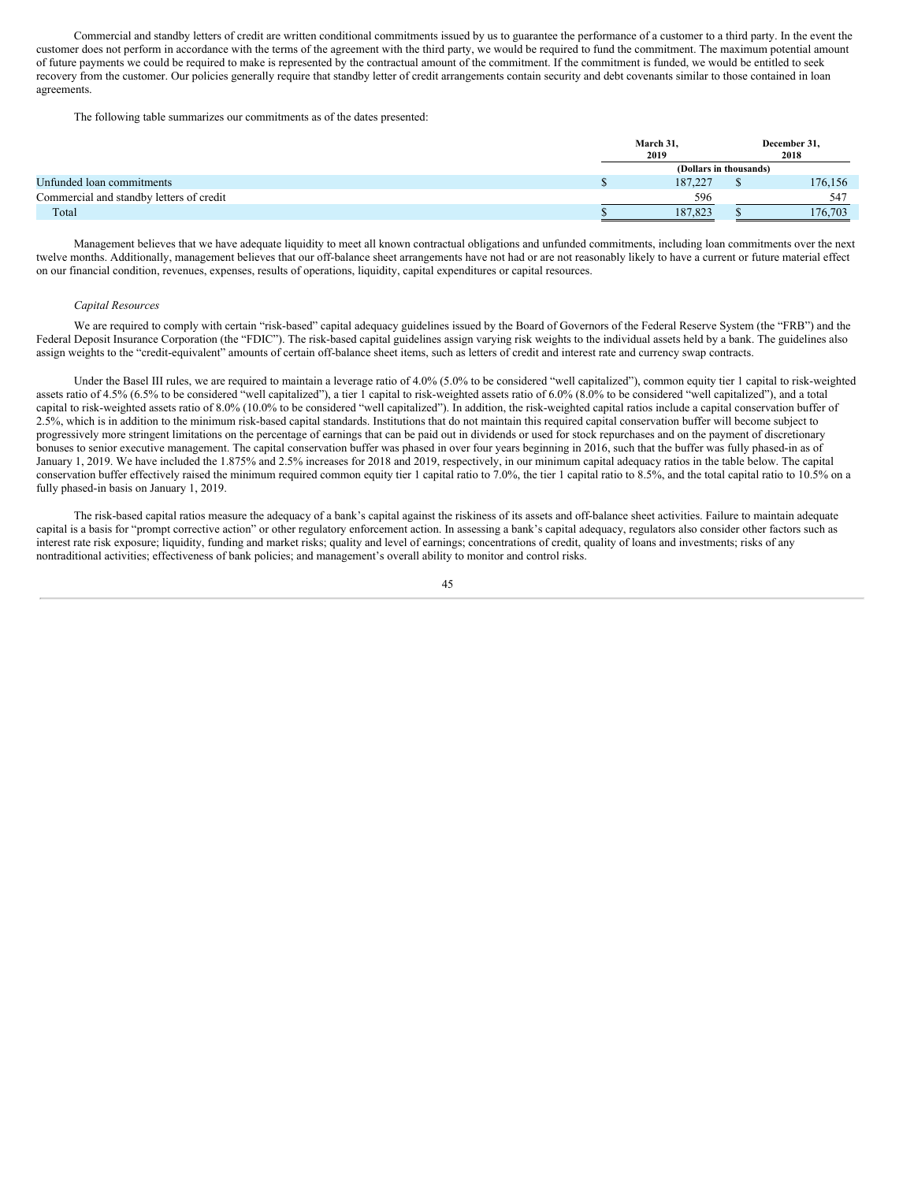Commercial and standby letters of credit are written conditional commitments issued by us to guarantee the performance of a customer to a third party. In the event the customer does not perform in accordance with the terms of the agreement with the third party, we would be required to fund the commitment. The maximum potential amount of future payments we could be required to make is represented by the contractual amount of the commitment. If the commitment is funded, we would be entitled to seek recovery from the customer. Our policies generally require that standby letter of credit arrangements contain security and debt covenants similar to those contained in loan agreements.

The following table summarizes our commitments as of the dates presented:

| | March 31, 2019 | December 31, 2018 |
|---|---|---|
| | (Dollars in thousands) | |
| Unfunded loan commitments | $ 187,227 | $ 176,156 |
| Commercial and standby letters of credit | 596 | 547 |
| Total | $ 187,823 | $ 176,703 |

Management believes that we have adequate liquidity to meet all known contractual obligations and unfunded commitments, including loan commitments over the next twelve months. Additionally, management believes that our off-balance sheet arrangements have not had or are not reasonably likely to have a current or future material effect on our financial condition, revenues, expenses, results of operations, liquidity, capital expenditures or capital resources.

*Capital Resources*

We are required to comply with certain "risk-based" capital adequacy guidelines issued by the Board of Governors of the Federal Reserve System (the "FRB") and the Federal Deposit Insurance Corporation (the "FDIC"). The risk-based capital guidelines assign varying risk weights to the individual assets held by a bank. The guidelines also assign weights to the "credit-equivalent" amounts of certain off-balance sheet items, such as letters of credit and interest rate and currency swap contracts.

Under the Basel III rules, we are required to maintain a leverage ratio of 4.0% (5.0% to be considered "well capitalized"), common equity tier 1 capital to risk-weighted assets ratio of 4.5% (6.5% to be considered "well capitalized"), a tier 1 capital to risk-weighted assets ratio of 6.0% (8.0% to be considered "well capitalized"), and a total capital to risk-weighted assets ratio of 8.0% (10.0% to be considered "well capitalized"). In addition, the risk-weighted capital ratios include a capital conservation buffer of 2.5%, which is in addition to the minimum risk-based capital standards. Institutions that do not maintain this required capital conservation buffer will become subject to progressively more stringent limitations on the percentage of earnings that can be paid out in dividends or used for stock repurchases and on the payment of discretionary bonuses to senior executive management. The capital conservation buffer was phased in over four years beginning in 2016, such that the buffer was fully phased-in as of January 1, 2019. We have included the 1.875% and 2.5% increases for 2018 and 2019, respectively, in our minimum capital adequacy ratios in the table below. The capital conservation buffer effectively raised the minimum required common equity tier 1 capital ratio to 7.0%, the tier 1 capital ratio to 8.5%, and the total capital ratio to 10.5% on a fully phased-in basis on January 1, 2019.

The risk-based capital ratios measure the adequacy of a bank's capital against the riskiness of its assets and off-balance sheet activities. Failure to maintain adequate capital is a basis for "prompt corrective action" or other regulatory enforcement action. In assessing a bank's capital adequacy, regulators also consider other factors such as interest rate risk exposure; liquidity, funding and market risks; quality and level of earnings; concentrations of credit, quality of loans and investments; risks of any nontraditional activities; effectiveness of bank policies; and management's overall ability to monitor and control risks.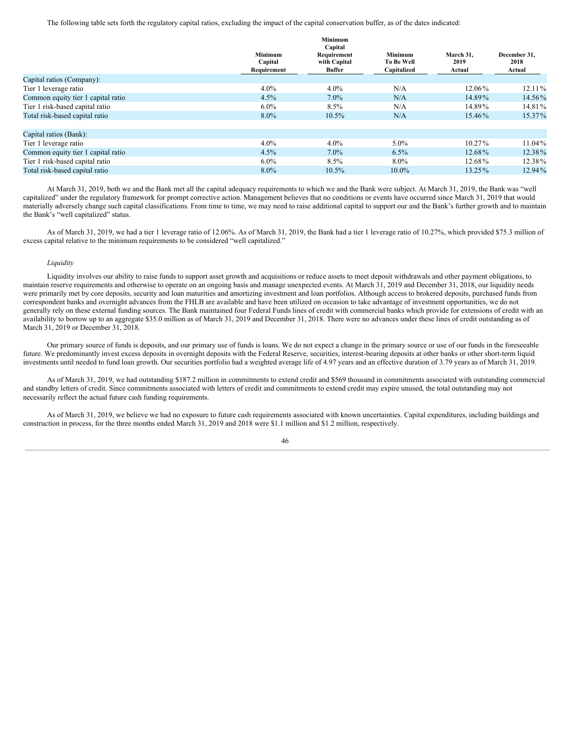The following table sets forth the regulatory capital ratios, excluding the impact of the capital conservation buffer, as of the dates indicated:

| | Minimum Capital Requirement | Minimum Capital Requirement with Capital Buffer | Minimum To Be Well Capitalized | March 31, 2019 Actual | December 31, 2018 Actual |
|---|---|---|---|---|---|
| Capital ratios (Company): | | | | | |
| Tier 1 leverage ratio | 4.0% | 4.0% | N/A | 12.06% | 12.11% |
| Common equity tier 1 capital ratio | 4.5% | 7.0% | N/A | 14.89% | 14.56% |
| Tier 1 risk-based capital ratio | 6.0% | 8.5% | N/A | 14.89% | 14.81% |
| Total risk-based capital ratio | 8.0% | 10.5% | N/A | 15.46% | 15.37% |
| | | | | | |
| Capital ratios (Bank): | | | | | |
| Tier 1 leverage ratio | 4.0% | 4.0% | 5.0% | 10.27% | 11.04% |
| Common equity tier 1 capital ratio | 4.5% | 7.0% | 6.5% | 12.68% | 12.38% |
| Tier 1 risk-based capital ratio | 6.0% | 8.5% | 8.0% | 12.68% | 12.38% |
| Total risk-based capital ratio | 8.0% | 10.5% | 10.0% | 13.25% | 12.94% |

At March 31, 2019, both we and the Bank met all the capital adequacy requirements to which we and the Bank were subject. At March 31, 2019, the Bank was "well capitalized" under the regulatory framework for prompt corrective action. Management believes that no conditions or events have occurred since March 31, 2019 that would materially adversely change such capital classifications. From time to time, we may need to raise additional capital to support our and the Bank's further growth and to maintain the Bank's "well capitalized" status.

As of March 31, 2019, we had a tier 1 leverage ratio of 12.06%. As of March 31, 2019, the Bank had a tier 1 leverage ratio of 10.27%, which provided $75.3 million of excess capital relative to the minimum requirements to be considered "well capitalized."

*Liquidity*

Liquidity involves our ability to raise funds to support asset growth and acquisitions or reduce assets to meet deposit withdrawals and other payment obligations, to maintain reserve requirements and otherwise to operate on an ongoing basis and manage unexpected events. At March 31, 2019 and December 31, 2018, our liquidity needs were primarily met by core deposits, security and loan maturities and amortizing investment and loan portfolios. Although access to brokered deposits, purchased funds from correspondent banks and overnight advances from the FHLB are available and have been utilized on occasion to take advantage of investment opportunities, we do not generally rely on these external funding sources. The Bank maintained four Federal Funds lines of credit with commercial banks which provide for extensions of credit with an availability to borrow up to an aggregate $35.0 million as of March 31, 2019 and December 31, 2018. There were no advances under these lines of credit outstanding as of March 31, 2019 or December 31, 2018.

Our primary source of funds is deposits, and our primary use of funds is loans. We do not expect a change in the primary source or use of our funds in the foreseeable future. We predominantly invest excess deposits in overnight deposits with the Federal Reserve, securities, interest-bearing deposits at other banks or other short-term liquid investments until needed to fund loan growth. Our securities portfolio had a weighted average life of 4.97 years and an effective duration of 3.79 years as of March 31, 2019.

As of March 31, 2019, we had outstanding $187.2 million in commitments to extend credit and $569 thousand in commitments associated with outstanding commercial and standby letters of credit. Since commitments associated with letters of credit and commitments to extend credit may expire unused, the total outstanding may not necessarily reflect the actual future cash funding requirements.

As of March 31, 2019, we believe we had no exposure to future cash requirements associated with known uncertainties. Capital expenditures, including buildings and construction in process, for the three months ended March 31, 2019 and 2018 were $1.1 million and $1.2 million, respectively.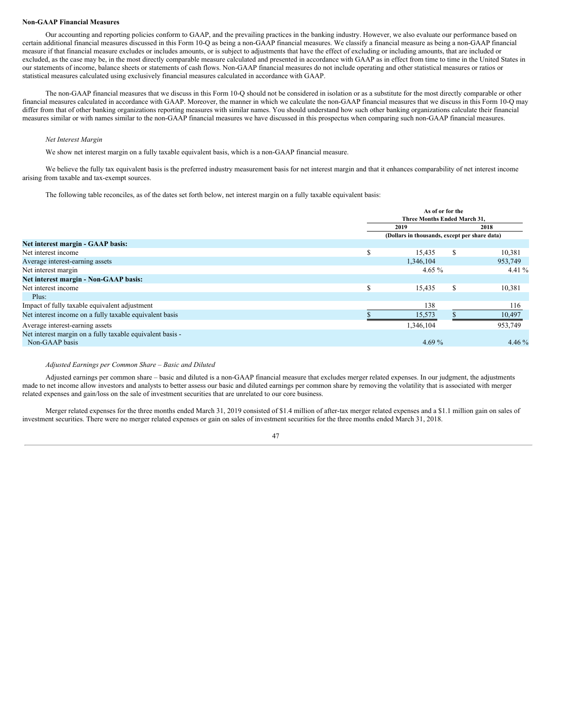**Non-GAAP Financial Measures**

Our accounting and reporting policies conform to GAAP, and the prevailing practices in the banking industry. However, we also evaluate our performance based on certain additional financial measures discussed in this Form 10-Q as being a non-GAAP financial measures. We classify a financial measure as being a non-GAAP financial measure if that financial measure excludes or includes amounts, or is subject to adjustments that have the effect of excluding or including amounts, that are included or excluded, as the case may be, in the most directly comparable measure calculated and presented in accordance with GAAP as in effect from time to time in the United States in our statements of income, balance sheets or statements of cash flows. Non-GAAP financial measures do not include operating and other statistical measures or ratios or statistical measures calculated using exclusively financial measures calculated in accordance with GAAP.

The non-GAAP financial measures that we discuss in this Form 10-Q should not be considered in isolation or as a substitute for the most directly comparable or other financial measures calculated in accordance with GAAP. Moreover, the manner in which we calculate the non-GAAP financial measures that we discuss in this Form 10-Q may differ from that of other banking organizations reporting measures with similar names. You should understand how such other banking organizations calculate their financial measures similar or with names similar to the non-GAAP financial measures we have discussed in this prospectus when comparing such non-GAAP financial measures.

*Net Interest Margin*

We show net interest margin on a fully taxable equivalent basis, which is a non-GAAP financial measure.

We believe the fully tax equivalent basis is the preferred industry measurement basis for net interest margin and that it enhances comparability of net interest income arising from taxable and tax-exempt sources.

The following table reconciles, as of the dates set forth below, net interest margin on a fully taxable equivalent basis:

| | As of or for the Three Months Ended March 31, | |
|---|---|---|
| | 2019 | 2018 |
| | (Dollars in thousands, except per share data) | |
| **Net interest margin - GAAP basis:** | | |
| Net interest income | $ 15,435 | $ 10,381 |
| Average interest-earning assets | 1,346,104 | 953,749 |
| Net interest margin | 4.65 % | 4.41 % |
| **Net interest margin - Non-GAAP basis:** | | |
| Net interest income | $ 15,435 | $ 10,381 |
| Plus: | | |
| Impact of fully taxable equivalent adjustment | 138 | 116 |
| Net interest income on a fully taxable equivalent basis | $ 15,573 | $ 10,497 |
| Average interest-earning assets | 1,346,104 | 953,749 |
| Net interest margin on a fully taxable equivalent basis - Non-GAAP basis | 4.69 % | 4.46 % |

*Adjusted Earnings per Common Share – Basic and Diluted*

Adjusted earnings per common share – basic and diluted is a non-GAAP financial measure that excludes merger related expenses. In our judgment, the adjustments made to net income allow investors and analysts to better assess our basic and diluted earnings per common share by removing the volatility that is associated with merger related expenses and gain/loss on the sale of investment securities that are unrelated to our core business.

Merger related expenses for the three months ended March 31, 2019 consisted of $1.4 million of after-tax merger related expenses and a $1.1 million gain on sales of investment securities. There were no merger related expenses or gain on sales of investment securities for the three months ended March 31, 2018.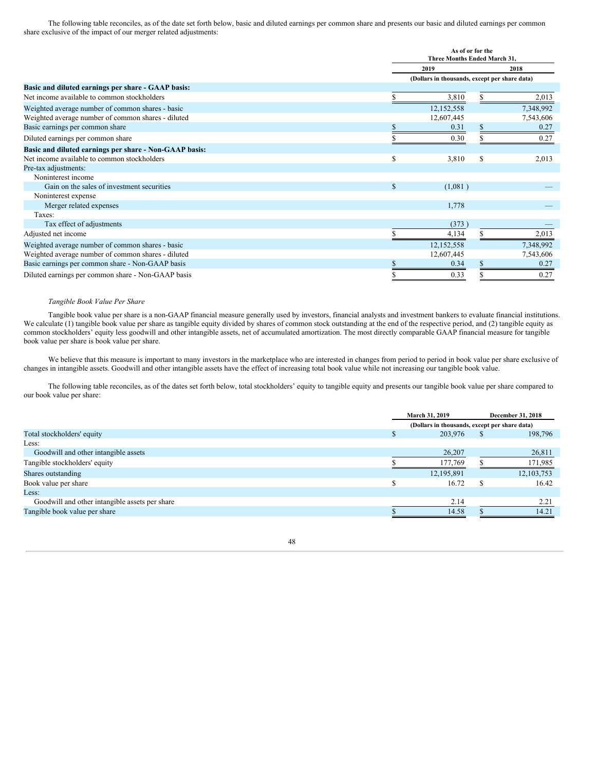The following table reconciles, as of the date set forth below, basic and diluted earnings per common share and presents our basic and diluted earnings per common share exclusive of the impact of our merger related adjustments:

| | As of or for the Three Months Ended March 31, | |
|---|---|---|
| | 2019 | 2018 |
| | (Dollars in thousands, except per share data) | |
| **Basic and diluted earnings per share - GAAP basis:** | | |
| Net income available to common stockholders | $ 3,810 | $ 2,013 |
| Weighted average number of common shares - basic | 12,152,558 | 7,348,992 |
| Weighted average number of common shares - diluted | 12,607,445 | 7,543,606 |
| Basic earnings per common share | $ 0.31 | $ 0.27 |
| Diluted earnings per common share | $ 0.30 | $ 0.27 |
| **Basic and diluted earnings per share - Non-GAAP basis:** | | |
| Net income available to common stockholders | $ 3,810 | $ 2,013 |
| Pre-tax adjustments: | | |
| Noninterest income | | |
| Gain on the sales of investment securities | $ (1,081 ) | — |
| Noninterest expense | | |
| Merger related expenses | 1,778 | — |
| Taxes: | | |
| Tax effect of adjustments | (373 ) | — |
| Adjusted net income | $ 4,134 | $ 2,013 |
| Weighted average number of common shares - basic | 12,152,558 | 7,348,992 |
| Weighted average number of common shares - diluted | 12,607,445 | 7,543,606 |
| Basic earnings per common share - Non-GAAP basis | $ 0.34 | $ 0.27 |
| Diluted earnings per common share - Non-GAAP basis | $ 0.33 | $ 0.27 |

*Tangible Book Value Per Share*

Tangible book value per share is a non-GAAP financial measure generally used by investors, financial analysts and investment bankers to evaluate financial institutions. We calculate (1) tangible book value per share as tangible equity divided by shares of common stock outstanding at the end of the respective period, and (2) tangible equity as common stockholders' equity less goodwill and other intangible assets, net of accumulated amortization. The most directly comparable GAAP financial measure for tangible book value per share is book value per share.

We believe that this measure is important to many investors in the marketplace who are interested in changes from period to period in book value per share exclusive of changes in intangible assets. Goodwill and other intangible assets have the effect of increasing total book value while not increasing our tangible book value.

The following table reconciles, as of the dates set forth below, total stockholders' equity to tangible equity and presents our tangible book value per share compared to our book value per share:

| | March 31, 2019 | December 31, 2018 |
|---|---|---|
| | (Dollars in thousands, except per share data) | |
| Total stockholders' equity | $ 203,976 | $ 198,796 |
| Less: | | |
| Goodwill and other intangible assets | 26,207 | 26,811 |
| Tangible stockholders' equity | $ 177,769 | $ 171,985 |
| Shares outstanding | 12,195,891 | 12,103,753 |
| Book value per share | $ 16.72 | $ 16.42 |
| Less: | | |
| Goodwill and other intangible assets per share | 2.14 | 2.21 |
| Tangible book value per share | $ 14.58 | $ 14.21 |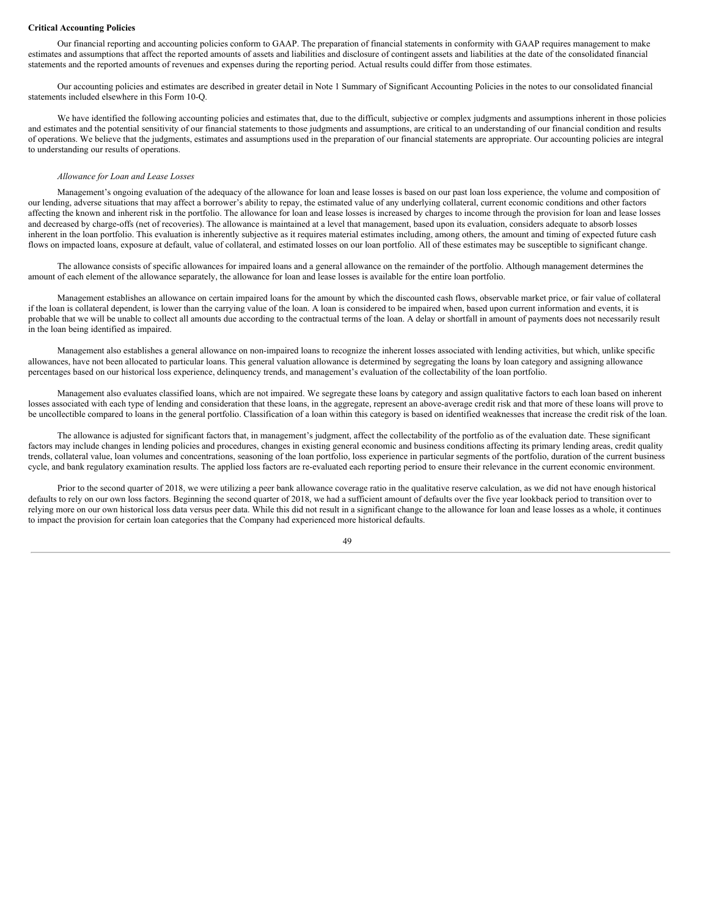**Critical Accounting Policies**

Our financial reporting and accounting policies conform to GAAP. The preparation of financial statements in conformity with GAAP requires management to make estimates and assumptions that affect the reported amounts of assets and liabilities and disclosure of contingent assets and liabilities at the date of the consolidated financial statements and the reported amounts of revenues and expenses during the reporting period. Actual results could differ from those estimates.

Our accounting policies and estimates are described in greater detail in Note 1 Summary of Significant Accounting Policies in the notes to our consolidated financial statements included elsewhere in this Form 10-Q.

We have identified the following accounting policies and estimates that, due to the difficult, subjective or complex judgments and assumptions inherent in those policies and estimates and the potential sensitivity of our financial statements to those judgments and assumptions, are critical to an understanding of our financial condition and results of operations. We believe that the judgments, estimates and assumptions used in the preparation of our financial statements are appropriate. Our accounting policies are integral to understanding our results of operations.

*Allowance for Loan and Lease Losses*

Management's ongoing evaluation of the adequacy of the allowance for loan and lease losses is based on our past loan loss experience, the volume and composition of our lending, adverse situations that may affect a borrower's ability to repay, the estimated value of any underlying collateral, current economic conditions and other factors affecting the known and inherent risk in the portfolio. The allowance for loan and lease losses is increased by charges to income through the provision for loan and lease losses and decreased by charge-offs (net of recoveries). The allowance is maintained at a level that management, based upon its evaluation, considers adequate to absorb losses inherent in the loan portfolio. This evaluation is inherently subjective as it requires material estimates including, among others, the amount and timing of expected future cash flows on impacted loans, exposure at default, value of collateral, and estimated losses on our loan portfolio. All of these estimates may be susceptible to significant change.

The allowance consists of specific allowances for impaired loans and a general allowance on the remainder of the portfolio. Although management determines the amount of each element of the allowance separately, the allowance for loan and lease losses is available for the entire loan portfolio.

Management establishes an allowance on certain impaired loans for the amount by which the discounted cash flows, observable market price, or fair value of collateral if the loan is collateral dependent, is lower than the carrying value of the loan. A loan is considered to be impaired when, based upon current information and events, it is probable that we will be unable to collect all amounts due according to the contractual terms of the loan. A delay or shortfall in amount of payments does not necessarily result in the loan being identified as impaired.

Management also establishes a general allowance on non-impaired loans to recognize the inherent losses associated with lending activities, but which, unlike specific allowances, have not been allocated to particular loans. This general valuation allowance is determined by segregating the loans by loan category and assigning allowance percentages based on our historical loss experience, delinquency trends, and management's evaluation of the collectability of the loan portfolio.

Management also evaluates classified loans, which are not impaired. We segregate these loans by category and assign qualitative factors to each loan based on inherent losses associated with each type of lending and consideration that these loans, in the aggregate, represent an above-average credit risk and that more of these loans will prove to be uncollectible compared to loans in the general portfolio. Classification of a loan within this category is based on identified weaknesses that increase the credit risk of the loan.

The allowance is adjusted for significant factors that, in management's judgment, affect the collectability of the portfolio as of the evaluation date. These significant factors may include changes in lending policies and procedures, changes in existing general economic and business conditions affecting its primary lending areas, credit quality trends, collateral value, loan volumes and concentrations, seasoning of the loan portfolio, loss experience in particular segments of the portfolio, duration of the current business cycle, and bank regulatory examination results. The applied loss factors are re-evaluated each reporting period to ensure their relevance in the current economic environment.

Prior to the second quarter of 2018, we were utilizing a peer bank allowance coverage ratio in the qualitative reserve calculation, as we did not have enough historical defaults to rely on our own loss factors. Beginning the second quarter of 2018, we had a sufficient amount of defaults over the five year lookback period to transition over to relying more on our own historical loss data versus peer data. While this did not result in a significant change to the allowance for loan and lease losses as a whole, it continues to impact the provision for certain loan categories that the Company had experienced more historical defaults.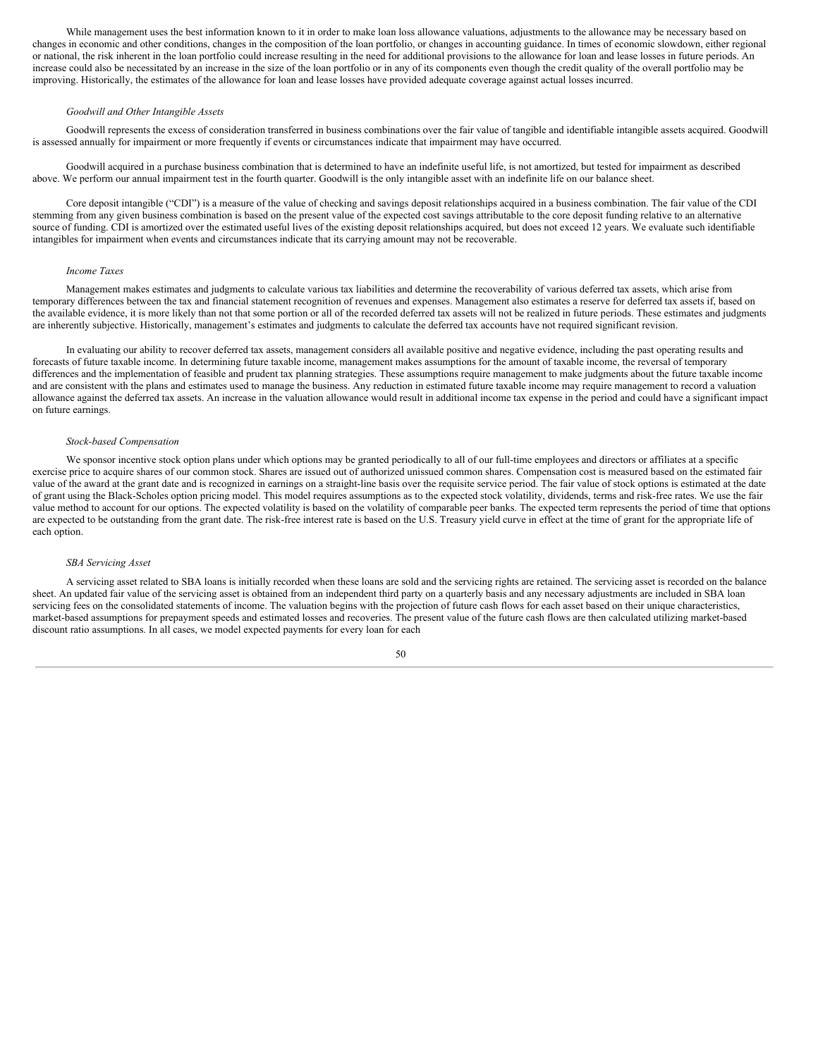While management uses the best information known to it in order to make loan loss allowance valuations, adjustments to the allowance may be necessary based on changes in economic and other conditions, changes in the composition of the loan portfolio, or changes in accounting guidance. In times of economic slowdown, either regional or national, the risk inherent in the loan portfolio could increase resulting in the need for additional provisions to the allowance for loan and lease losses in future periods. An increase could also be necessitated by an increase in the size of the loan portfolio or in any of its components even though the credit quality of the overall portfolio may be improving. Historically, the estimates of the allowance for loan and lease losses have provided adequate coverage against actual losses incurred.

*Goodwill and Other Intangible Assets*

Goodwill represents the excess of consideration transferred in business combinations over the fair value of tangible and identifiable intangible assets acquired. Goodwill is assessed annually for impairment or more frequently if events or circumstances indicate that impairment may have occurred.

Goodwill acquired in a purchase business combination that is determined to have an indefinite useful life, is not amortized, but tested for impairment as described above. We perform our annual impairment test in the fourth quarter. Goodwill is the only intangible asset with an indefinite life on our balance sheet.

Core deposit intangible ("CDI") is a measure of the value of checking and savings deposit relationships acquired in a business combination. The fair value of the CDI stemming from any given business combination is based on the present value of the expected cost savings attributable to the core deposit funding relative to an alternative source of funding. CDI is amortized over the estimated useful lives of the existing deposit relationships acquired, but does not exceed 12 years. We evaluate such identifiable intangibles for impairment when events and circumstances indicate that its carrying amount may not be recoverable.

*Income Taxes*

Management makes estimates and judgments to calculate various tax liabilities and determine the recoverability of various deferred tax assets, which arise from temporary differences between the tax and financial statement recognition of revenues and expenses. Management also estimates a reserve for deferred tax assets if, based on the available evidence, it is more likely than not that some portion or all of the recorded deferred tax assets will not be realized in future periods. These estimates and judgments are inherently subjective. Historically, management's estimates and judgments to calculate the deferred tax accounts have not required significant revision.

In evaluating our ability to recover deferred tax assets, management considers all available positive and negative evidence, including the past operating results and forecasts of future taxable income. In determining future taxable income, management makes assumptions for the amount of taxable income, the reversal of temporary differences and the implementation of feasible and prudent tax planning strategies. These assumptions require management to make judgments about the future taxable income and are consistent with the plans and estimates used to manage the business. Any reduction in estimated future taxable income may require management to record a valuation allowance against the deferred tax assets. An increase in the valuation allowance would result in additional income tax expense in the period and could have a significant impact on future earnings.

*Stock-based Compensation*

We sponsor incentive stock option plans under which options may be granted periodically to all of our full-time employees and directors or affiliates at a specific exercise price to acquire shares of our common stock. Shares are issued out of authorized unissued common shares. Compensation cost is measured based on the estimated fair value of the award at the grant date and is recognized in earnings on a straight-line basis over the requisite service period. The fair value of stock options is estimated at the date of grant using the Black-Scholes option pricing model. This model requires assumptions as to the expected stock volatility, dividends, terms and risk-free rates. We use the fair value method to account for our options. The expected volatility is based on the volatility of comparable peer banks. The expected term represents the period of time that options are expected to be outstanding from the grant date. The risk-free interest rate is based on the U.S. Treasury yield curve in effect at the time of grant for the appropriate life of each option.

*SBA Servicing Asset*

A servicing asset related to SBA loans is initially recorded when these loans are sold and the servicing rights are retained. The servicing asset is recorded on the balance sheet. An updated fair value of the servicing asset is obtained from an independent third party on a quarterly basis and any necessary adjustments are included in SBA loan servicing fees on the consolidated statements of income. The valuation begins with the projection of future cash flows for each asset based on their unique characteristics, market-based assumptions for prepayment speeds and estimated losses and recoveries. The present value of the future cash flows are then calculated utilizing market-based discount ratio assumptions. In all cases, we model expected payments for every loan for each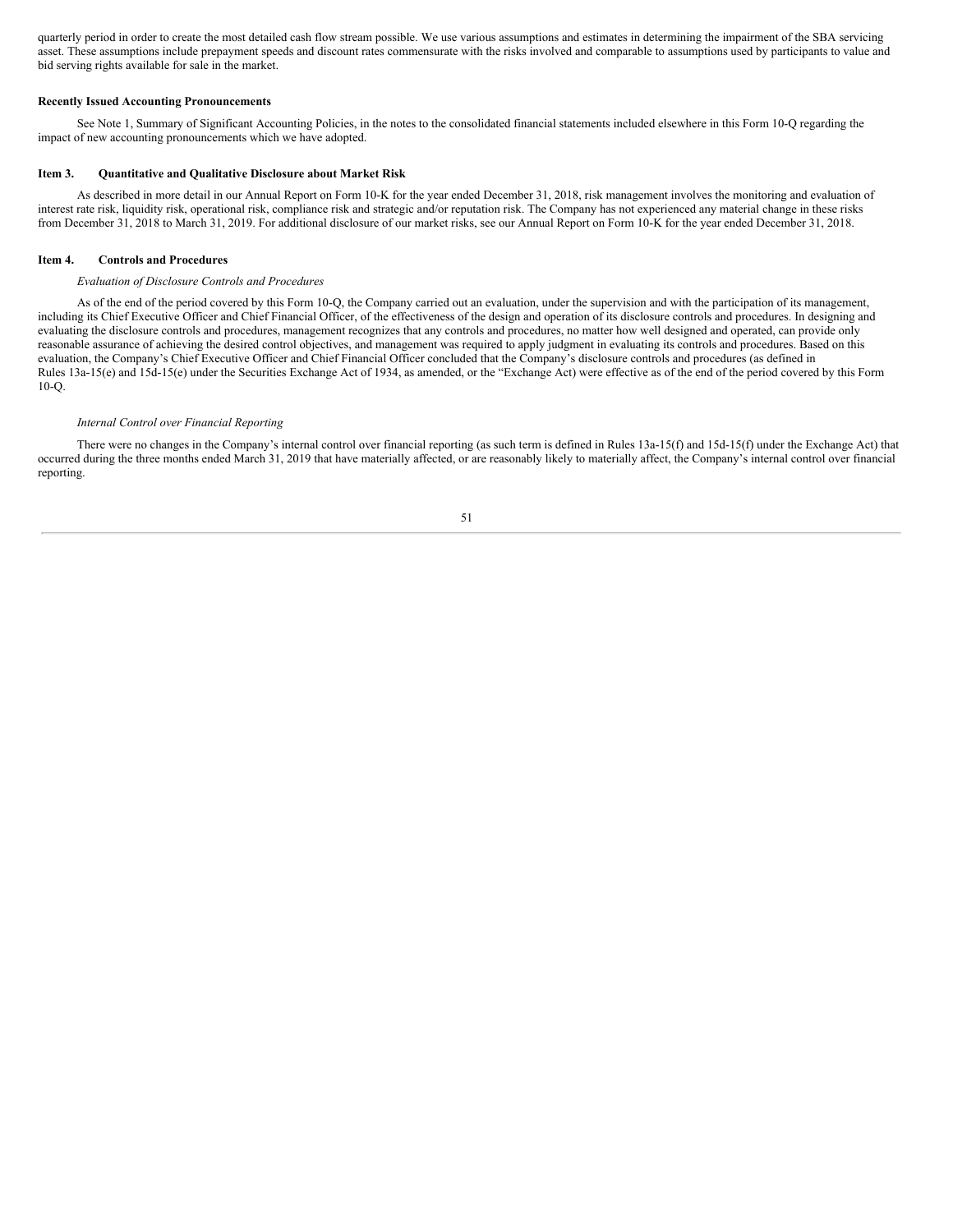quarterly period in order to create the most detailed cash flow stream possible. We use various assumptions and estimates in determining the impairment of the SBA servicing asset. These assumptions include prepayment speeds and discount rates commensurate with the risks involved and comparable to assumptions used by participants to value and bid serving rights available for sale in the market.

**Recently Issued Accounting Pronouncements**

See Note 1, Summary of Significant Accounting Policies, in the notes to the consolidated financial statements included elsewhere in this Form 10-Q regarding the impact of new accounting pronouncements which we have adopted.

## Item 3. Quantitative and Qualitative Disclosure about Market Risk

As described in more detail in our Annual Report on Form 10-K for the year ended December 31, 2018, risk management involves the monitoring and evaluation of interest rate risk, liquidity risk, operational risk, compliance risk and strategic and/or reputation risk. The Company has not experienced any material change in these risks from December 31, 2018 to March 31, 2019. For additional disclosure of our market risks, see our Annual Report on Form 10-K for the year ended December 31, 2018.

## Item 4. Controls and Procedures

*Evaluation of Disclosure Controls and Procedures*

As of the end of the period covered by this Form 10-Q, the Company carried out an evaluation, under the supervision and with the participation of its management, including its Chief Executive Officer and Chief Financial Officer, of the effectiveness of the design and operation of its disclosure controls and procedures. In designing and evaluating the disclosure controls and procedures, management recognizes that any controls and procedures, no matter how well designed and operated, can provide only reasonable assurance of achieving the desired control objectives, and management was required to apply judgment in evaluating its controls and procedures. Based on this evaluation, the Company's Chief Executive Officer and Chief Financial Officer concluded that the Company's disclosure controls and procedures (as defined in Rules 13a-15(e) and 15d-15(e) under the Securities Exchange Act of 1934, as amended, or the "Exchange Act) were effective as of the end of the period covered by this Form 10-Q.

*Internal Control over Financial Reporting*

There were no changes in the Company's internal control over financial reporting (as such term is defined in Rules 13a-15(f) and 15d-15(f) under the Exchange Act) that occurred during the three months ended March 31, 2019 that have materially affected, or are reasonably likely to materially affect, the Company's internal control over financial reporting.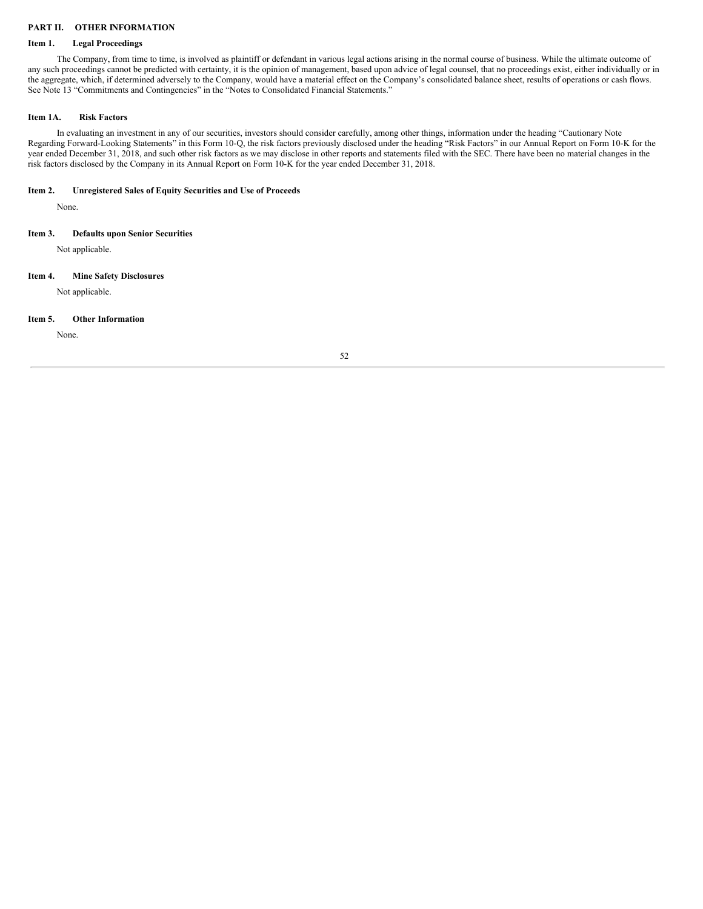## PART II. OTHER INFORMATION

### Item 1. Legal Proceedings

The Company, from time to time, is involved as plaintiff or defendant in various legal actions arising in the normal course of business. While the ultimate outcome of any such proceedings cannot be predicted with certainty, it is the opinion of management, based upon advice of legal counsel, that no proceedings exist, either individually or in the aggregate, which, if determined adversely to the Company, would have a material effect on the Company's consolidated balance sheet, results of operations or cash flows. See Note 13 "Commitments and Contingencies" in the "Notes to Consolidated Financial Statements."

### Item 1A. Risk Factors

In evaluating an investment in any of our securities, investors should consider carefully, among other things, information under the heading "Cautionary Note Regarding Forward-Looking Statements" in this Form 10-Q, the risk factors previously disclosed under the heading "Risk Factors" in our Annual Report on Form 10-K for the year ended December 31, 2018, and such other risk factors as we may disclose in other reports and statements filed with the SEC. There have been no material changes in the risk factors disclosed by the Company in its Annual Report on Form 10-K for the year ended December 31, 2018.

### Item 2. Unregistered Sales of Equity Securities and Use of Proceeds

None.

### Item 3. Defaults upon Senior Securities

Not applicable.

### Item 4. Mine Safety Disclosures

Not applicable.

### Item 5. Other Information

None.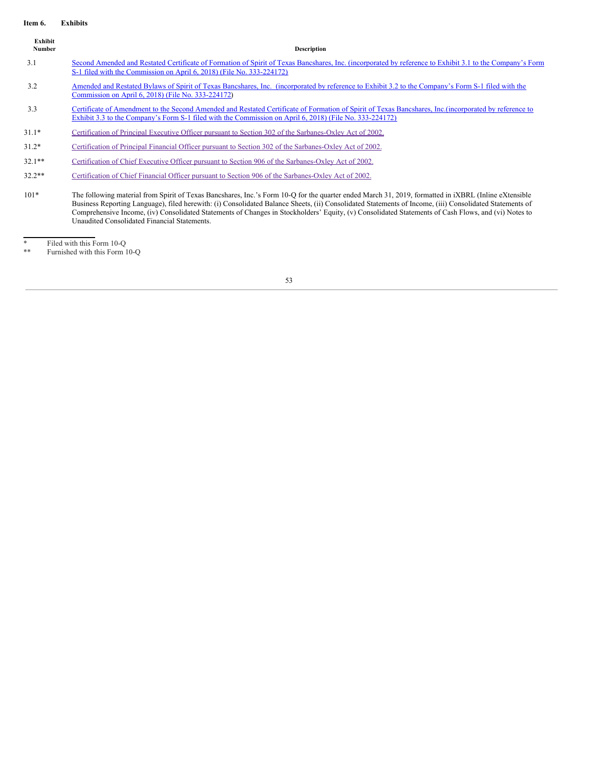## Item 6. Exhibits

| Exhibit Number | Description |
|---|---|
| 3.1 | Second Amended and Restated Certificate of Formation of Spirit of Texas Bancshares, Inc. (incorporated by reference to Exhibit 3.1 to the Company's Form S-1 filed with the Commission on April 6, 2018) (File No. 333-224172) |
| 3.2 | Amended and Restated Bylaws of Spirit of Texas Bancshares, Inc. (incorporated by reference to Exhibit 3.2 to the Company's Form S-1 filed with the Commission on April 6, 2018) (File No. 333-224172) |
| 3.3 | Certificate of Amendment to the Second Amended and Restated Certificate of Formation of Spirit of Texas Bancshares, Inc.(incorporated by reference to Exhibit 3.3 to the Company's Form S-1 filed with the Commission on April 6, 2018) (File No. 333-224172) |
| 31.1* | Certification of Principal Executive Officer pursuant to Section 302 of the Sarbanes-Oxley Act of 2002. |
| 31.2* | Certification of Principal Financial Officer pursuant to Section 302 of the Sarbanes-Oxley Act of 2002. |
| 32.1** | Certification of Chief Executive Officer pursuant to Section 906 of the Sarbanes-Oxley Act of 2002. |
| 32.2** | Certification of Chief Financial Officer pursuant to Section 906 of the Sarbanes-Oxley Act of 2002. |
| 101* | The following material from Spirit of Texas Bancshares, Inc.'s Form 10-Q for the quarter ended March 31, 2019, formatted in iXBRL (Inline eXtensible Business Reporting Language), filed herewith: (i) Consolidated Balance Sheets, (ii) Consolidated Statements of Income, (iii) Consolidated Statements of Comprehensive Income, (iv) Consolidated Statements of Changes in Stockholders' Equity, (v) Consolidated Statements of Cash Flows, and (vi) Notes to Unaudited Consolidated Financial Statements. |

\* Filed with this Form 10-Q

\*\* Furnished with this Form 10-Q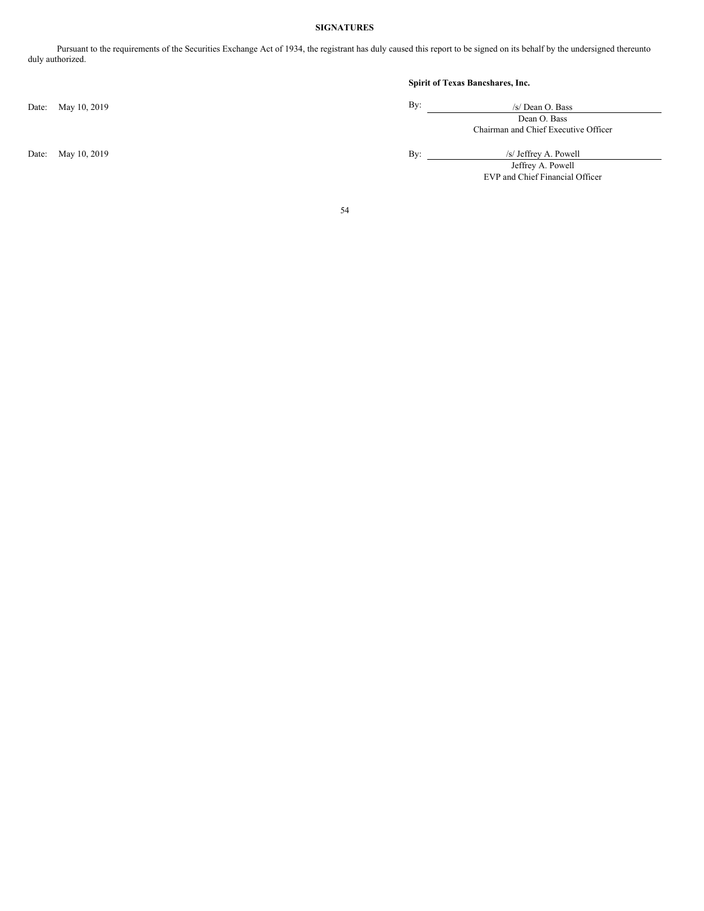**SIGNATURES**

Pursuant to the requirements of the Securities Exchange Act of 1934, the registrant has duly caused this report to be signed on its behalf by the undersigned thereunto duly authorized.

**Spirit of Texas Bancshares, Inc.**

Date: May 10, 2019

By: /s/ Dean O. Bass
Dean O. Bass
Chairman and Chief Executive Officer

Date: May 10, 2019

By: /s/ Jeffrey A. Powell
Jeffrey A. Powell
EVP and Chief Financial Officer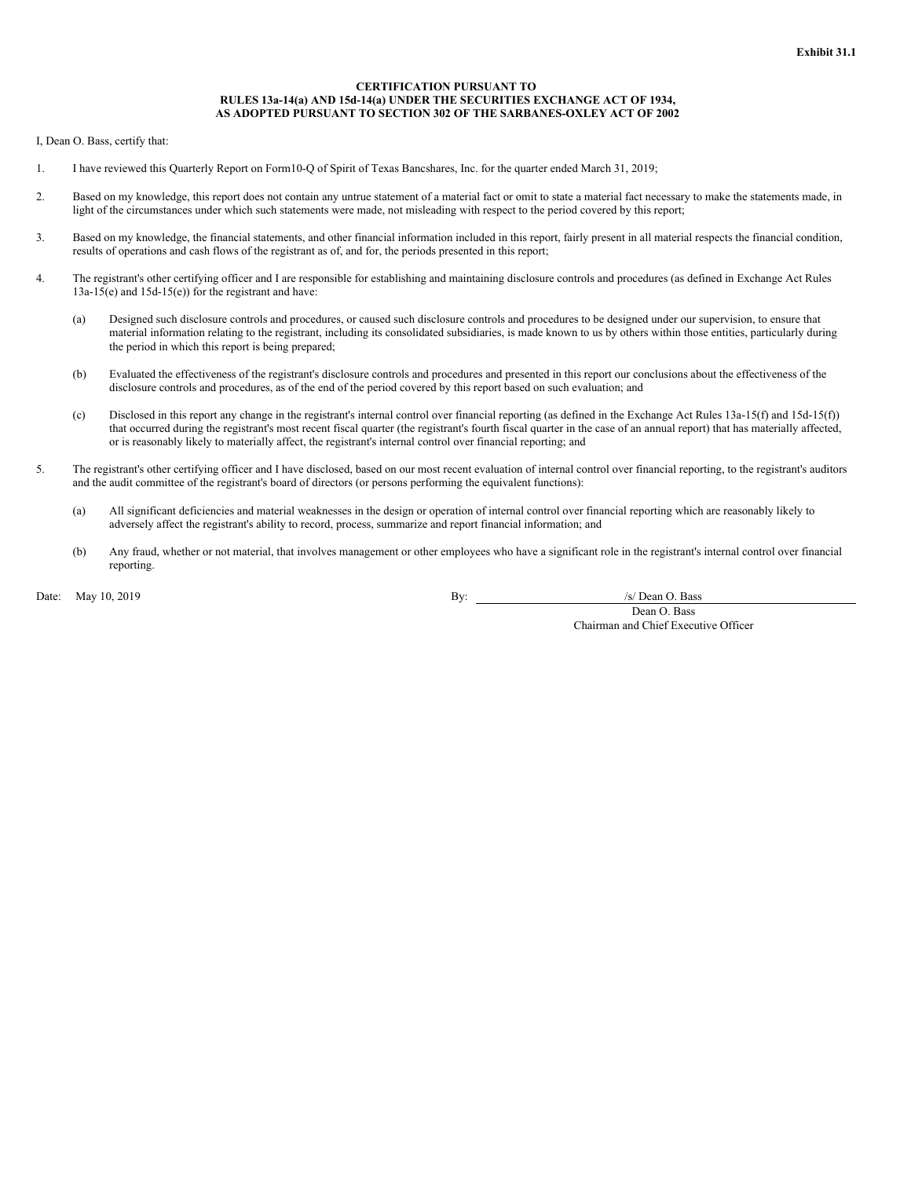**Exhibit 31.1**

**CERTIFICATION PURSUANT TO RULES 13a-14(a) AND 15d-14(a) UNDER THE SECURITIES EXCHANGE ACT OF 1934, AS ADOPTED PURSUANT TO SECTION 302 OF THE SARBANES-OXLEY ACT OF 2002**

I, Dean O. Bass, certify that:

1. I have reviewed this Quarterly Report on Form10-Q of Spirit of Texas Bancshares, Inc. for the quarter ended March 31, 2019;

2. Based on my knowledge, this report does not contain any untrue statement of a material fact or omit to state a material fact necessary to make the statements made, in light of the circumstances under which such statements were made, not misleading with respect to the period covered by this report;

3. Based on my knowledge, the financial statements, and other financial information included in this report, fairly present in all material respects the financial condition, results of operations and cash flows of the registrant as of, and for, the periods presented in this report;

4. The registrant's other certifying officer and I are responsible for establishing and maintaining disclosure controls and procedures (as defined in Exchange Act Rules 13a-15(e) and 15d-15(e)) for the registrant and have:

   (a) Designed such disclosure controls and procedures, or caused such disclosure controls and procedures to be designed under our supervision, to ensure that material information relating to the registrant, including its consolidated subsidiaries, is made known to us by others within those entities, particularly during the period in which this report is being prepared;

   (b) Evaluated the effectiveness of the registrant's disclosure controls and procedures and presented in this report our conclusions about the effectiveness of the disclosure controls and procedures, as of the end of the period covered by this report based on such evaluation; and

   (c) Disclosed in this report any change in the registrant's internal control over financial reporting (as defined in the Exchange Act Rules 13a-15(f) and 15d-15(f)) that occurred during the registrant's most recent fiscal quarter (the registrant's fourth fiscal quarter in the case of an annual report) that has materially affected, or is reasonably likely to materially affect, the registrant's internal control over financial reporting; and

5. The registrant's other certifying officer and I have disclosed, based on our most recent evaluation of internal control over financial reporting, to the registrant's auditors and the audit committee of the registrant's board of directors (or persons performing the equivalent functions):

   (a) All significant deficiencies and material weaknesses in the design or operation of internal control over financial reporting which are reasonably likely to adversely affect the registrant's ability to record, process, summarize and report financial information; and

   (b) Any fraud, whether or not material, that involves management or other employees who have a significant role in the registrant's internal control over financial reporting.

Date: May 10, 2019

By: /s/ Dean O. Bass
Dean O. Bass
Chairman and Chief Executive Officer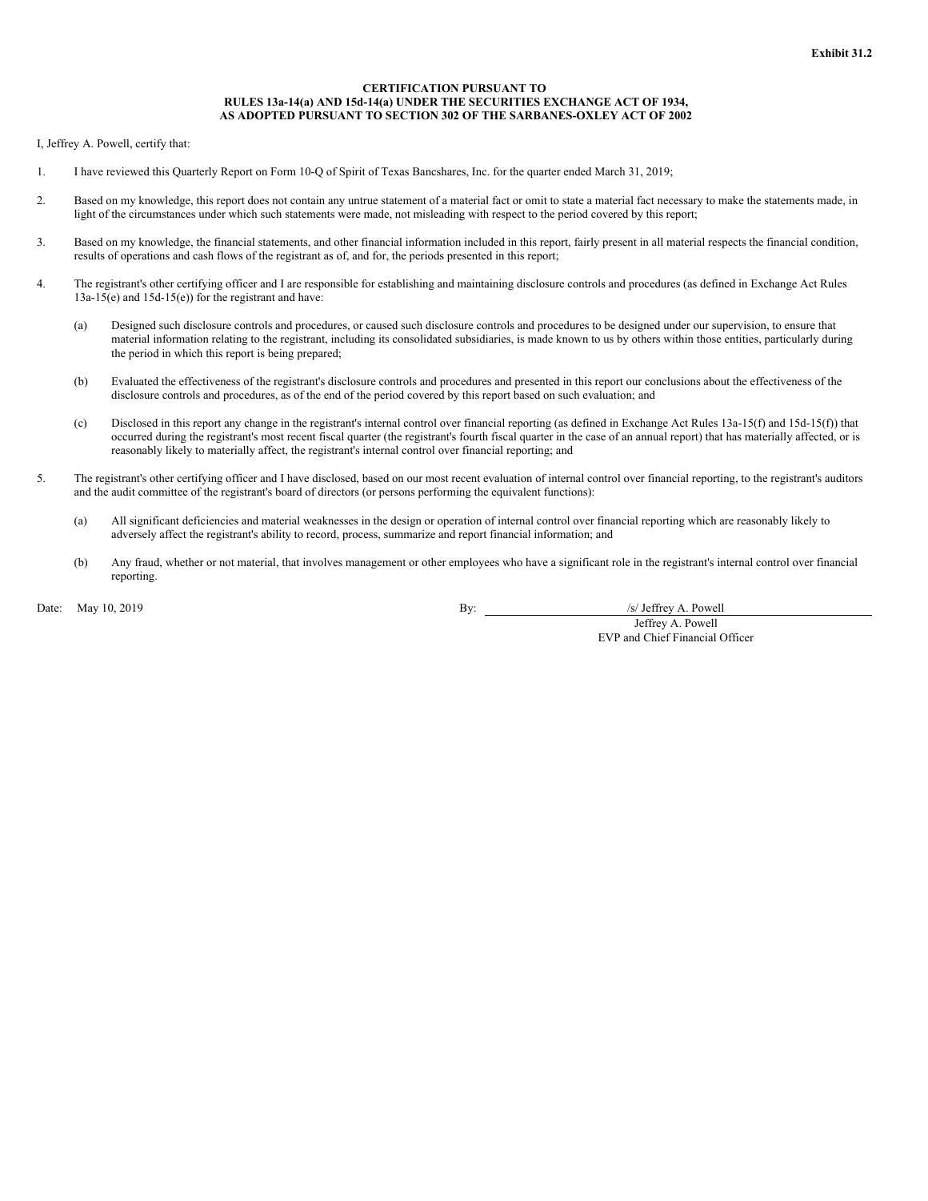**Exhibit 31.2**

**CERTIFICATION PURSUANT TO**
**RULES 13a-14(a) AND 15d-14(a) UNDER THE SECURITIES EXCHANGE ACT OF 1934,**
**AS ADOPTED PURSUANT TO SECTION 302 OF THE SARBANES-OXLEY ACT OF 2002**

I, Jeffrey A. Powell, certify that:

1. I have reviewed this Quarterly Report on Form 10-Q of Spirit of Texas Bancshares, Inc. for the quarter ended March 31, 2019;

2. Based on my knowledge, this report does not contain any untrue statement of a material fact or omit to state a material fact necessary to make the statements made, in light of the circumstances under which such statements were made, not misleading with respect to the period covered by this report;

3. Based on my knowledge, the financial statements, and other financial information included in this report, fairly present in all material respects the financial condition, results of operations and cash flows of the registrant as of, and for, the periods presented in this report;

4. The registrant's other certifying officer and I are responsible for establishing and maintaining disclosure controls and procedures (as defined in Exchange Act Rules 13a-15(e) and 15d-15(e)) for the registrant and have:

   (a) Designed such disclosure controls and procedures, or caused such disclosure controls and procedures to be designed under our supervision, to ensure that material information relating to the registrant, including its consolidated subsidiaries, is made known to us by others within those entities, particularly during the period in which this report is being prepared;

   (b) Evaluated the effectiveness of the registrant's disclosure controls and procedures and presented in this report our conclusions about the effectiveness of the disclosure controls and procedures, as of the end of the period covered by this report based on such evaluation; and

   (c) Disclosed in this report any change in the registrant's internal control over financial reporting (as defined in Exchange Act Rules 13a-15(f) and 15d-15(f)) that occurred during the registrant's most recent fiscal quarter (the registrant's fourth fiscal quarter in the case of an annual report) that has materially affected, or is reasonably likely to materially affect, the registrant's internal control over financial reporting; and

5. The registrant's other certifying officer and I have disclosed, based on our most recent evaluation of internal control over financial reporting, to the registrant's auditors and the audit committee of the registrant's board of directors (or persons performing the equivalent functions):

   (a) All significant deficiencies and material weaknesses in the design or operation of internal control over financial reporting which are reasonably likely to adversely affect the registrant's ability to record, process, summarize and report financial information; and

   (b) Any fraud, whether or not material, that involves management or other employees who have a significant role in the registrant's internal control over financial reporting.

Date: May 10, 2019

By: /s/ Jeffrey A. Powell
Jeffrey A. Powell
EVP and Chief Financial Officer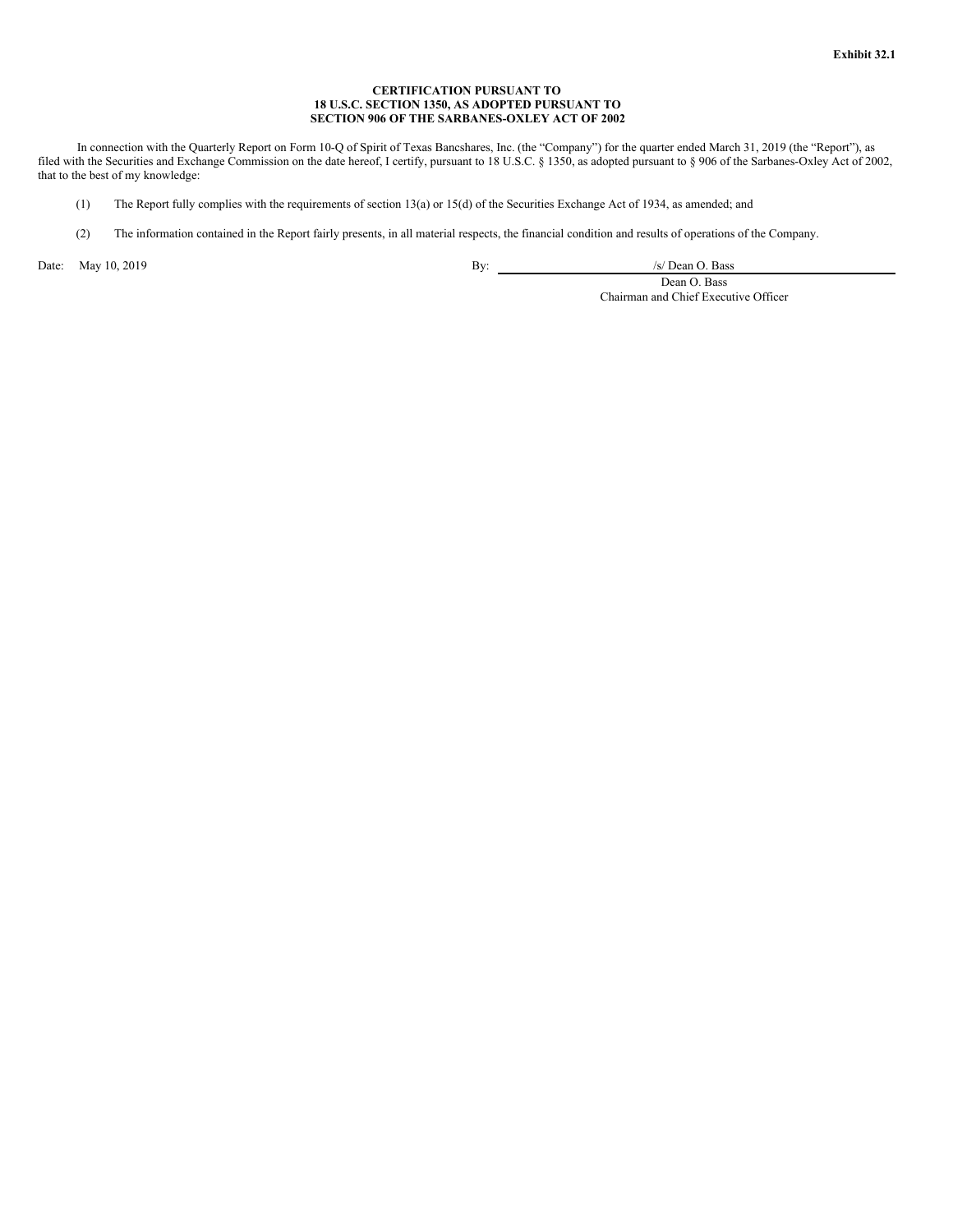**Exhibit 32.1**

**CERTIFICATION PURSUANT TO**
**18 U.S.C. SECTION 1350, AS ADOPTED PURSUANT TO**
**SECTION 906 OF THE SARBANES-OXLEY ACT OF 2002**

In connection with the Quarterly Report on Form 10-Q of Spirit of Texas Bancshares, Inc. (the "Company") for the quarter ended March 31, 2019 (the "Report"), as filed with the Securities and Exchange Commission on the date hereof, I certify, pursuant to 18 U.S.C. § 1350, as adopted pursuant to § 906 of the Sarbanes-Oxley Act of 2002, that to the best of my knowledge:

(1) The Report fully complies with the requirements of section 13(a) or 15(d) of the Securities Exchange Act of 1934, as amended; and

(2) The information contained in the Report fairly presents, in all material respects, the financial condition and results of operations of the Company.

Date: May 10, 2019

By: /s/ Dean O. Bass
Dean O. Bass
Chairman and Chief Executive Officer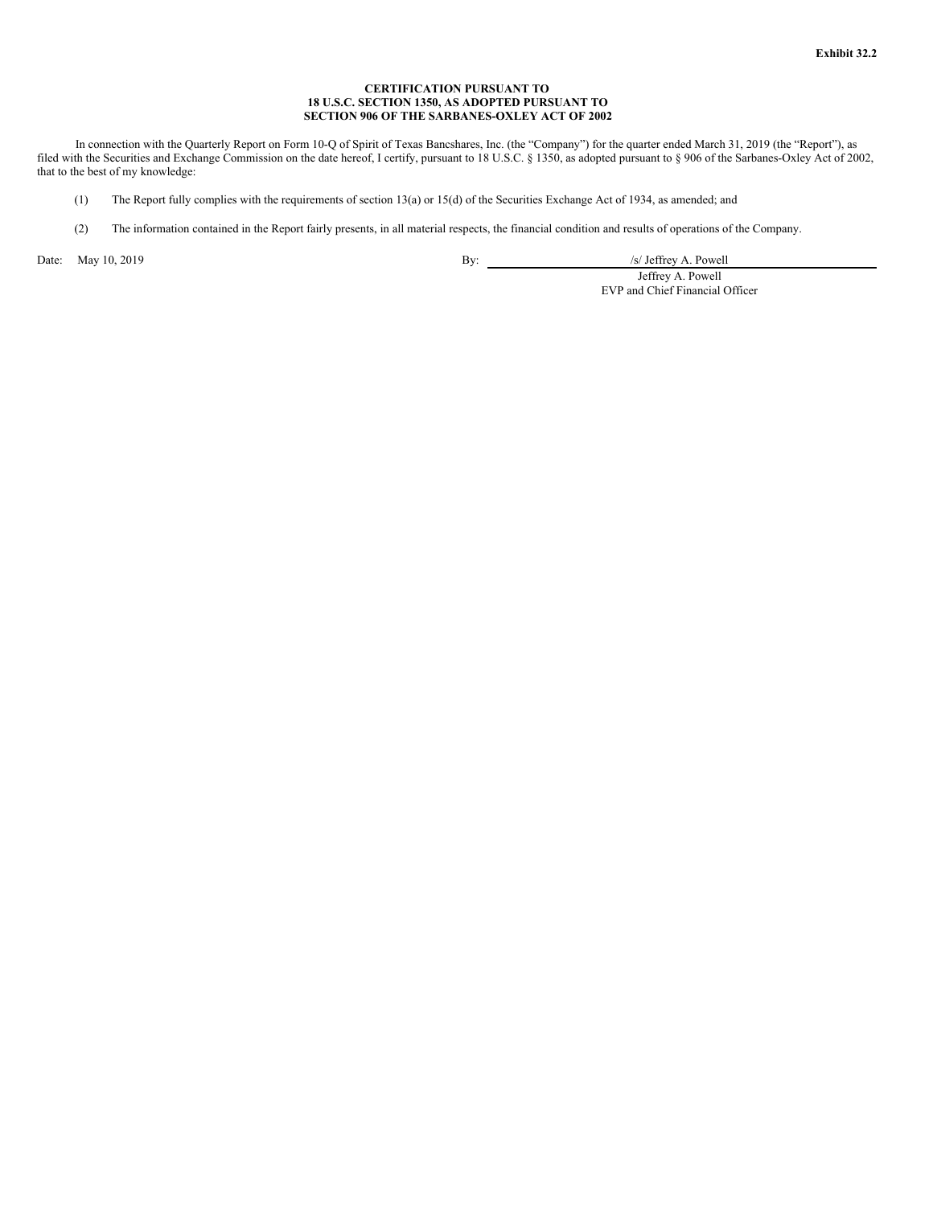**Exhibit 32.2**

**CERTIFICATION PURSUANT TO**
**18 U.S.C. SECTION 1350, AS ADOPTED PURSUANT TO**
**SECTION 906 OF THE SARBANES-OXLEY ACT OF 2002**

In connection with the Quarterly Report on Form 10-Q of Spirit of Texas Bancshares, Inc. (the "Company") for the quarter ended March 31, 2019 (the "Report"), as filed with the Securities and Exchange Commission on the date hereof, I certify, pursuant to 18 U.S.C. § 1350, as adopted pursuant to § 906 of the Sarbanes-Oxley Act of 2002, that to the best of my knowledge:

(1) The Report fully complies with the requirements of section 13(a) or 15(d) of the Securities Exchange Act of 1934, as amended; and

(2) The information contained in the Report fairly presents, in all material respects, the financial condition and results of operations of the Company.

Date: May 10, 2019

By: /s/ Jeffrey A. Powell

Jeffrey A. Powell
EVP and Chief Financial Officer